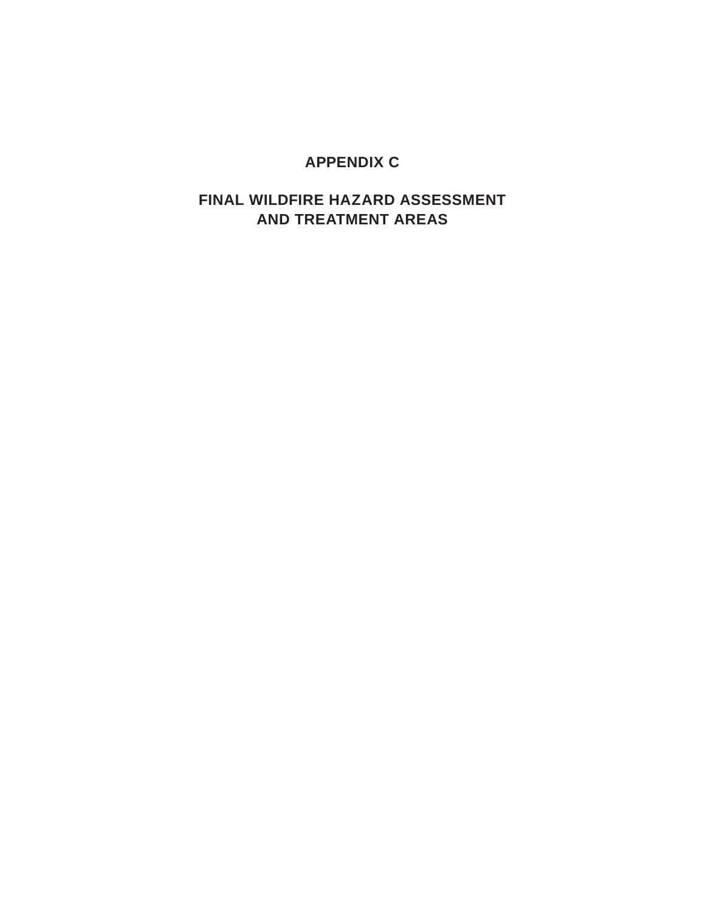# APPENDIX C

# FINAL WILDFIRE HAZARD ASSESSMENT AND TREATMENT AREAS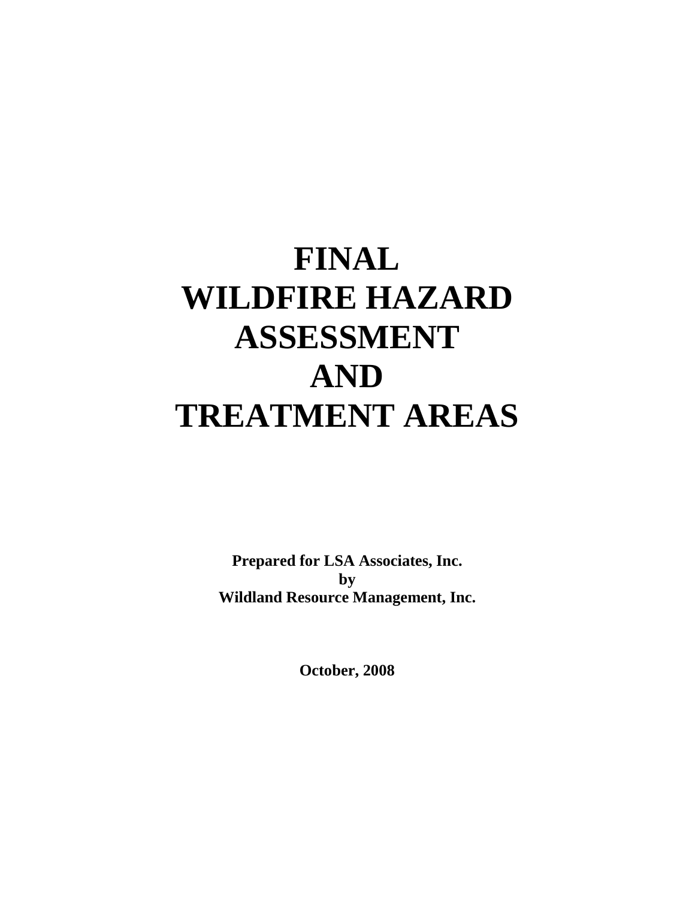# FINAL WILDFIRE HAZARD ASSESSMENT AND TREATMENT AREAS

**Prepared for LSA Associates, Inc.**
**by**
**Wildland Resource Management, Inc.**

**October, 2008**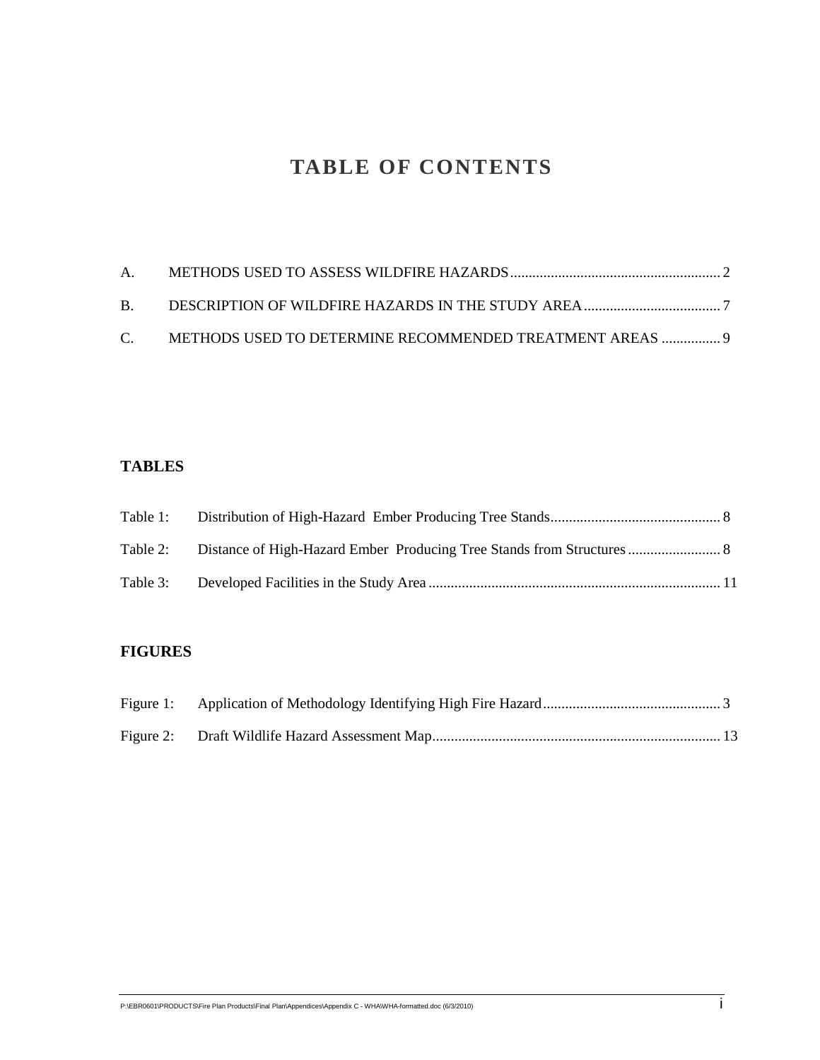# TABLE OF CONTENTS

A. METHODS USED TO ASSESS WILDFIRE HAZARDS ......................................................... 2

B. DESCRIPTION OF WILDFIRE HAZARDS IN THE STUDY AREA ..................................... 7

C. METHODS USED TO DETERMINE RECOMMENDED TREATMENT AREAS ................ 9

## TABLES

Table 1: Distribution of High-Hazard Ember Producing Tree Stands .............................................. 8

Table 2: Distance of High-Hazard Ember Producing Tree Stands from Structures ......................... 8

Table 3: Developed Facilities in the Study Area .............................................................................. 11

## FIGURES

Figure 1: Application of Methodology Identifying High Fire Hazard ................................................ 3

Figure 2: Draft Wildlife Hazard Assessment Map.............................................................................. 13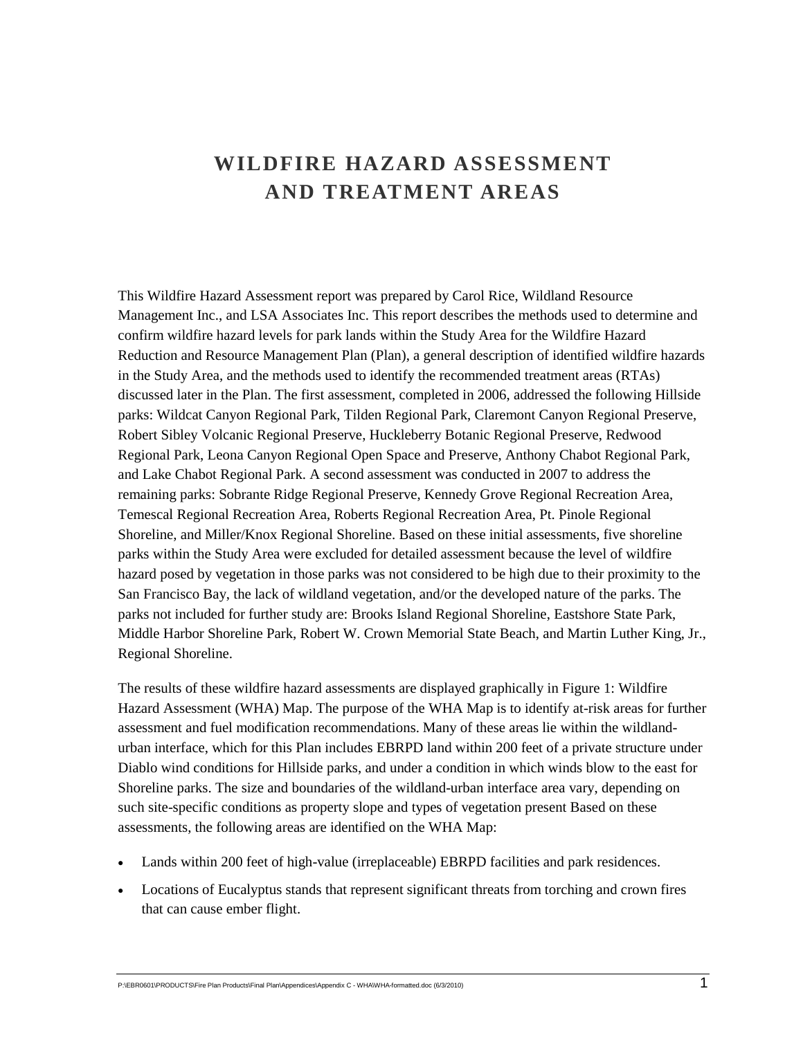# WILDFIRE HAZARD ASSESSMENT AND TREATMENT AREAS

This Wildfire Hazard Assessment report was prepared by Carol Rice, Wildland Resource Management Inc., and LSA Associates Inc. This report describes the methods used to determine and confirm wildfire hazard levels for park lands within the Study Area for the Wildfire Hazard Reduction and Resource Management Plan (Plan), a general description of identified wildfire hazards in the Study Area, and the methods used to identify the recommended treatment areas (RTAs) discussed later in the Plan. The first assessment, completed in 2006, addressed the following Hillside parks: Wildcat Canyon Regional Park, Tilden Regional Park, Claremont Canyon Regional Preserve, Robert Sibley Volcanic Regional Preserve, Huckleberry Botanic Regional Preserve, Redwood Regional Park, Leona Canyon Regional Open Space and Preserve, Anthony Chabot Regional Park, and Lake Chabot Regional Park. A second assessment was conducted in 2007 to address the remaining parks: Sobrante Ridge Regional Preserve, Kennedy Grove Regional Recreation Area, Temescal Regional Recreation Area, Roberts Regional Recreation Area, Pt. Pinole Regional Shoreline, and Miller/Knox Regional Shoreline. Based on these initial assessments, five shoreline parks within the Study Area were excluded for detailed assessment because the level of wildfire hazard posed by vegetation in those parks was not considered to be high due to their proximity to the San Francisco Bay, the lack of wildland vegetation, and/or the developed nature of the parks. The parks not included for further study are: Brooks Island Regional Shoreline, Eastshore State Park, Middle Harbor Shoreline Park, Robert W. Crown Memorial State Beach, and Martin Luther King, Jr., Regional Shoreline.

The results of these wildfire hazard assessments are displayed graphically in Figure 1: Wildfire Hazard Assessment (WHA) Map. The purpose of the WHA Map is to identify at-risk areas for further assessment and fuel modification recommendations. Many of these areas lie within the wildland-urban interface, which for this Plan includes EBRPD land within 200 feet of a private structure under Diablo wind conditions for Hillside parks, and under a condition in which winds blow to the east for Shoreline parks. The size and boundaries of the wildland-urban interface area vary, depending on such site-specific conditions as property slope and types of vegetation present Based on these assessments, the following areas are identified on the WHA Map:

- Lands within 200 feet of high-value (irreplaceable) EBRPD facilities and park residences.
- Locations of Eucalyptus stands that represent significant threats from torching and crown fires that can cause ember flight.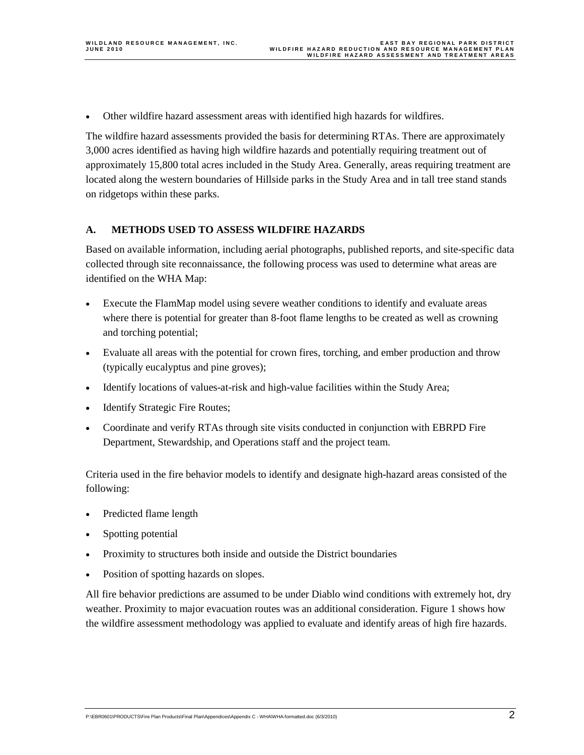- Other wildfire hazard assessment areas with identified high hazards for wildfires.

The wildfire hazard assessments provided the basis for determining RTAs. There are approximately 3,000 acres identified as having high wildfire hazards and potentially requiring treatment out of approximately 15,800 total acres included in the Study Area. Generally, areas requiring treatment are located along the western boundaries of Hillside parks in the Study Area and in tall tree stand stands on ridgetops within these parks.

## A. METHODS USED TO ASSESS WILDFIRE HAZARDS

Based on available information, including aerial photographs, published reports, and site-specific data collected through site reconnaissance, the following process was used to determine what areas are identified on the WHA Map:

- Execute the FlamMap model using severe weather conditions to identify and evaluate areas where there is potential for greater than 8-foot flame lengths to be created as well as crowning and torching potential;
- Evaluate all areas with the potential for crown fires, torching, and ember production and throw (typically eucalyptus and pine groves);
- Identify locations of values-at-risk and high-value facilities within the Study Area;
- Identify Strategic Fire Routes;
- Coordinate and verify RTAs through site visits conducted in conjunction with EBRPD Fire Department, Stewardship, and Operations staff and the project team.

Criteria used in the fire behavior models to identify and designate high-hazard areas consisted of the following:

- Predicted flame length
- Spotting potential
- Proximity to structures both inside and outside the District boundaries
- Position of spotting hazards on slopes.

All fire behavior predictions are assumed to be under Diablo wind conditions with extremely hot, dry weather. Proximity to major evacuation routes was an additional consideration. Figure 1 shows how the wildfire assessment methodology was applied to evaluate and identify areas of high fire hazards.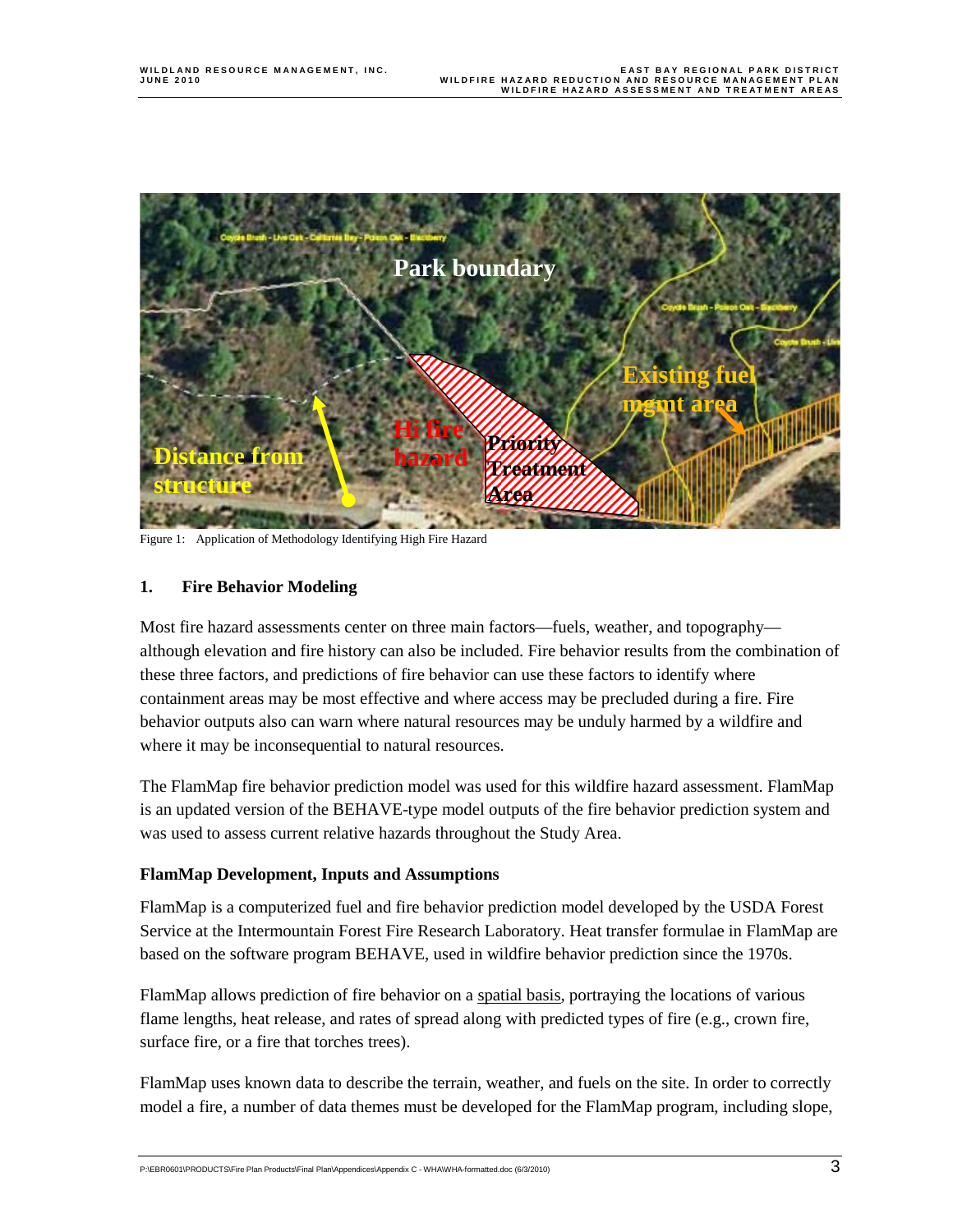Figure 1: Application of Methodology Identifying High Fire Hazard

## 1. Fire Behavior Modeling

Most fire hazard assessments center on three main factors—fuels, weather, and topography—although elevation and fire history can also be included. Fire behavior results from the combination of these three factors, and predictions of fire behavior can use these factors to identify where containment areas may be most effective and where access may be precluded during a fire. Fire behavior outputs also can warn where natural resources may be unduly harmed by a wildfire and where it may be inconsequential to natural resources.

The FlamMap fire behavior prediction model was used for this wildfire hazard assessment. FlamMap is an updated version of the BEHAVE-type model outputs of the fire behavior prediction system and was used to assess current relative hazards throughout the Study Area.

### FlamMap Development, Inputs and Assumptions

FlamMap is a computerized fuel and fire behavior prediction model developed by the USDA Forest Service at the Intermountain Forest Fire Research Laboratory. Heat transfer formulae in FlamMap are based on the software program BEHAVE, used in wildfire behavior prediction since the 1970s.

FlamMap allows prediction of fire behavior on a spatial basis, portraying the locations of various flame lengths, heat release, and rates of spread along with predicted types of fire (e.g., crown fire, surface fire, or a fire that torches trees).

FlamMap uses known data to describe the terrain, weather, and fuels on the site. In order to correctly model a fire, a number of data themes must be developed for the FlamMap program, including slope,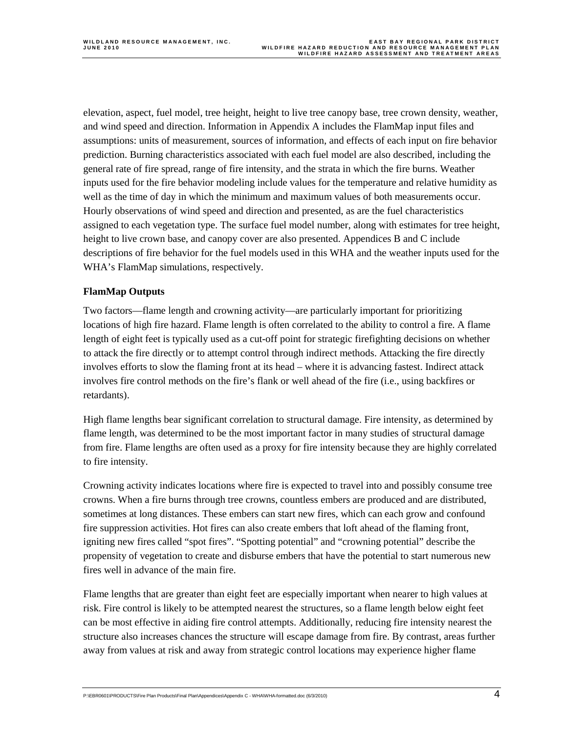elevation, aspect, fuel model, tree height, height to live tree canopy base, tree crown density, weather, and wind speed and direction. Information in Appendix A includes the FlamMap input files and assumptions: units of measurement, sources of information, and effects of each input on fire behavior prediction. Burning characteristics associated with each fuel model are also described, including the general rate of fire spread, range of fire intensity, and the strata in which the fire burns. Weather inputs used for the fire behavior modeling include values for the temperature and relative humidity as well as the time of day in which the minimum and maximum values of both measurements occur. Hourly observations of wind speed and direction and presented, as are the fuel characteristics assigned to each vegetation type. The surface fuel model number, along with estimates for tree height, height to live crown base, and canopy cover are also presented. Appendices B and C include descriptions of fire behavior for the fuel models used in this WHA and the weather inputs used for the WHA's FlamMap simulations, respectively.

**FlamMap Outputs**

Two factors—flame length and crowning activity—are particularly important for prioritizing locations of high fire hazard. Flame length is often correlated to the ability to control a fire. A flame length of eight feet is typically used as a cut-off point for strategic firefighting decisions on whether to attack the fire directly or to attempt control through indirect methods. Attacking the fire directly involves efforts to slow the flaming front at its head – where it is advancing fastest. Indirect attack involves fire control methods on the fire's flank or well ahead of the fire (i.e., using backfires or retardants).

High flame lengths bear significant correlation to structural damage. Fire intensity, as determined by flame length, was determined to be the most important factor in many studies of structural damage from fire. Flame lengths are often used as a proxy for fire intensity because they are highly correlated to fire intensity.

Crowning activity indicates locations where fire is expected to travel into and possibly consume tree crowns. When a fire burns through tree crowns, countless embers are produced and are distributed, sometimes at long distances. These embers can start new fires, which can each grow and confound fire suppression activities. Hot fires can also create embers that loft ahead of the flaming front, igniting new fires called "spot fires". "Spotting potential" and "crowning potential" describe the propensity of vegetation to create and disburse embers that have the potential to start numerous new fires well in advance of the main fire.

Flame lengths that are greater than eight feet are especially important when nearer to high values at risk. Fire control is likely to be attempted nearest the structures, so a flame length below eight feet can be most effective in aiding fire control attempts. Additionally, reducing fire intensity nearest the structure also increases chances the structure will escape damage from fire. By contrast, areas further away from values at risk and away from strategic control locations may experience higher flame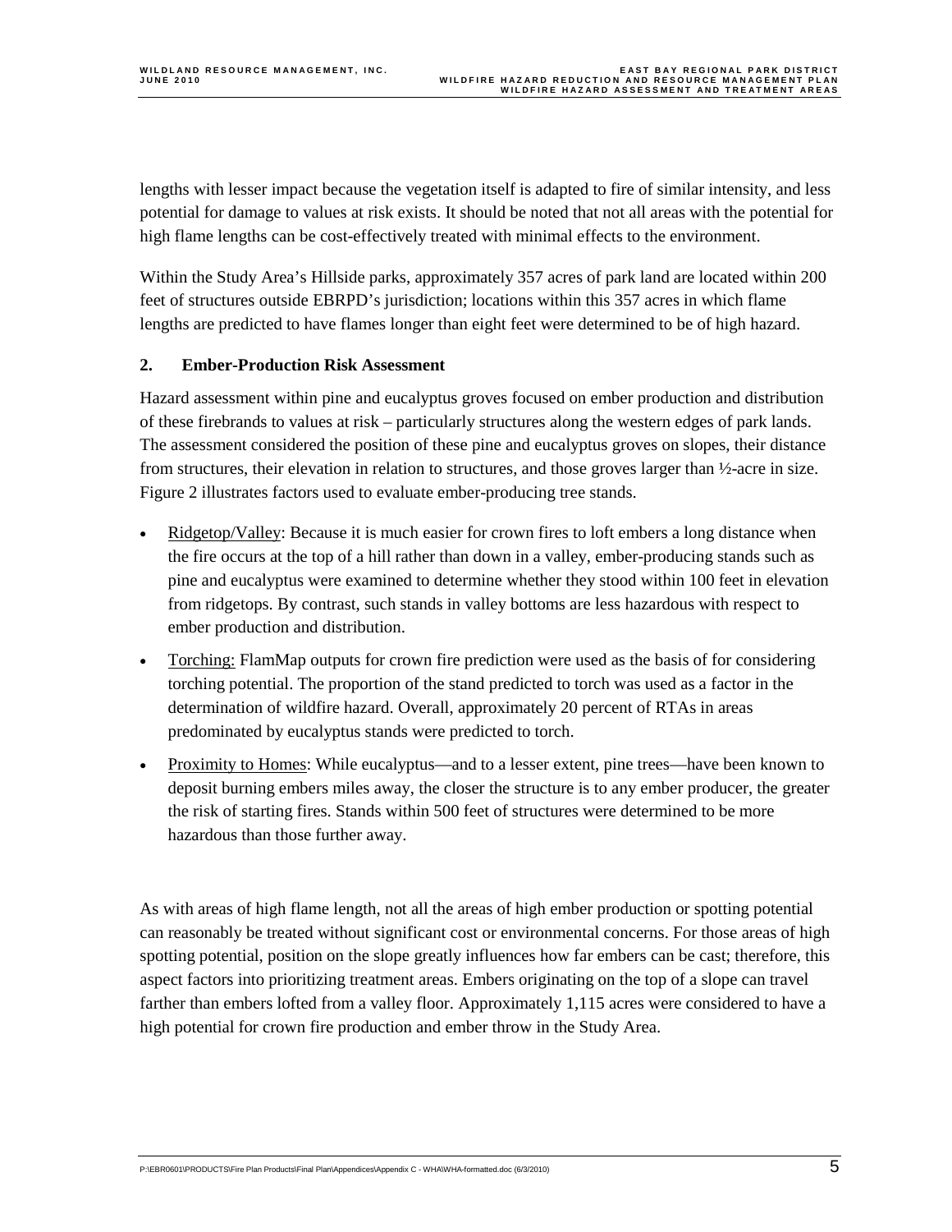lengths with lesser impact because the vegetation itself is adapted to fire of similar intensity, and less potential for damage to values at risk exists. It should be noted that not all areas with the potential for high flame lengths can be cost-effectively treated with minimal effects to the environment.

Within the Study Area's Hillside parks, approximately 357 acres of park land are located within 200 feet of structures outside EBRPD's jurisdiction; locations within this 357 acres in which flame lengths are predicted to have flames longer than eight feet were determined to be of high hazard.

### 2. Ember-Production Risk Assessment

Hazard assessment within pine and eucalyptus groves focused on ember production and distribution of these firebrands to values at risk – particularly structures along the western edges of park lands. The assessment considered the position of these pine and eucalyptus groves on slopes, their distance from structures, their elevation in relation to structures, and those groves larger than ½-acre in size. Figure 2 illustrates factors used to evaluate ember-producing tree stands.

- Ridgetop/Valley: Because it is much easier for crown fires to loft embers a long distance when the fire occurs at the top of a hill rather than down in a valley, ember-producing stands such as pine and eucalyptus were examined to determine whether they stood within 100 feet in elevation from ridgetops. By contrast, such stands in valley bottoms are less hazardous with respect to ember production and distribution.
- Torching: FlamMap outputs for crown fire prediction were used as the basis of for considering torching potential. The proportion of the stand predicted to torch was used as a factor in the determination of wildfire hazard. Overall, approximately 20 percent of RTAs in areas predominated by eucalyptus stands were predicted to torch.
- Proximity to Homes: While eucalyptus—and to a lesser extent, pine trees—have been known to deposit burning embers miles away, the closer the structure is to any ember producer, the greater the risk of starting fires. Stands within 500 feet of structures were determined to be more hazardous than those further away.

As with areas of high flame length, not all the areas of high ember production or spotting potential can reasonably be treated without significant cost or environmental concerns. For those areas of high spotting potential, position on the slope greatly influences how far embers can be cast; therefore, this aspect factors into prioritizing treatment areas. Embers originating on the top of a slope can travel farther than embers lofted from a valley floor. Approximately 1,115 acres were considered to have a high potential for crown fire production and ember throw in the Study Area.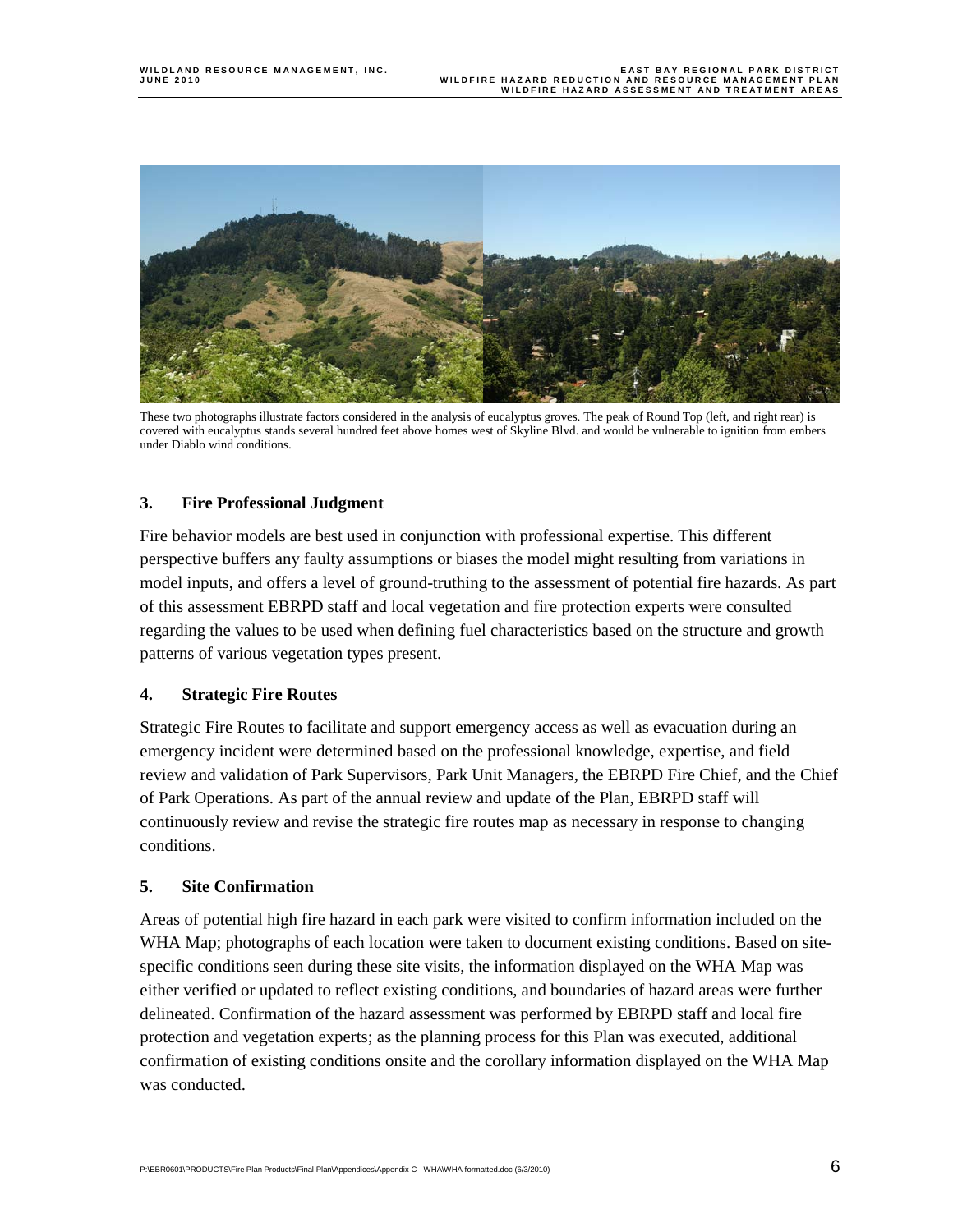These two photographs illustrate factors considered in the analysis of eucalyptus groves. The peak of Round Top (left, and right rear) is covered with eucalyptus stands several hundred feet above homes west of Skyline Blvd. and would be vulnerable to ignition from embers under Diablo wind conditions.

### 3. Fire Professional Judgment

Fire behavior models are best used in conjunction with professional expertise. This different perspective buffers any faulty assumptions or biases the model might resulting from variations in model inputs, and offers a level of ground-truthing to the assessment of potential fire hazards. As part of this assessment EBRPD staff and local vegetation and fire protection experts were consulted regarding the values to be used when defining fuel characteristics based on the structure and growth patterns of various vegetation types present.

### 4. Strategic Fire Routes

Strategic Fire Routes to facilitate and support emergency access as well as evacuation during an emergency incident were determined based on the professional knowledge, expertise, and field review and validation of Park Supervisors, Park Unit Managers, the EBRPD Fire Chief, and the Chief of Park Operations. As part of the annual review and update of the Plan, EBRPD staff will continuously review and revise the strategic fire routes map as necessary in response to changing conditions.

### 5. Site Confirmation

Areas of potential high fire hazard in each park were visited to confirm information included on the WHA Map; photographs of each location were taken to document existing conditions. Based on site-specific conditions seen during these site visits, the information displayed on the WHA Map was either verified or updated to reflect existing conditions, and boundaries of hazard areas were further delineated. Confirmation of the hazard assessment was performed by EBRPD staff and local fire protection and vegetation experts; as the planning process for this Plan was executed, additional confirmation of existing conditions onsite and the corollary information displayed on the WHA Map was conducted.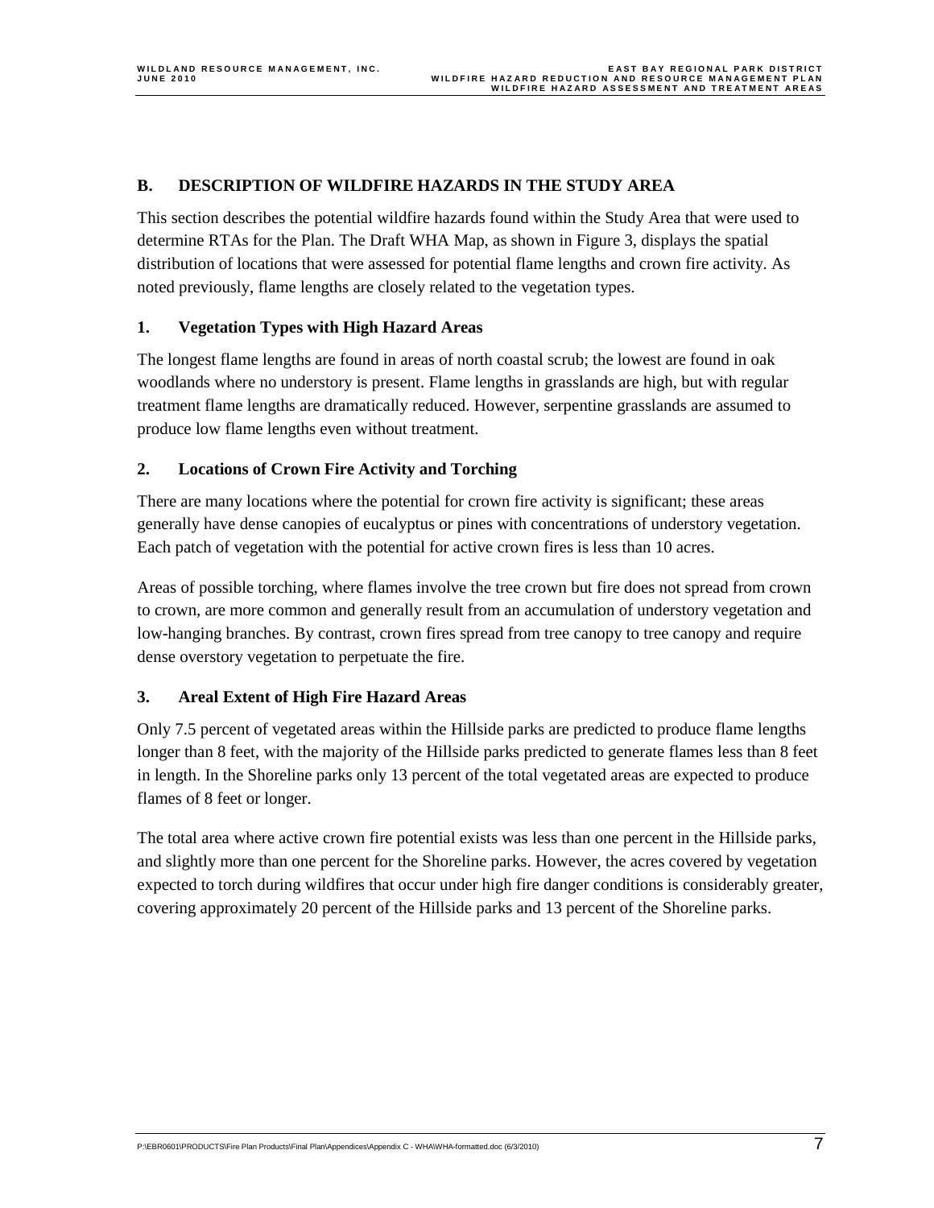## B. DESCRIPTION OF WILDFIRE HAZARDS IN THE STUDY AREA

This section describes the potential wildfire hazards found within the Study Area that were used to determine RTAs for the Plan. The Draft WHA Map, as shown in Figure 3, displays the spatial distribution of locations that were assessed for potential flame lengths and crown fire activity. As noted previously, flame lengths are closely related to the vegetation types.

### 1. Vegetation Types with High Hazard Areas

The longest flame lengths are found in areas of north coastal scrub; the lowest are found in oak woodlands where no understory is present. Flame lengths in grasslands are high, but with regular treatment flame lengths are dramatically reduced. However, serpentine grasslands are assumed to produce low flame lengths even without treatment.

### 2. Locations of Crown Fire Activity and Torching

There are many locations where the potential for crown fire activity is significant; these areas generally have dense canopies of eucalyptus or pines with concentrations of understory vegetation. Each patch of vegetation with the potential for active crown fires is less than 10 acres.

Areas of possible torching, where flames involve the tree crown but fire does not spread from crown to crown, are more common and generally result from an accumulation of understory vegetation and low-hanging branches. By contrast, crown fires spread from tree canopy to tree canopy and require dense overstory vegetation to perpetuate the fire.

### 3. Areal Extent of High Fire Hazard Areas

Only 7.5 percent of vegetated areas within the Hillside parks are predicted to produce flame lengths longer than 8 feet, with the majority of the Hillside parks predicted to generate flames less than 8 feet in length. In the Shoreline parks only 13 percent of the total vegetated areas are expected to produce flames of 8 feet or longer.

The total area where active crown fire potential exists was less than one percent in the Hillside parks, and slightly more than one percent for the Shoreline parks. However, the acres covered by vegetation expected to torch during wildfires that occur under high fire danger conditions is considerably greater, covering approximately 20 percent of the Hillside parks and 13 percent of the Shoreline parks.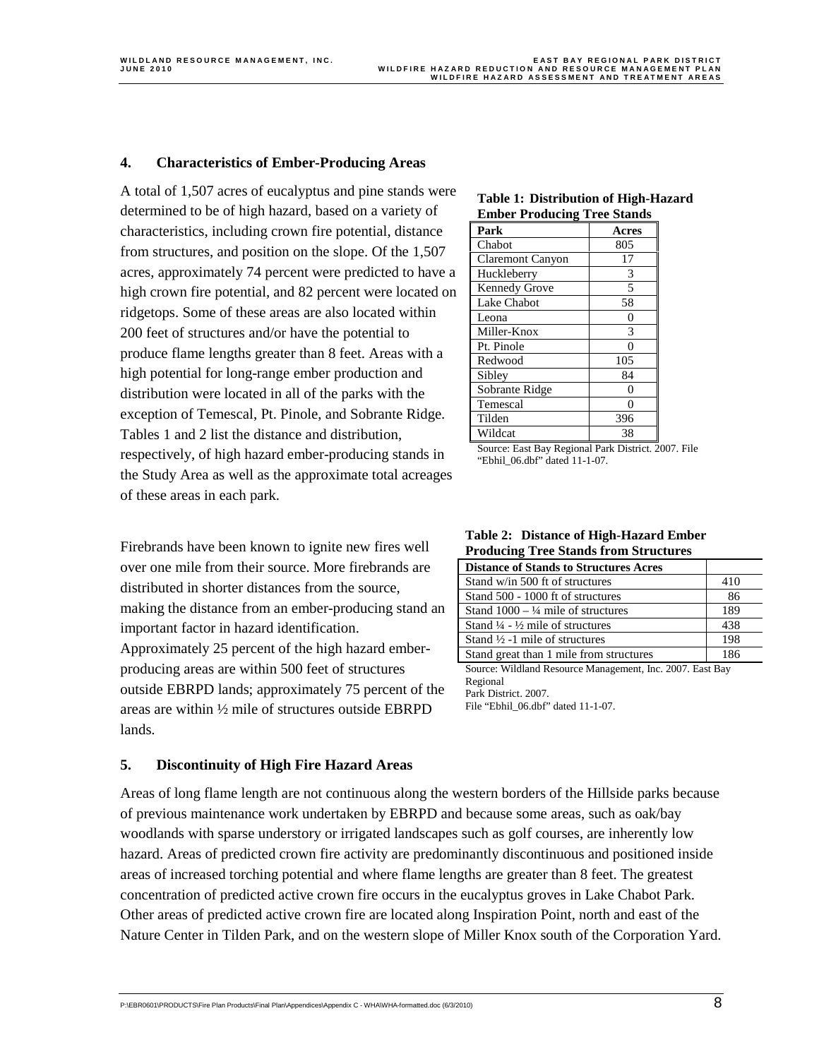## 4. Characteristics of Ember-Producing Areas

A total of 1,507 acres of eucalyptus and pine stands were determined to be of high hazard, based on a variety of characteristics, including crown fire potential, distance from structures, and position on the slope. Of the 1,507 acres, approximately 74 percent were predicted to have a high crown fire potential, and 82 percent were located on ridgetops. Some of these areas are also located within 200 feet of structures and/or have the potential to produce flame lengths greater than 8 feet. Areas with a high potential for long-range ember production and distribution were located in all of the parks with the exception of Temescal, Pt. Pinole, and Sobrante Ridge. Tables 1 and 2 list the distance and distribution, respectively, of high hazard ember-producing stands in the Study Area as well as the approximate total acreages of these areas in each park.

**Table 1: Distribution of High-Hazard Ember Producing Tree Stands**

| Park | Acres |
|---|---|
| Chabot | 805 |
| Claremont Canyon | 17 |
| Huckleberry | 3 |
| Kennedy Grove | 5 |
| Lake Chabot | 58 |
| Leona | 0 |
| Miller-Knox | 3 |
| Pt. Pinole | 0 |
| Redwood | 105 |
| Sibley | 84 |
| Sobrante Ridge | 0 |
| Temescal | 0 |
| Tilden | 396 |
| Wildcat | 38 |

Source: East Bay Regional Park District. 2007. File "Ebhil_06.dbf" dated 11-1-07.

Firebrands have been known to ignite new fires well over one mile from their source. More firebrands are distributed in shorter distances from the source, making the distance from an ember-producing stand an important factor in hazard identification. Approximately 25 percent of the high hazard ember-producing areas are within 500 feet of structures outside EBRPD lands; approximately 75 percent of the areas are within ½ mile of structures outside EBRPD lands.

**Table 2: Distance of High-Hazard Ember Producing Tree Stands from Structures**

| Distance of Stands to Structures Acres | |
|---|---|
| Stand w/in 500 ft of structures | 410 |
| Stand 500 - 1000 ft of structures | 86 |
| Stand 1000 – ¼ mile of structures | 189 |
| Stand ¼ - ½ mile of structures | 438 |
| Stand ½ -1 mile of structures | 198 |
| Stand great than 1 mile from structures | 186 |

Source: Wildland Resource Management, Inc. 2007. East Bay Regional Park District. 2007. File "Ebhil_06.dbf" dated 11-1-07.

## 5. Discontinuity of High Fire Hazard Areas

Areas of long flame length are not continuous along the western borders of the Hillside parks because of previous maintenance work undertaken by EBRPD and because some areas, such as oak/bay woodlands with sparse understory or irrigated landscapes such as golf courses, are inherently low hazard. Areas of predicted crown fire activity are predominantly discontinuous and positioned inside areas of increased torching potential and where flame lengths are greater than 8 feet. The greatest concentration of predicted active crown fire occurs in the eucalyptus groves in Lake Chabot Park. Other areas of predicted active crown fire are located along Inspiration Point, north and east of the Nature Center in Tilden Park, and on the western slope of Miller Knox south of the Corporation Yard.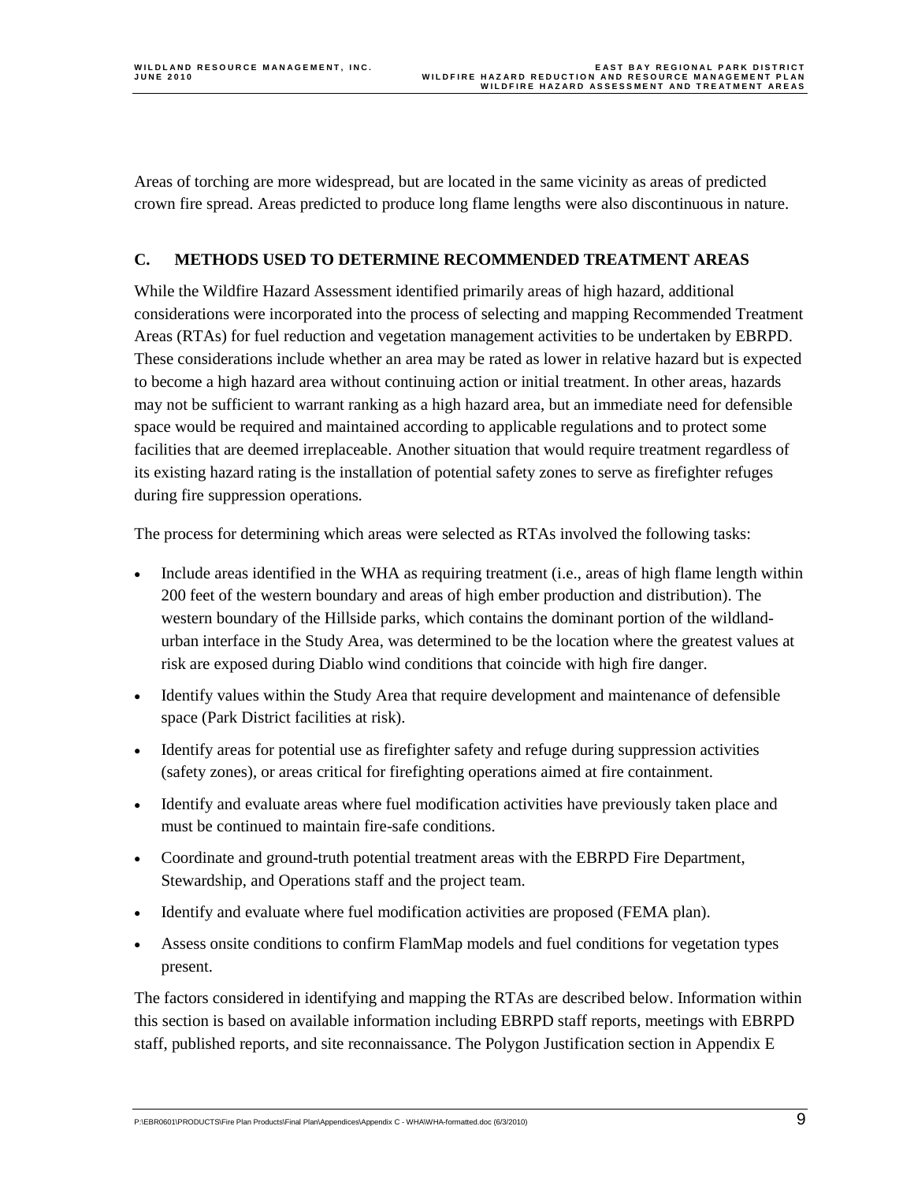Areas of torching are more widespread, but are located in the same vicinity as areas of predicted crown fire spread. Areas predicted to produce long flame lengths were also discontinuous in nature.

## C. METHODS USED TO DETERMINE RECOMMENDED TREATMENT AREAS

While the Wildfire Hazard Assessment identified primarily areas of high hazard, additional considerations were incorporated into the process of selecting and mapping Recommended Treatment Areas (RTAs) for fuel reduction and vegetation management activities to be undertaken by EBRPD. These considerations include whether an area may be rated as lower in relative hazard but is expected to become a high hazard area without continuing action or initial treatment. In other areas, hazards may not be sufficient to warrant ranking as a high hazard area, but an immediate need for defensible space would be required and maintained according to applicable regulations and to protect some facilities that are deemed irreplaceable. Another situation that would require treatment regardless of its existing hazard rating is the installation of potential safety zones to serve as firefighter refuges during fire suppression operations.

The process for determining which areas were selected as RTAs involved the following tasks:

- Include areas identified in the WHA as requiring treatment (i.e., areas of high flame length within 200 feet of the western boundary and areas of high ember production and distribution). The western boundary of the Hillside parks, which contains the dominant portion of the wildland-urban interface in the Study Area, was determined to be the location where the greatest values at risk are exposed during Diablo wind conditions that coincide with high fire danger.
- Identify values within the Study Area that require development and maintenance of defensible space (Park District facilities at risk).
- Identify areas for potential use as firefighter safety and refuge during suppression activities (safety zones), or areas critical for firefighting operations aimed at fire containment.
- Identify and evaluate areas where fuel modification activities have previously taken place and must be continued to maintain fire-safe conditions.
- Coordinate and ground-truth potential treatment areas with the EBRPD Fire Department, Stewardship, and Operations staff and the project team.
- Identify and evaluate where fuel modification activities are proposed (FEMA plan).
- Assess onsite conditions to confirm FlamMap models and fuel conditions for vegetation types present.

The factors considered in identifying and mapping the RTAs are described below. Information within this section is based on available information including EBRPD staff reports, meetings with EBRPD staff, published reports, and site reconnaissance. The Polygon Justification section in Appendix E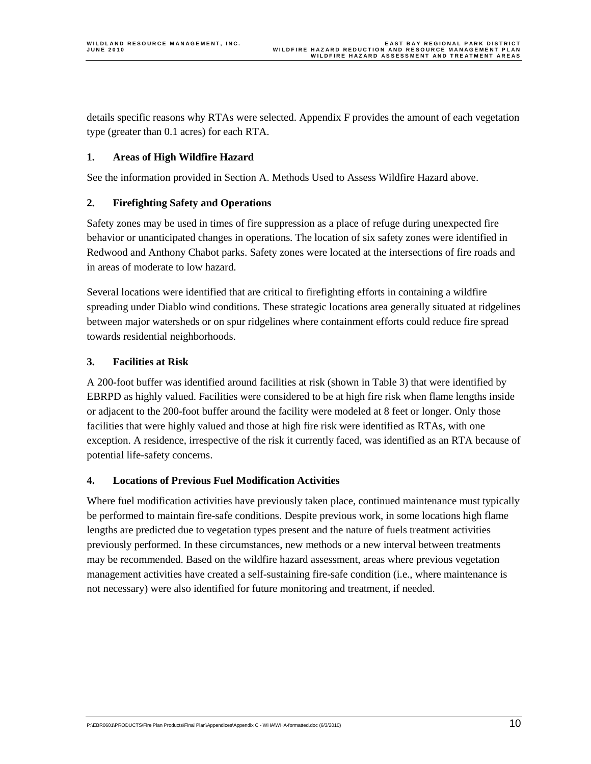details specific reasons why RTAs were selected. Appendix F provides the amount of each vegetation type (greater than 0.1 acres) for each RTA.

### 1. Areas of High Wildfire Hazard

See the information provided in Section A. Methods Used to Assess Wildfire Hazard above.

### 2. Firefighting Safety and Operations

Safety zones may be used in times of fire suppression as a place of refuge during unexpected fire behavior or unanticipated changes in operations. The location of six safety zones were identified in Redwood and Anthony Chabot parks. Safety zones were located at the intersections of fire roads and in areas of moderate to low hazard.

Several locations were identified that are critical to firefighting efforts in containing a wildfire spreading under Diablo wind conditions. These strategic locations area generally situated at ridgelines between major watersheds or on spur ridgelines where containment efforts could reduce fire spread towards residential neighborhoods.

### 3. Facilities at Risk

A 200-foot buffer was identified around facilities at risk (shown in Table 3) that were identified by EBRPD as highly valued. Facilities were considered to be at high fire risk when flame lengths inside or adjacent to the 200-foot buffer around the facility were modeled at 8 feet or longer. Only those facilities that were highly valued and those at high fire risk were identified as RTAs, with one exception. A residence, irrespective of the risk it currently faced, was identified as an RTA because of potential life-safety concerns.

### 4. Locations of Previous Fuel Modification Activities

Where fuel modification activities have previously taken place, continued maintenance must typically be performed to maintain fire-safe conditions. Despite previous work, in some locations high flame lengths are predicted due to vegetation types present and the nature of fuels treatment activities previously performed. In these circumstances, new methods or a new interval between treatments may be recommended. Based on the wildfire hazard assessment, areas where previous vegetation management activities have created a self-sustaining fire-safe condition (i.e., where maintenance is not necessary) were also identified for future monitoring and treatment, if needed.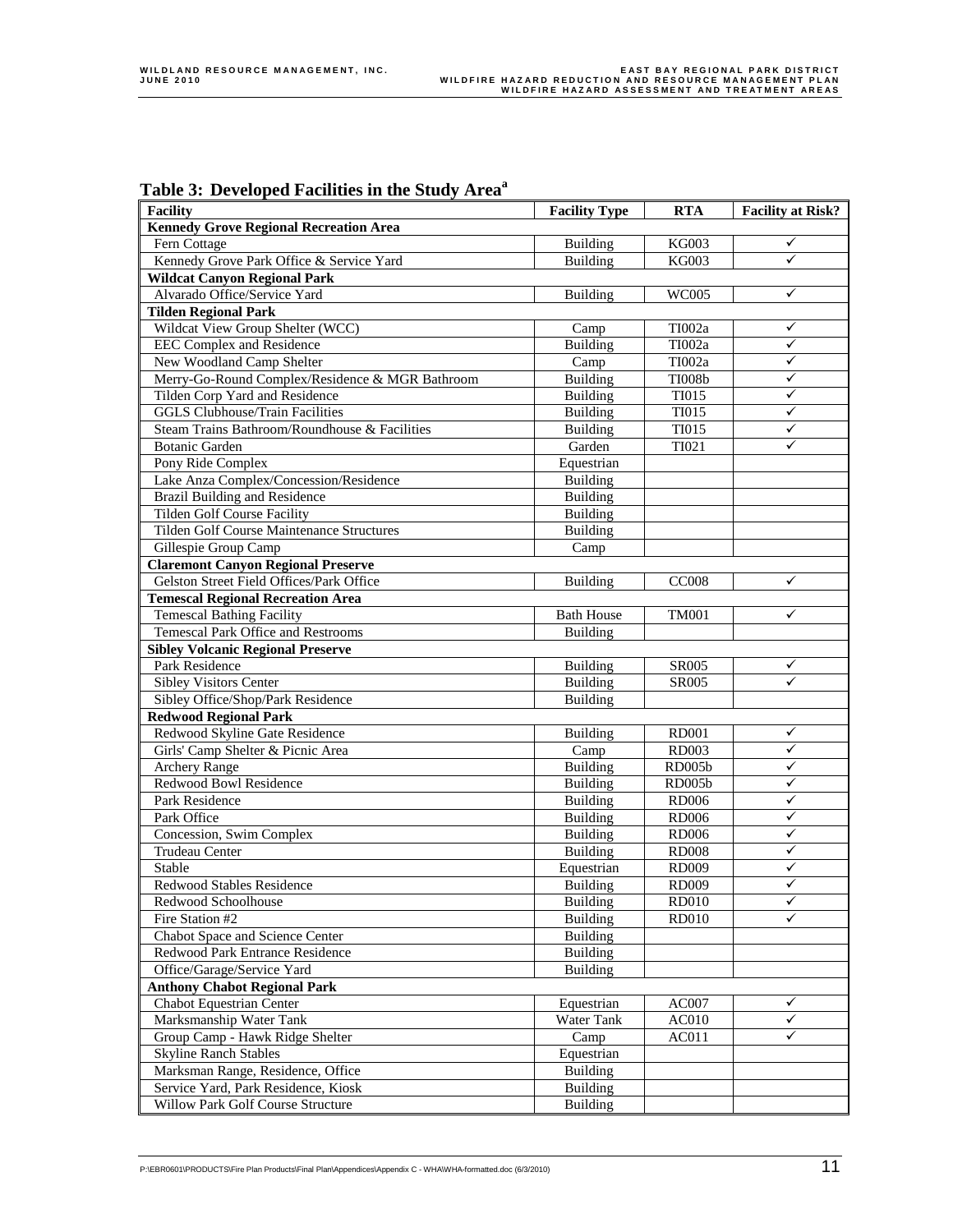**Table 3: Developed Facilities in the Study Area[a]**

| Facility | Facility Type | RTA | Facility at Risk? |
|---|---|---|---|
| **Kennedy Grove Regional Recreation Area** | | | |
| Fern Cottage | Building | KG003 | ✓ |
| Kennedy Grove Park Office & Service Yard | Building | KG003 | ✓ |
| **Wildcat Canyon Regional Park** | | | |
| Alvarado Office/Service Yard | Building | WC005 | ✓ |
| **Tilden Regional Park** | | | |
| Wildcat View Group Shelter (WCC) | Camp | TI002a | ✓ |
| EEC Complex and Residence | Building | TI002a | ✓ |
| New Woodland Camp Shelter | Camp | TI002a | ✓ |
| Merry-Go-Round Complex/Residence & MGR Bathroom | Building | TI008b | ✓ |
| Tilden Corp Yard and Residence | Building | TI015 | ✓ |
| GGLS Clubhouse/Train Facilities | Building | TI015 | ✓ |
| Steam Trains Bathroom/Roundhouse & Facilities | Building | TI015 | ✓ |
| Botanic Garden | Garden | TI021 | ✓ |
| Pony Ride Complex | Equestrian | | |
| Lake Anza Complex/Concession/Residence | Building | | |
| Brazil Building and Residence | Building | | |
| Tilden Golf Course Facility | Building | | |
| Tilden Golf Course Maintenance Structures | Building | | |
| Gillespie Group Camp | Camp | | |
| **Claremont Canyon Regional Preserve** | | | |
| Gelston Street Field Offices/Park Office | Building | CC008 | ✓ |
| **Temescal Regional Recreation Area** | | | |
| Temescal Bathing Facility | Bath House | TM001 | ✓ |
| Temescal Park Office and Restrooms | Building | | |
| **Sibley Volcanic Regional Preserve** | | | |
| Park Residence | Building | SR005 | ✓ |
| Sibley Visitors Center | Building | SR005 | ✓ |
| Sibley Office/Shop/Park Residence | Building | | |
| **Redwood Regional Park** | | | |
| Redwood Skyline Gate Residence | Building | RD001 | ✓ |
| Girls' Camp Shelter & Picnic Area | Camp | RD003 | ✓ |
| Archery Range | Building | RD005b | ✓ |
| Redwood Bowl Residence | Building | RD005b | ✓ |
| Park Residence | Building | RD006 | ✓ |
| Park Office | Building | RD006 | ✓ |
| Concession, Swim Complex | Building | RD006 | ✓ |
| Trudeau Center | Building | RD008 | ✓ |
| Stable | Equestrian | RD009 | ✓ |
| Redwood Stables Residence | Building | RD009 | ✓ |
| Redwood Schoolhouse | Building | RD010 | ✓ |
| Fire Station #2 | Building | RD010 | ✓ |
| Chabot Space and Science Center | Building | | |
| Redwood Park Entrance Residence | Building | | |
| Office/Garage/Service Yard | Building | | |
| **Anthony Chabot Regional Park** | | | |
| Chabot Equestrian Center | Equestrian | AC007 | ✓ |
| Marksmanship Water Tank | Water Tank | AC010 | ✓ |
| Group Camp - Hawk Ridge Shelter | Camp | AC011 | ✓ |
| Skyline Ranch Stables | Equestrian | | |
| Marksman Range, Residence, Office | Building | | |
| Service Yard, Park Residence, Kiosk | Building | | |
| Willow Park Golf Course Structure | Building | | |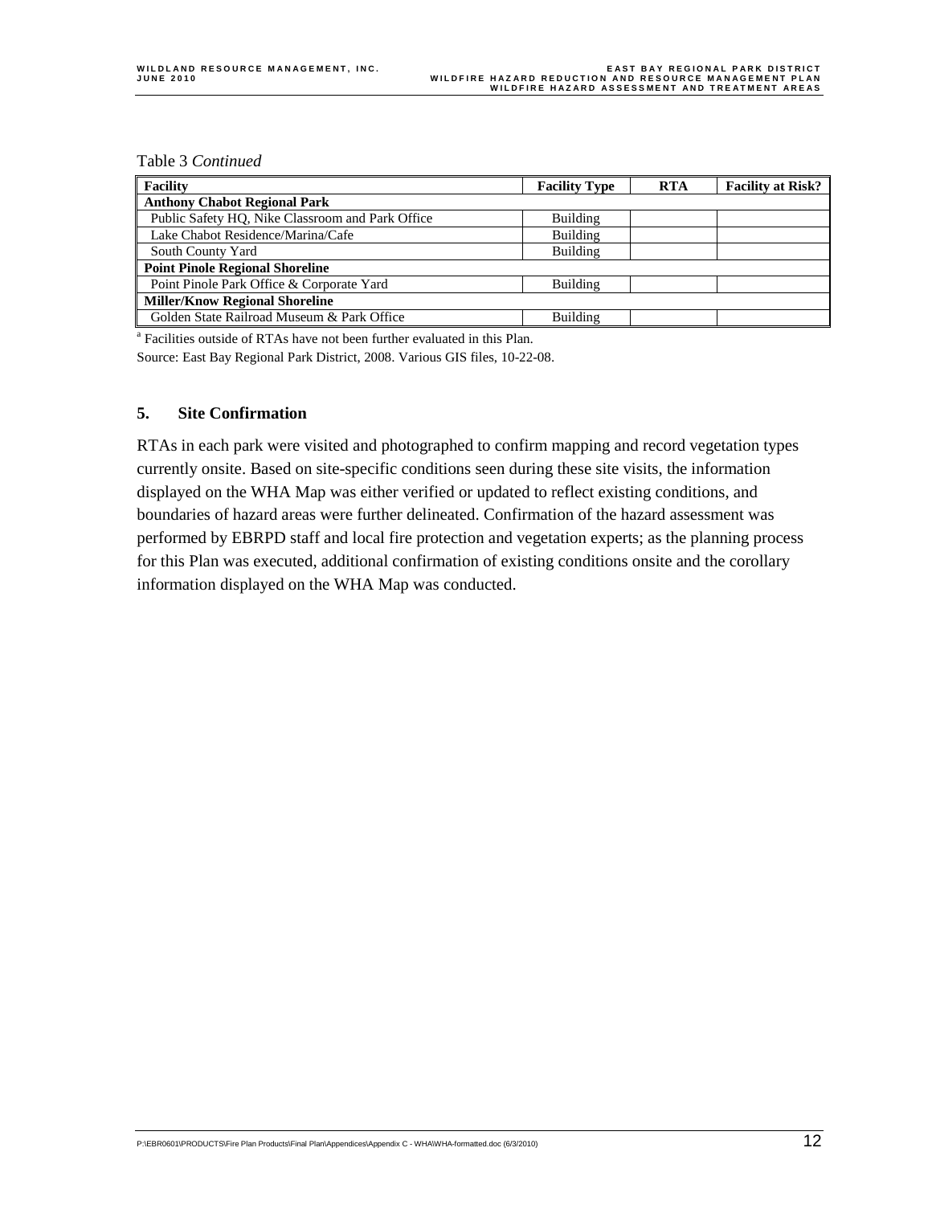Table 3 *Continued*

| Facility | Facility Type | RTA | Facility at Risk? |
|---|---|---|---|
| **Anthony Chabot Regional Park** | | | |
| Public Safety HQ, Nike Classroom and Park Office | Building | | |
| Lake Chabot Residence/Marina/Cafe | Building | | |
| South County Yard | Building | | |
| **Point Pinole Regional Shoreline** | | | |
| Point Pinole Park Office & Corporate Yard | Building | | |
| **Miller/Know Regional Shoreline** | | | |
| Golden State Railroad Museum & Park Office | Building | | |

[a] Facilities outside of RTAs have not been further evaluated in this Plan.

Source: East Bay Regional Park District, 2008. Various GIS files, 10-22-08.

### 5. Site Confirmation

RTAs in each park were visited and photographed to confirm mapping and record vegetation types currently onsite. Based on site-specific conditions seen during these site visits, the information displayed on the WHA Map was either verified or updated to reflect existing conditions, and boundaries of hazard areas were further delineated. Confirmation of the hazard assessment was performed by EBRPD staff and local fire protection and vegetation experts; as the planning process for this Plan was executed, additional confirmation of existing conditions onsite and the corollary information displayed on the WHA Map was conducted.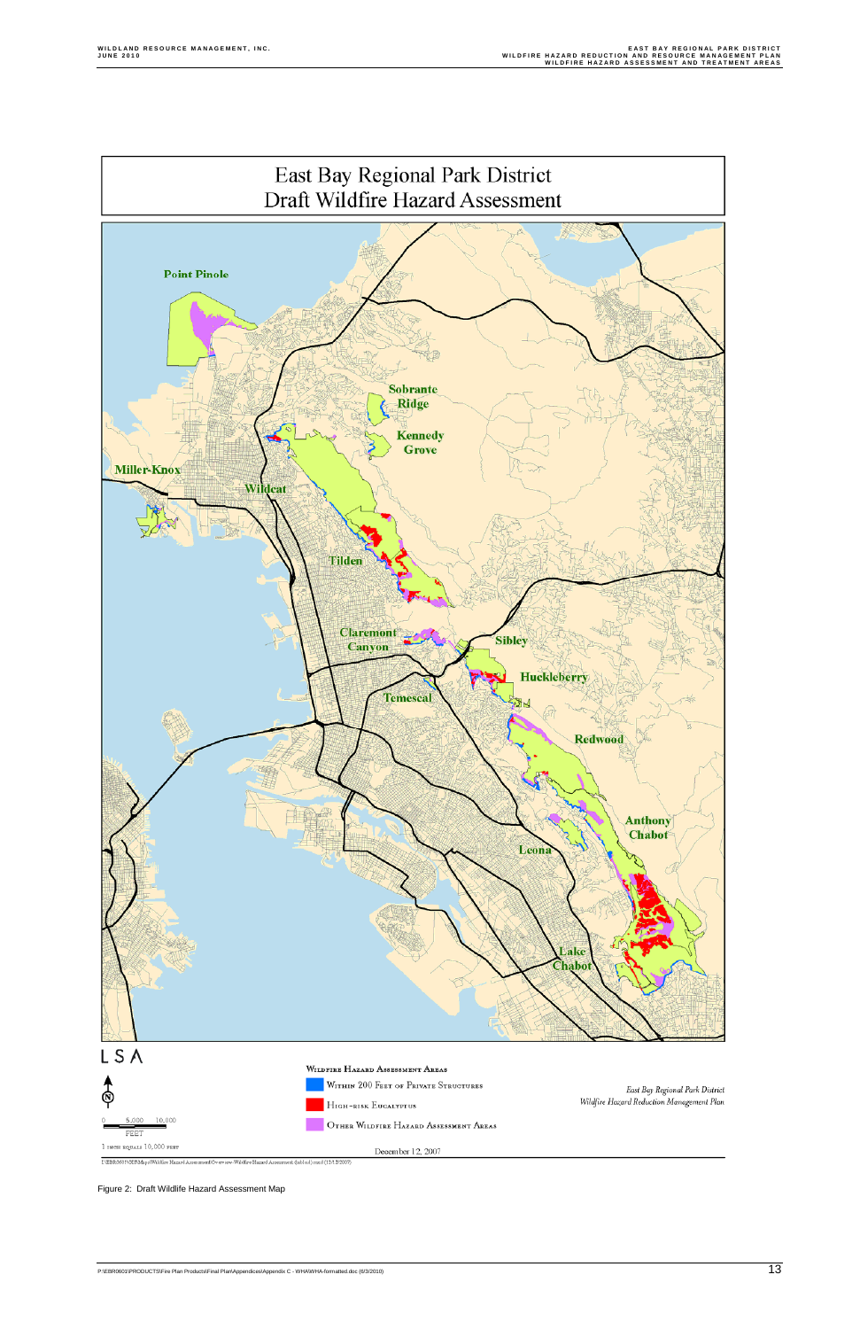# East Bay Regional Park District
# Draft Wildfire Hazard Assessment

Point Pinole

Sobrante Ridge

Kennedy Grove

Miller-Knox

Wildcat

Tilden

Claremont Canyon

Sibley

Huckleberry

Temescal

Redwood

Anthony Chabot

Leona

Lake Chabot

LSA

**Wildfire Hazard Assessment Areas**

- Within 200 Feet of Private Structures
- High-risk Eucalyptus
- Other Wildfire Hazard Assessment Areas

0 5,000 10,000 FEET

1 inch equals 10,000 feet

*East Bay Regional Park District Wildfire Hazard Reduction Management Plan*

December 12, 2007

Figure 2: Draft Wildlife Hazard Assessment Map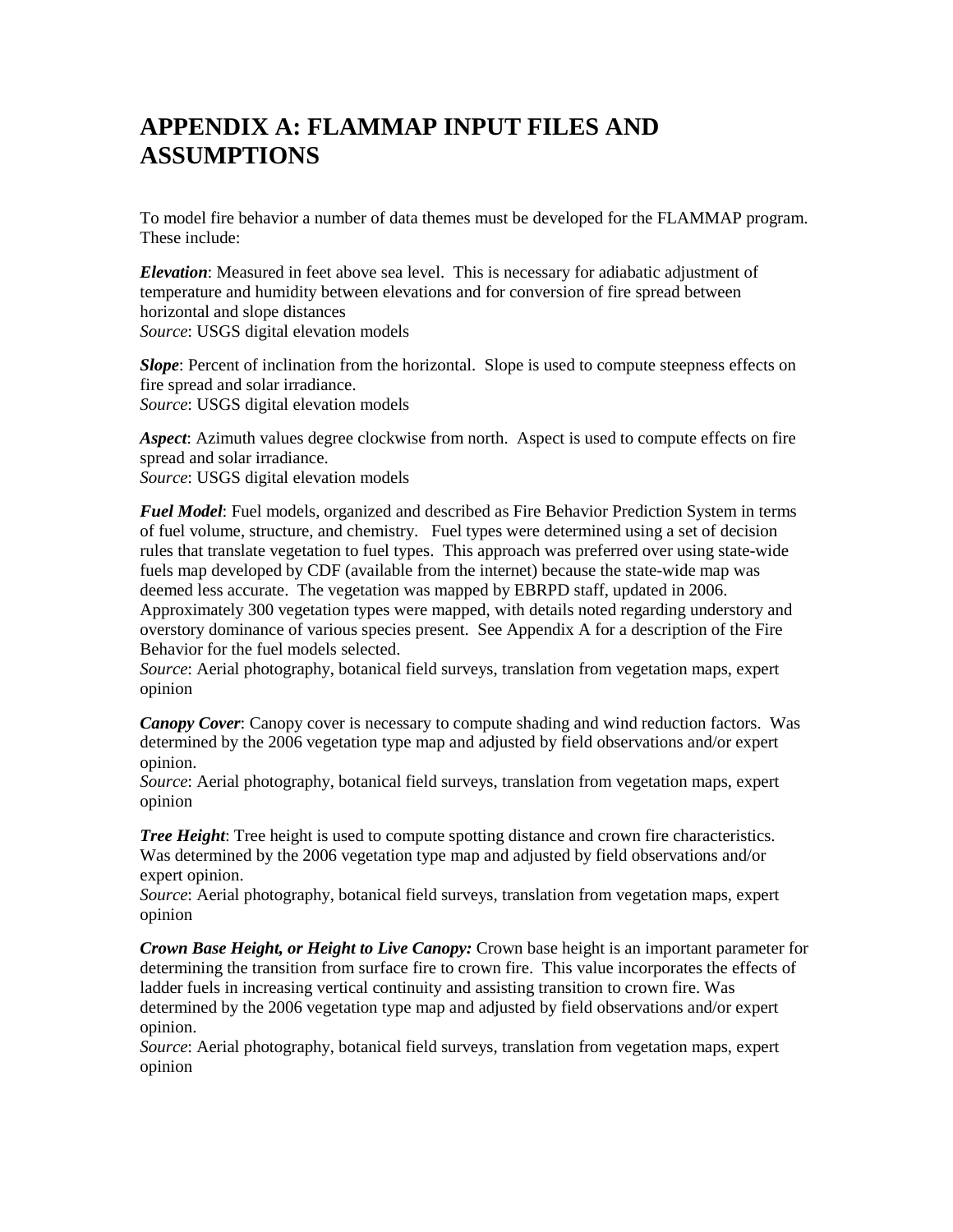# APPENDIX A: FLAMMAP INPUT FILES AND ASSUMPTIONS

To model fire behavior a number of data themes must be developed for the FLAMMAP program. These include:

***Elevation***: Measured in feet above sea level. This is necessary for adiabatic adjustment of temperature and humidity between elevations and for conversion of fire spread between horizontal and slope distances
*Source*: USGS digital elevation models

***Slope***: Percent of inclination from the horizontal. Slope is used to compute steepness effects on fire spread and solar irradiance.
*Source*: USGS digital elevation models

***Aspect***: Azimuth values degree clockwise from north. Aspect is used to compute effects on fire spread and solar irradiance.
*Source*: USGS digital elevation models

***Fuel Model***: Fuel models, organized and described as Fire Behavior Prediction System in terms of fuel volume, structure, and chemistry. Fuel types were determined using a set of decision rules that translate vegetation to fuel types. This approach was preferred over using state-wide fuels map developed by CDF (available from the internet) because the state-wide map was deemed less accurate. The vegetation was mapped by EBRPD staff, updated in 2006. Approximately 300 vegetation types were mapped, with details noted regarding understory and overstory dominance of various species present. See Appendix A for a description of the Fire Behavior for the fuel models selected.
*Source*: Aerial photography, botanical field surveys, translation from vegetation maps, expert opinion

***Canopy Cover***: Canopy cover is necessary to compute shading and wind reduction factors. Was determined by the 2006 vegetation type map and adjusted by field observations and/or expert opinion.
*Source*: Aerial photography, botanical field surveys, translation from vegetation maps, expert opinion

***Tree Height***: Tree height is used to compute spotting distance and crown fire characteristics. Was determined by the 2006 vegetation type map and adjusted by field observations and/or expert opinion.
*Source*: Aerial photography, botanical field surveys, translation from vegetation maps, expert opinion

***Crown Base Height, or Height to Live Canopy:*** Crown base height is an important parameter for determining the transition from surface fire to crown fire. This value incorporates the effects of ladder fuels in increasing vertical continuity and assisting transition to crown fire. Was determined by the 2006 vegetation type map and adjusted by field observations and/or expert opinion.
*Source*: Aerial photography, botanical field surveys, translation from vegetation maps, expert opinion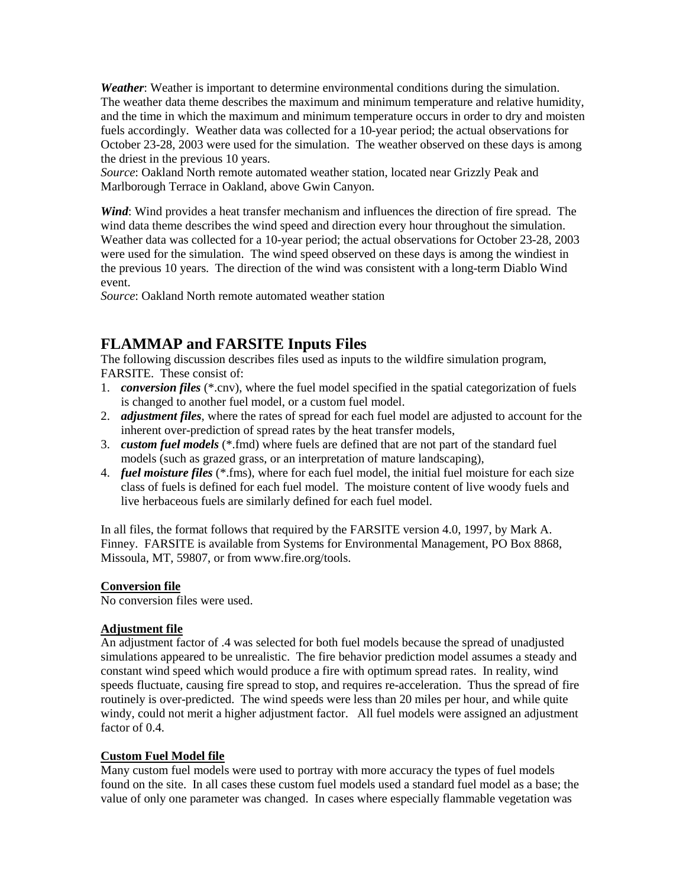***Weather***: Weather is important to determine environmental conditions during the simulation. The weather data theme describes the maximum and minimum temperature and relative humidity, and the time in which the maximum and minimum temperature occurs in order to dry and moisten fuels accordingly. Weather data was collected for a 10-year period; the actual observations for October 23-28, 2003 were used for the simulation. The weather observed on these days is among the driest in the previous 10 years.
*Source*: Oakland North remote automated weather station, located near Grizzly Peak and Marlborough Terrace in Oakland, above Gwin Canyon.

***Wind***: Wind provides a heat transfer mechanism and influences the direction of fire spread. The wind data theme describes the wind speed and direction every hour throughout the simulation. Weather data was collected for a 10-year period; the actual observations for October 23-28, 2003 were used for the simulation. The wind speed observed on these days is among the windiest in the previous 10 years. The direction of the wind was consistent with a long-term Diablo Wind event.
*Source*: Oakland North remote automated weather station

## FLAMMAP and FARSITE Inputs Files

The following discussion describes files used as inputs to the wildfire simulation program, FARSITE. These consist of:

1. ***conversion files*** (*.cnv), where the fuel model specified in the spatial categorization of fuels is changed to another fuel model, or a custom fuel model.
2. ***adjustment files***, where the rates of spread for each fuel model are adjusted to account for the inherent over-prediction of spread rates by the heat transfer models,
3. ***custom fuel models*** (*.fmd) where fuels are defined that are not part of the standard fuel models (such as grazed grass, or an interpretation of mature landscaping),
4. ***fuel moisture files*** (*.fms), where for each fuel model, the initial fuel moisture for each size class of fuels is defined for each fuel model. The moisture content of live woody fuels and live herbaceous fuels are similarly defined for each fuel model.

In all files, the format follows that required by the FARSITE version 4.0, 1997, by Mark A. Finney. FARSITE is available from Systems for Environmental Management, PO Box 8868, Missoula, MT, 59807, or from www.fire.org/tools.

**Conversion file**
No conversion files were used.

**Adjustment file**
An adjustment factor of .4 was selected for both fuel models because the spread of unadjusted simulations appeared to be unrealistic. The fire behavior prediction model assumes a steady and constant wind speed which would produce a fire with optimum spread rates. In reality, wind speeds fluctuate, causing fire spread to stop, and requires re-acceleration. Thus the spread of fire routinely is over-predicted. The wind speeds were less than 20 miles per hour, and while quite windy, could not merit a higher adjustment factor. All fuel models were assigned an adjustment factor of 0.4.

**Custom Fuel Model file**
Many custom fuel models were used to portray with more accuracy the types of fuel models found on the site. In all cases these custom fuel models used a standard fuel model as a base; the value of only one parameter was changed. In cases where especially flammable vegetation was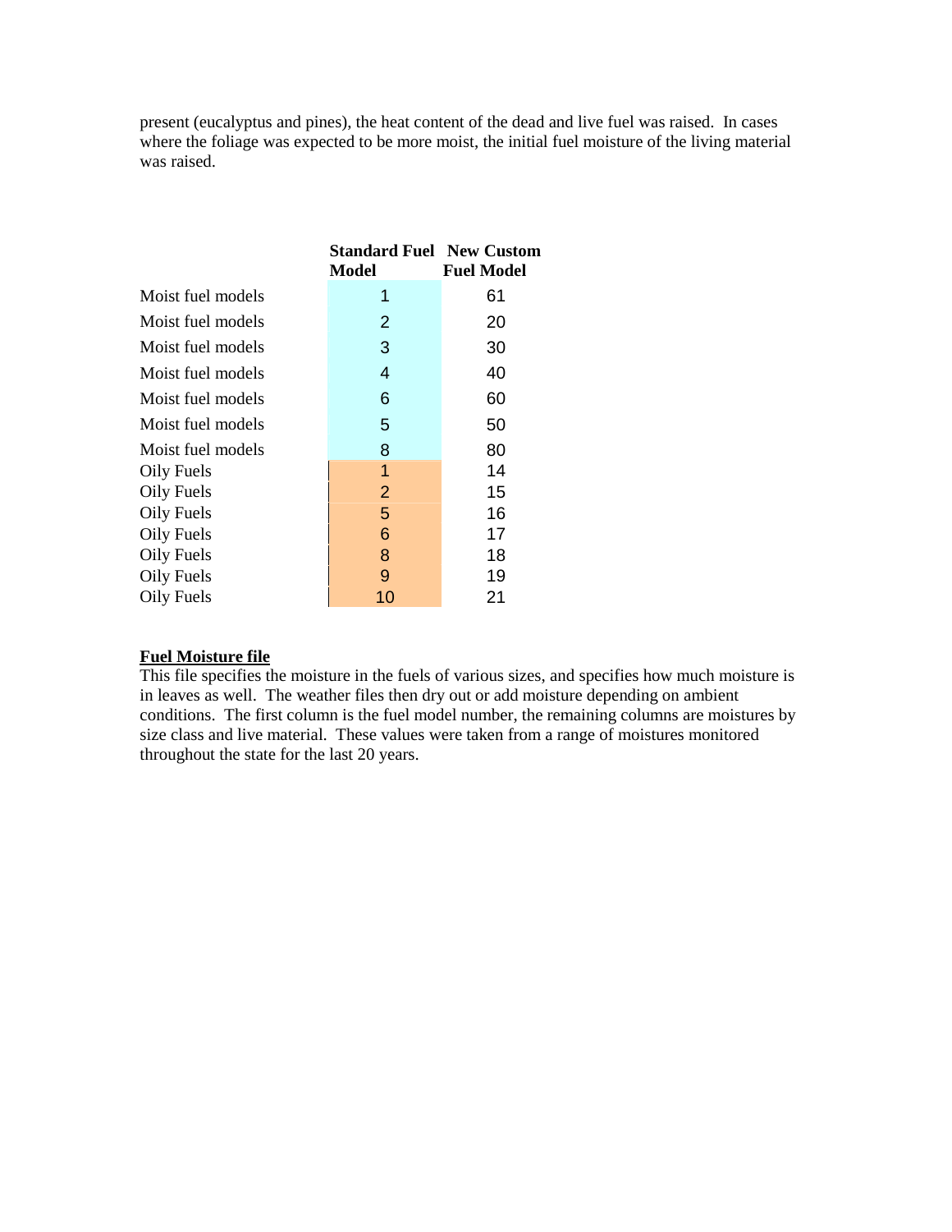present (eucalyptus and pines), the heat content of the dead and live fuel was raised. In cases where the foliage was expected to be more moist, the initial fuel moisture of the living material was raised.

| | Standard Fuel Model | New Custom Fuel Model |
|---|---|---|
| Moist fuel models | 1 | 61 |
| Moist fuel models | 2 | 20 |
| Moist fuel models | 3 | 30 |
| Moist fuel models | 4 | 40 |
| Moist fuel models | 6 | 60 |
| Moist fuel models | 5 | 50 |
| Moist fuel models | 8 | 80 |
| Oily Fuels | 1 | 14 |
| Oily Fuels | 2 | 15 |
| Oily Fuels | 5 | 16 |
| Oily Fuels | 6 | 17 |
| Oily Fuels | 8 | 18 |
| Oily Fuels | 9 | 19 |
| Oily Fuels | 10 | 21 |

**Fuel Moisture file**

This file specifies the moisture in the fuels of various sizes, and specifies how much moisture is in leaves as well. The weather files then dry out or add moisture depending on ambient conditions. The first column is the fuel model number, the remaining columns are moistures by size class and live material. These values were taken from a range of moistures monitored throughout the state for the last 20 years.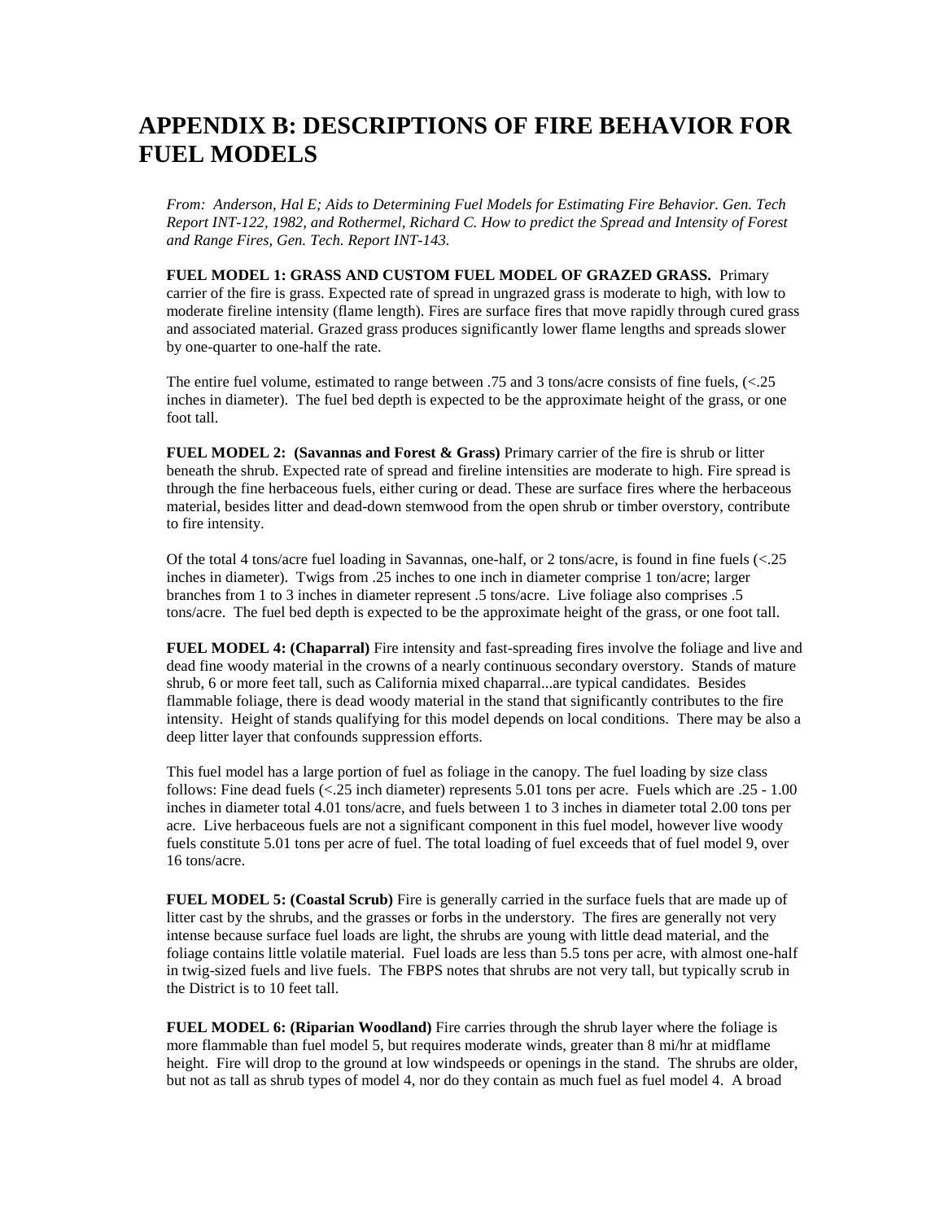# APPENDIX B: DESCRIPTIONS OF FIRE BEHAVIOR FOR FUEL MODELS

*From: Anderson, Hal E; Aids to Determining Fuel Models for Estimating Fire Behavior. Gen. Tech Report INT-122, 1982, and Rothermel, Richard C. How to predict the Spread and Intensity of Forest and Range Fires, Gen. Tech. Report INT-143.*

**FUEL MODEL 1: GRASS AND CUSTOM FUEL MODEL OF GRAZED GRASS.** Primary carrier of the fire is grass. Expected rate of spread in ungrazed grass is moderate to high, with low to moderate fireline intensity (flame length). Fires are surface fires that move rapidly through cured grass and associated material. Grazed grass produces significantly lower flame lengths and spreads slower by one-quarter to one-half the rate.

The entire fuel volume, estimated to range between .75 and 3 tons/acre consists of fine fuels, (<.25 inches in diameter). The fuel bed depth is expected to be the approximate height of the grass, or one foot tall.

**FUEL MODEL 2: (Savannas and Forest & Grass)** Primary carrier of the fire is shrub or litter beneath the shrub. Expected rate of spread and fireline intensities are moderate to high. Fire spread is through the fine herbaceous fuels, either curing or dead. These are surface fires where the herbaceous material, besides litter and dead-down stemwood from the open shrub or timber overstory, contribute to fire intensity.

Of the total 4 tons/acre fuel loading in Savannas, one-half, or 2 tons/acre, is found in fine fuels (<.25 inches in diameter). Twigs from .25 inches to one inch in diameter comprise 1 ton/acre; larger branches from 1 to 3 inches in diameter represent .5 tons/acre. Live foliage also comprises .5 tons/acre. The fuel bed depth is expected to be the approximate height of the grass, or one foot tall.

**FUEL MODEL 4: (Chaparral)** Fire intensity and fast-spreading fires involve the foliage and live and dead fine woody material in the crowns of a nearly continuous secondary overstory. Stands of mature shrub, 6 or more feet tall, such as California mixed chaparral...are typical candidates. Besides flammable foliage, there is dead woody material in the stand that significantly contributes to the fire intensity. Height of stands qualifying for this model depends on local conditions. There may be also a deep litter layer that confounds suppression efforts.

This fuel model has a large portion of fuel as foliage in the canopy. The fuel loading by size class follows: Fine dead fuels (<.25 inch diameter) represents 5.01 tons per acre. Fuels which are .25 - 1.00 inches in diameter total 4.01 tons/acre, and fuels between 1 to 3 inches in diameter total 2.00 tons per acre. Live herbaceous fuels are not a significant component in this fuel model, however live woody fuels constitute 5.01 tons per acre of fuel. The total loading of fuel exceeds that of fuel model 9, over 16 tons/acre.

**FUEL MODEL 5: (Coastal Scrub)** Fire is generally carried in the surface fuels that are made up of litter cast by the shrubs, and the grasses or forbs in the understory. The fires are generally not very intense because surface fuel loads are light, the shrubs are young with little dead material, and the foliage contains little volatile material. Fuel loads are less than 5.5 tons per acre, with almost one-half in twig-sized fuels and live fuels. The FBPS notes that shrubs are not very tall, but typically scrub in the District is to 10 feet tall.

**FUEL MODEL 6: (Riparian Woodland)** Fire carries through the shrub layer where the foliage is more flammable than fuel model 5, but requires moderate winds, greater than 8 mi/hr at midflame height. Fire will drop to the ground at low windspeeds or openings in the stand. The shrubs are older, but not as tall as shrub types of model 4, nor do they contain as much fuel as fuel model 4. A broad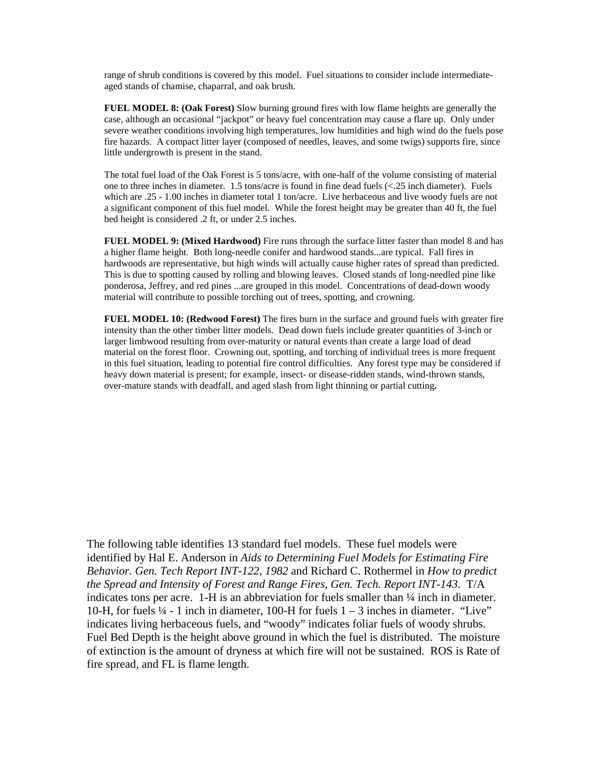range of shrub conditions is covered by this model. Fuel situations to consider include intermediate-aged stands of chamise, chaparral, and oak brush.

**FUEL MODEL 8: (Oak Forest)** Slow burning ground fires with low flame heights are generally the case, although an occasional "jackpot" or heavy fuel concentration may cause a flare up. Only under severe weather conditions involving high temperatures, low humidities and high wind do the fuels pose fire hazards. A compact litter layer (composed of needles, leaves, and some twigs) supports fire, since little undergrowth is present in the stand.

The total fuel load of the Oak Forest is 5 tons/acre, with one-half of the volume consisting of material one to three inches in diameter. 1.5 tons/acre is found in fine dead fuels (<.25 inch diameter). Fuels which are .25 - 1.00 inches in diameter total 1 ton/acre. Live herbaceous and live woody fuels are not a significant component of this fuel model. While the forest height may be greater than 40 ft, the fuel bed height is considered .2 ft, or under 2.5 inches.

**FUEL MODEL 9: (Mixed Hardwood)** Fire runs through the surface litter faster than model 8 and has a higher flame height. Both long-needle conifer and hardwood stands...are typical. Fall fires in hardwoods are representative, but high winds will actually cause higher rates of spread than predicted. This is due to spotting caused by rolling and blowing leaves. Closed stands of long-needled pine like ponderosa, Jeffrey, and red pines ...are grouped in this model. Concentrations of dead-down woody material will contribute to possible torching out of trees, spotting, and crowning.

**FUEL MODEL 10: (Redwood Forest)** The fires burn in the surface and ground fuels with greater fire intensity than the other timber litter models. Dead down fuels include greater quantities of 3-inch or larger limbwood resulting from over-maturity or natural events than create a large load of dead material on the forest floor. Crowning out, spotting, and torching of individual trees is more frequent in this fuel situation, leading to potential fire control difficulties. Any forest type may be considered if heavy down material is present; for example, insect- or disease-ridden stands, wind-thrown stands, over-mature stands with deadfall, and aged slash from light thinning or partial cutting**.**

The following table identifies 13 standard fuel models. These fuel models were identified by Hal E. Anderson in *Aids to Determining Fuel Models for Estimating Fire Behavior. Gen. Tech Report INT-122, 1982* and Richard C. Rothermel in *How to predict the Spread and Intensity of Forest and Range Fires, Gen. Tech. Report INT-143*. T/A indicates tons per acre. 1-H is an abbreviation for fuels smaller than ¼ inch in diameter. 10-H, for fuels ¼ - 1 inch in diameter, 100-H for fuels 1 – 3 inches in diameter. "Live" indicates living herbaceous fuels, and "woody" indicates foliar fuels of woody shrubs. Fuel Bed Depth is the height above ground in which the fuel is distributed. The moisture of extinction is the amount of dryness at which fire will not be sustained. ROS is Rate of fire spread, and FL is flame length.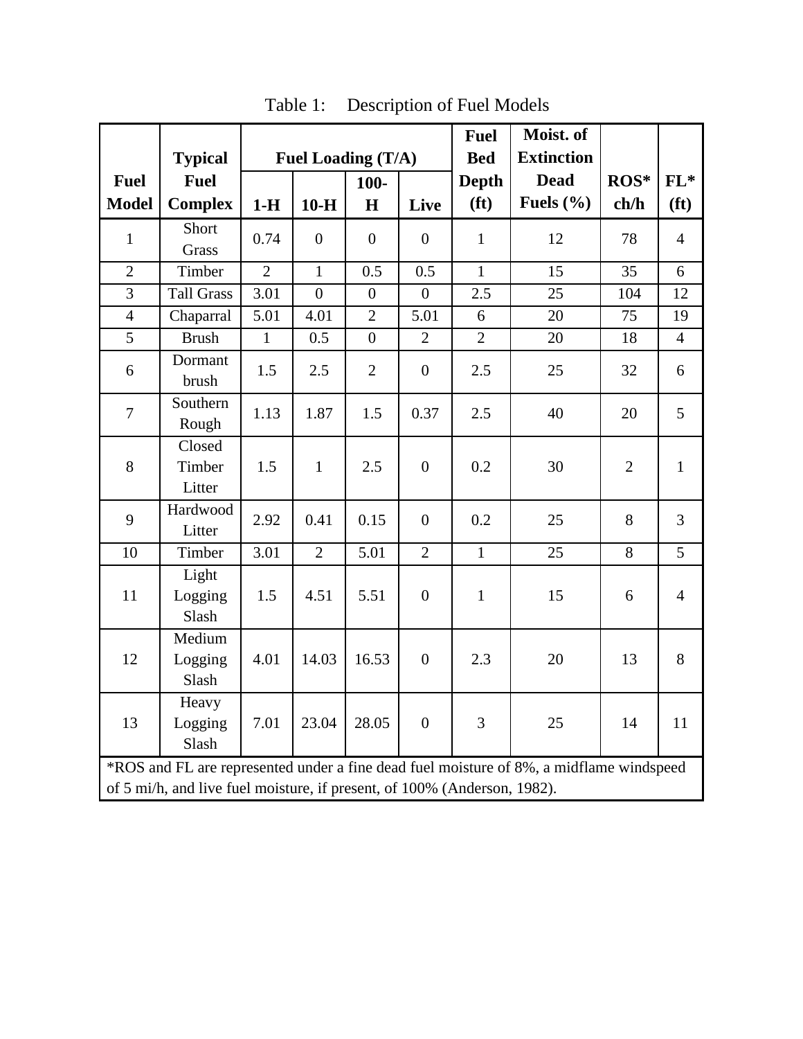Table 1: Description of Fuel Models

| Fuel Model | Typical Fuel Complex | Fuel Loading (T/A) | | | | Fuel Bed Depth (ft) | Moist. of Extinction Dead Fuels (%) | ROS* ch/h | FL* (ft) |
|---|---|---|---|---|---|---|---|---|---|
| | | 1-H | 10-H | 100-H | Live | | | | |
| 1 | Short Grass | 0.74 | 0 | 0 | 0 | 1 | 12 | 78 | 4 |
| 2 | Timber | 2 | 1 | 0.5 | 0.5 | 1 | 15 | 35 | 6 |
| 3 | Tall Grass | 3.01 | 0 | 0 | 0 | 2.5 | 25 | 104 | 12 |
| 4 | Chaparral | 5.01 | 4.01 | 2 | 5.01 | 6 | 20 | 75 | 19 |
| 5 | Brush | 1 | 0.5 | 0 | 2 | 2 | 20 | 18 | 4 |
| 6 | Dormant brush | 1.5 | 2.5 | 2 | 0 | 2.5 | 25 | 32 | 6 |
| 7 | Southern Rough | 1.13 | 1.87 | 1.5 | 0.37 | 2.5 | 40 | 20 | 5 |
| 8 | Closed Timber Litter | 1.5 | 1 | 2.5 | 0 | 0.2 | 30 | 2 | 1 |
| 9 | Hardwood Litter | 2.92 | 0.41 | 0.15 | 0 | 0.2 | 25 | 8 | 3 |
| 10 | Timber | 3.01 | 2 | 5.01 | 2 | 1 | 25 | 8 | 5 |
| 11 | Light Logging Slash | 1.5 | 4.51 | 5.51 | 0 | 1 | 15 | 6 | 4 |
| 12 | Medium Logging Slash | 4.01 | 14.03 | 16.53 | 0 | 2.3 | 20 | 13 | 8 |
| 13 | Heavy Logging Slash | 7.01 | 23.04 | 28.05 | 0 | 3 | 25 | 14 | 11 |

*ROS and FL are represented under a fine dead fuel moisture of 8%, a midflame windspeed of 5 mi/h, and live fuel moisture, if present, of 100% (Anderson, 1982).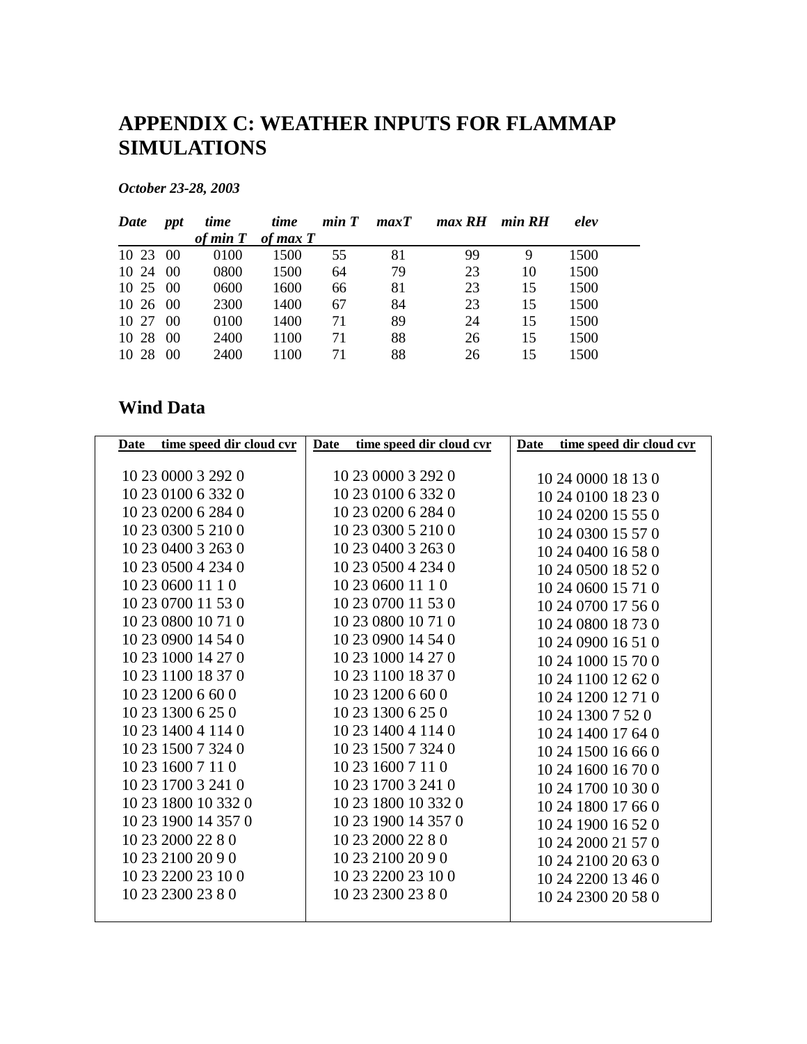# APPENDIX C: WEATHER INPUTS FOR FLAMMAP SIMULATIONS

***October 23-28, 2003***

| *Date* | *ppt* | *time of min T* | *time of max T* | *min T* | *maxT* | *max RH* | *min RH* | *elev* |
|---|---|---|---|---|---|---|---|---|
| 10 23 | 00 | 0100 | 1500 | 55 | 81 | 99 | 9 | 1500 |
| 10 24 | 00 | 0800 | 1500 | 64 | 79 | 23 | 10 | 1500 |
| 10 25 | 00 | 0600 | 1600 | 66 | 81 | 23 | 15 | 1500 |
| 10 26 | 00 | 2300 | 1400 | 67 | 84 | 23 | 15 | 1500 |
| 10 27 | 00 | 0100 | 1400 | 71 | 89 | 24 | 15 | 1500 |
| 10 28 | 00 | 2400 | 1100 | 71 | 88 | 26 | 15 | 1500 |
| 10 28 | 00 | 2400 | 1100 | 71 | 88 | 26 | 15 | 1500 |

## Wind Data

| Date time speed dir cloud cvr | Date time speed dir cloud cvr | Date time speed dir cloud cvr |
|---|---|---|
| 10 23 0000 3 292 0 | 10 23 0000 3 292 0 | 10 24 0000 18 13 0 |
| 10 23 0100 6 332 0 | 10 23 0100 6 332 0 | 10 24 0100 18 23 0 |
| 10 23 0200 6 284 0 | 10 23 0200 6 284 0 | 10 24 0200 15 55 0 |
| 10 23 0300 5 210 0 | 10 23 0300 5 210 0 | 10 24 0300 15 57 0 |
| 10 23 0400 3 263 0 | 10 23 0400 3 263 0 | 10 24 0400 16 58 0 |
| 10 23 0500 4 234 0 | 10 23 0500 4 234 0 | 10 24 0500 18 52 0 |
| 10 23 0600 11 1 0 | 10 23 0600 11 1 0 | 10 24 0600 15 71 0 |
| 10 23 0700 11 53 0 | 10 23 0700 11 53 0 | 10 24 0700 17 56 0 |
| 10 23 0800 10 71 0 | 10 23 0800 10 71 0 | 10 24 0800 18 73 0 |
| 10 23 0900 14 54 0 | 10 23 0900 14 54 0 | 10 24 0900 16 51 0 |
| 10 23 1000 14 27 0 | 10 23 1000 14 27 0 | 10 24 1000 15 70 0 |
| 10 23 1100 18 37 0 | 10 23 1100 18 37 0 | 10 24 1100 12 62 0 |
| 10 23 1200 6 60 0 | 10 23 1200 6 60 0 | 10 24 1200 12 71 0 |
| 10 23 1300 6 25 0 | 10 23 1300 6 25 0 | 10 24 1300 7 52 0 |
| 10 23 1400 4 114 0 | 10 23 1400 4 114 0 | 10 24 1400 17 64 0 |
| 10 23 1500 7 324 0 | 10 23 1500 7 324 0 | 10 24 1500 16 66 0 |
| 10 23 1600 7 11 0 | 10 23 1600 7 11 0 | 10 24 1600 16 70 0 |
| 10 23 1700 3 241 0 | 10 23 1700 3 241 0 | 10 24 1700 10 30 0 |
| 10 23 1800 10 332 0 | 10 23 1800 10 332 0 | 10 24 1800 17 66 0 |
| 10 23 1900 14 357 0 | 10 23 1900 14 357 0 | 10 24 1900 16 52 0 |
| 10 23 2000 22 8 0 | 10 23 2000 22 8 0 | 10 24 2000 21 57 0 |
| 10 23 2100 20 9 0 | 10 23 2100 20 9 0 | 10 24 2100 20 63 0 |
| 10 23 2200 23 10 0 | 10 23 2200 23 10 0 | 10 24 2200 13 46 0 |
| 10 23 2300 23 8 0 | 10 23 2300 23 8 0 | 10 24 2300 20 58 0 |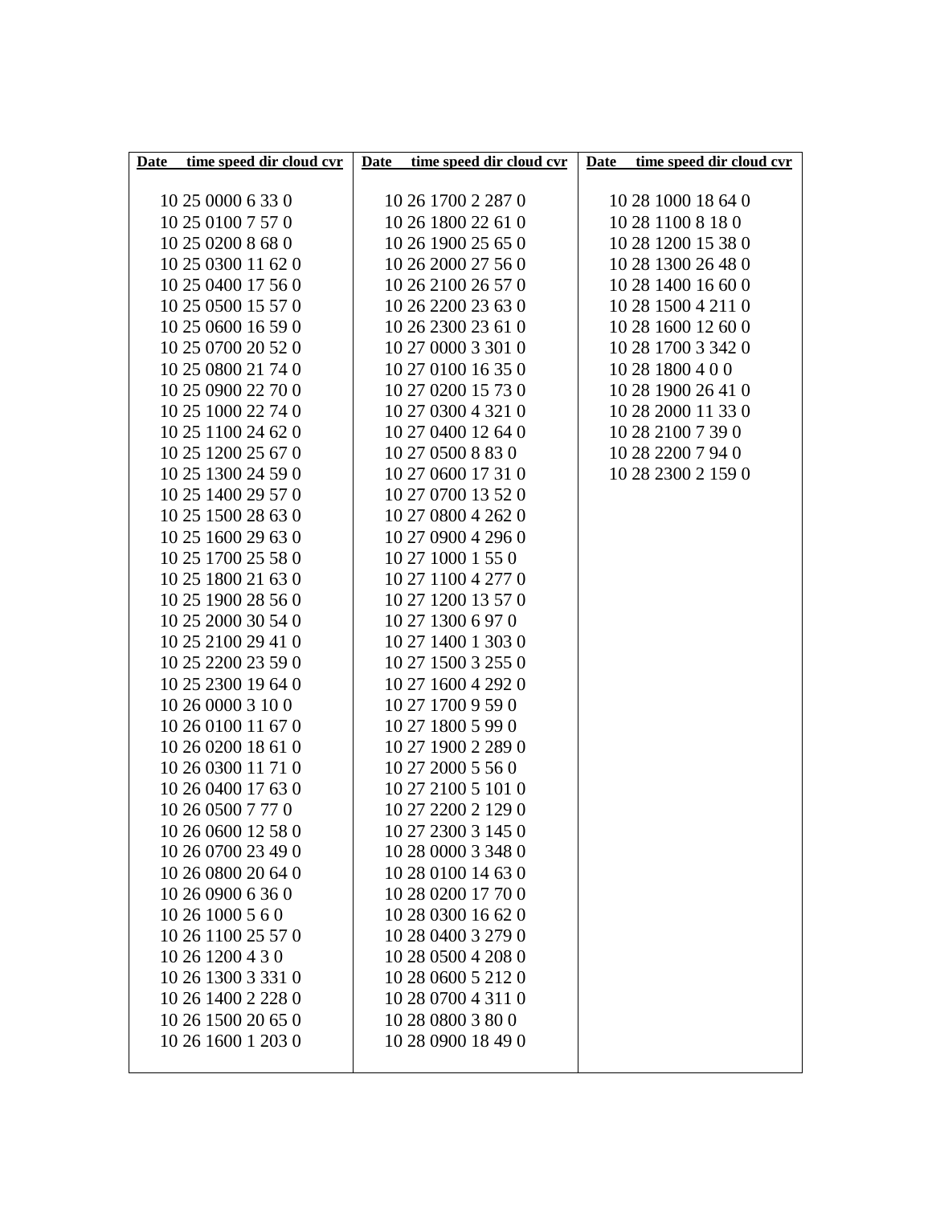| Date | time speed dir cloud cvr |
|---|---|
| 10 25 | 0000 6 33 0 |
| 10 25 | 0100 7 57 0 |
| 10 25 | 0200 8 68 0 |
| 10 25 | 0300 11 62 0 |
| 10 25 | 0400 17 56 0 |
| 10 25 | 0500 15 57 0 |
| 10 25 | 0600 16 59 0 |
| 10 25 | 0700 20 52 0 |
| 10 25 | 0800 21 74 0 |
| 10 25 | 0900 22 70 0 |
| 10 25 | 1000 22 74 0 |
| 10 25 | 1100 24 62 0 |
| 10 25 | 1200 25 67 0 |
| 10 25 | 1300 24 59 0 |
| 10 25 | 1400 29 57 0 |
| 10 25 | 1500 28 63 0 |
| 10 25 | 1600 29 63 0 |
| 10 25 | 1700 25 58 0 |
| 10 25 | 1800 21 63 0 |
| 10 25 | 1900 28 56 0 |
| 10 25 | 2000 30 54 0 |
| 10 25 | 2100 29 41 0 |
| 10 25 | 2200 23 59 0 |
| 10 25 | 2300 19 64 0 |
| 10 26 | 0000 3 10 0 |
| 10 26 | 0100 11 67 0 |
| 10 26 | 0200 18 61 0 |
| 10 26 | 0300 11 71 0 |
| 10 26 | 0400 17 63 0 |
| 10 26 | 0500 7 77 0 |
| 10 26 | 0600 12 58 0 |
| 10 26 | 0700 23 49 0 |
| 10 26 | 0800 20 64 0 |
| 10 26 | 0900 6 36 0 |
| 10 26 | 1000 5 6 0 |
| 10 26 | 1100 25 57 0 |
| 10 26 | 1200 4 3 0 |
| 10 26 | 1300 3 331 0 |
| 10 26 | 1400 2 228 0 |
| 10 26 | 1500 20 65 0 |
| 10 26 | 1600 1 203 0 |
| 10 26 | 1700 2 287 0 |
| 10 26 | 1800 22 61 0 |
| 10 26 | 1900 25 65 0 |
| 10 26 | 2000 27 56 0 |
| 10 26 | 2100 26 57 0 |
| 10 26 | 2200 23 63 0 |
| 10 26 | 2300 23 61 0 |
| 10 27 | 0000 3 301 0 |
| 10 27 | 0100 16 35 0 |
| 10 27 | 0200 15 73 0 |
| 10 27 | 0300 4 321 0 |
| 10 27 | 0400 12 64 0 |
| 10 27 | 0500 8 83 0 |
| 10 27 | 0600 17 31 0 |
| 10 27 | 0700 13 52 0 |
| 10 27 | 0800 4 262 0 |
| 10 27 | 0900 4 296 0 |
| 10 27 | 1000 1 55 0 |
| 10 27 | 1100 4 277 0 |
| 10 27 | 1200 13 57 0 |
| 10 27 | 1300 6 97 0 |
| 10 27 | 1400 1 303 0 |
| 10 27 | 1500 3 255 0 |
| 10 27 | 1600 4 292 0 |
| 10 27 | 1700 9 59 0 |
| 10 27 | 1800 5 99 0 |
| 10 27 | 1900 2 289 0 |
| 10 27 | 2000 5 56 0 |
| 10 27 | 2100 5 101 0 |
| 10 27 | 2200 2 129 0 |
| 10 27 | 2300 3 145 0 |
| 10 28 | 0000 3 348 0 |
| 10 28 | 0100 14 63 0 |
| 10 28 | 0200 17 70 0 |
| 10 28 | 0300 16 62 0 |
| 10 28 | 0400 3 279 0 |
| 10 28 | 0500 4 208 0 |
| 10 28 | 0600 5 212 0 |
| 10 28 | 0700 4 311 0 |
| 10 28 | 0800 3 80 0 |
| 10 28 | 0900 18 49 0 |
| 10 28 | 1000 18 64 0 |
| 10 28 | 1100 8 18 0 |
| 10 28 | 1200 15 38 0 |
| 10 28 | 1300 26 48 0 |
| 10 28 | 1400 16 60 0 |
| 10 28 | 1500 4 211 0 |
| 10 28 | 1600 12 60 0 |
| 10 28 | 1700 3 342 0 |
| 10 28 | 1800 4 0 0 |
| 10 28 | 1900 26 41 0 |
| 10 28 | 2000 11 33 0 |
| 10 28 | 2100 7 39 0 |
| 10 28 | 2200 7 94 0 |
| 10 28 | 2300 2 159 0 |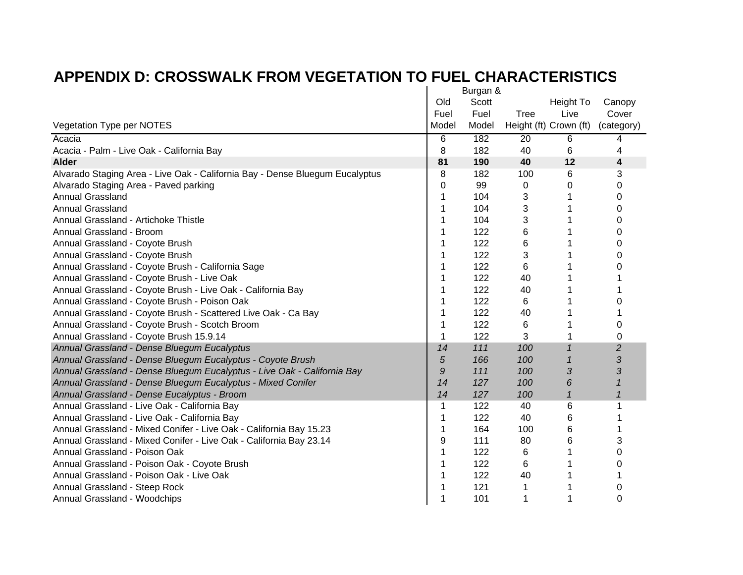# APPENDIX D: CROSSWALK FROM VEGETATION TO FUEL CHARACTERISTICS

| Vegetation Type per NOTES | Old Fuel Model | Burgan & Scott Fuel Model | Tree Height (ft) | Height To Live Crown (ft) | Canopy Cover (category) |
|---|---|---|---|---|---|
| Acacia | 6 | 182 | 20 | 6 | 4 |
| Acacia - Palm - Live Oak - California Bay | 8 | 182 | 40 | 6 | 4 |
| **Alder** | **81** | **190** | **40** | **12** | **4** |
| Alvarado Staging Area - Live Oak - California Bay - Dense Bluegum Eucalyptus | 8 | 182 | 100 | 6 | 3 |
| Alvarado Staging Area - Paved parking | 0 | 99 | 0 | 0 | 0 |
| Annual Grassland | 1 | 104 | 3 | 1 | 0 |
| Annual Grassland | 1 | 104 | 3 | 1 | 0 |
| Annual Grassland - Artichoke Thistle | 1 | 104 | 3 | 1 | 0 |
| Annual Grassland - Broom | 1 | 122 | 6 | 1 | 0 |
| Annual Grassland - Coyote Brush | 1 | 122 | 6 | 1 | 0 |
| Annual Grassland - Coyote Brush | 1 | 122 | 3 | 1 | 0 |
| Annual Grassland - Coyote Brush - California Sage | 1 | 122 | 6 | 1 | 0 |
| Annual Grassland - Coyote Brush - Live Oak | 1 | 122 | 40 | 1 | 1 |
| Annual Grassland - Coyote Brush - Live Oak - California Bay | 1 | 122 | 40 | 1 | 1 |
| Annual Grassland - Coyote Brush - Poison Oak | 1 | 122 | 6 | 1 | 0 |
| Annual Grassland - Coyote Brush - Scattered Live Oak - Ca Bay | 1 | 122 | 40 | 1 | 1 |
| Annual Grassland - Coyote Brush - Scotch Broom | 1 | 122 | 6 | 1 | 0 |
| Annual Grassland - Coyote Brush 15.9.14 | 1 | 122 | 3 | 1 | 0 |
| *Annual Grassland - Dense Bluegum Eucalyptus* | *14* | *111* | *100* | *1* | *2* |
| *Annual Grassland - Dense Bluegum Eucalyptus - Coyote Brush* | *5* | *166* | *100* | *1* | *3* |
| *Annual Grassland - Dense Bluegum Eucalyptus - Live Oak - California Bay* | *9* | *111* | *100* | *3* | *3* |
| *Annual Grassland - Dense Bluegum Eucalyptus - Mixed Conifer* | *14* | *127* | *100* | *6* | *1* |
| *Annual Grassland - Dense Eucalyptus - Broom* | *14* | *127* | *100* | *1* | *1* |
| Annual Grassland - Live Oak - California Bay | 1 | 122 | 40 | 6 | 1 |
| Annual Grassland - Live Oak - California Bay | 1 | 122 | 40 | 6 | 1 |
| Annual Grassland - Mixed Conifer - Live Oak - California Bay 15.23 | 1 | 164 | 100 | 6 | 1 |
| Annual Grassland - Mixed Conifer - Live Oak - California Bay 23.14 | 9 | 111 | 80 | 6 | 3 |
| Annual Grassland - Poison Oak | 1 | 122 | 6 | 1 | 0 |
| Annual Grassland - Poison Oak - Coyote Brush | 1 | 122 | 6 | 1 | 0 |
| Annual Grassland - Poison Oak - Live Oak | 1 | 122 | 40 | 1 | 1 |
| Annual Grassland - Steep Rock | 1 | 121 | 1 | 1 | 0 |
| Annual Grassland - Woodchips | 1 | 101 | 1 | 1 | 0 |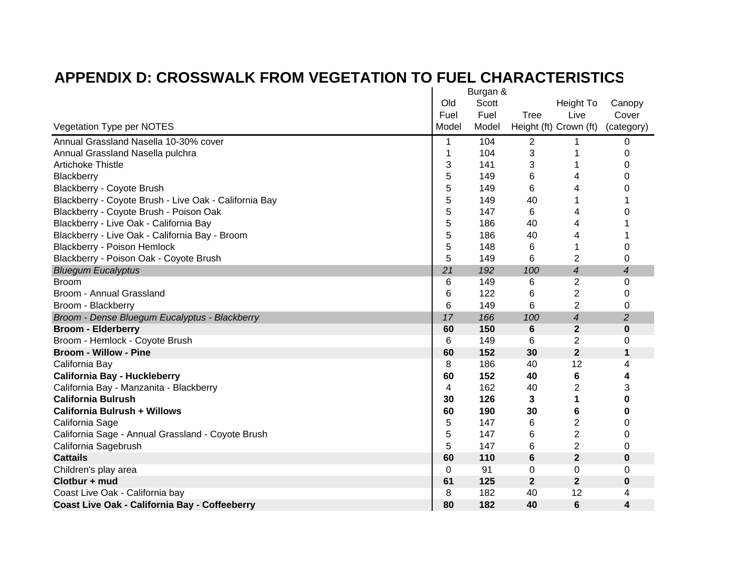# APPENDIX D: CROSSWALK FROM VEGETATION TO FUEL CHARACTERISTICS

| Vegetation Type per NOTES | Old Fuel Model | Burgan & Scott Fuel Model | Tree Height (ft) | Height To Live Crown (ft) | Canopy Cover (category) |
|---|---|---|---|---|---|
| Annual Grassland Nasella 10-30% cover | 1 | 104 | 2 | 1 | 0 |
| Annual Grassland Nasella pulchra | 1 | 104 | 3 | 1 | 0 |
| Artichoke Thistle | 3 | 141 | 3 | 1 | 0 |
| Blackberry | 5 | 149 | 6 | 4 | 0 |
| Blackberry - Coyote Brush | 5 | 149 | 6 | 4 | 0 |
| Blackberry - Coyote Brush - Live Oak - California Bay | 5 | 149 | 40 | 1 | 1 |
| Blackberry - Coyote Brush - Poison Oak | 5 | 147 | 6 | 4 | 0 |
| Blackberry - Live Oak - California Bay | 5 | 186 | 40 | 4 | 1 |
| Blackberry - Live Oak - California Bay - Broom | 5 | 186 | 40 | 4 | 1 |
| Blackberry - Poison Hemlock | 5 | 148 | 6 | 1 | 0 |
| Blackberry - Poison Oak - Coyote Brush | 5 | 149 | 6 | 2 | 0 |
| *Bluegum Eucalyptus* | *21* | *192* | *100* | *4* | *4* |
| Broom | 6 | 149 | 6 | 2 | 0 |
| Broom - Annual Grassland | 6 | 122 | 6 | 2 | 0 |
| Broom - Blackberry | 6 | 149 | 6 | 2 | 0 |
| *Broom - Dense Bluegum Eucalyptus - Blackberry* | *17* | *166* | *100* | *4* | *2* |
| **Broom - Elderberry** | **60** | **150** | **6** | **2** | **0** |
| Broom - Hemlock - Coyote Brush | 6 | 149 | 6 | 2 | 0 |
| **Broom - Willow - Pine** | **60** | **152** | **30** | **2** | **1** |
| California Bay | 8 | 186 | 40 | 12 | 4 |
| **California Bay - Huckleberry** | **60** | **152** | **40** | **6** | **4** |
| California Bay - Manzanita - Blackberry | 4 | 162 | 40 | 2 | 3 |
| **California Bulrush** | **30** | **126** | **3** | **1** | **0** |
| **California Bulrush + Willows** | **60** | **190** | **30** | **6** | **0** |
| California Sage | 5 | 147 | 6 | 2 | 0 |
| California Sage - Annual Grassland - Coyote Brush | 5 | 147 | 6 | 2 | 0 |
| California Sagebrush | 5 | 147 | 6 | 2 | 0 |
| **Cattails** | **60** | **110** | **6** | **2** | **0** |
| Children's play area | 0 | 91 | 0 | 0 | 0 |
| **Clotbur + mud** | **61** | **125** | **2** | **2** | **0** |
| Coast Live Oak - California bay | 8 | 182 | 40 | 12 | 4 |
| **Coast Live Oak - California Bay - Coffeeberry** | **80** | **182** | **40** | **6** | **4** |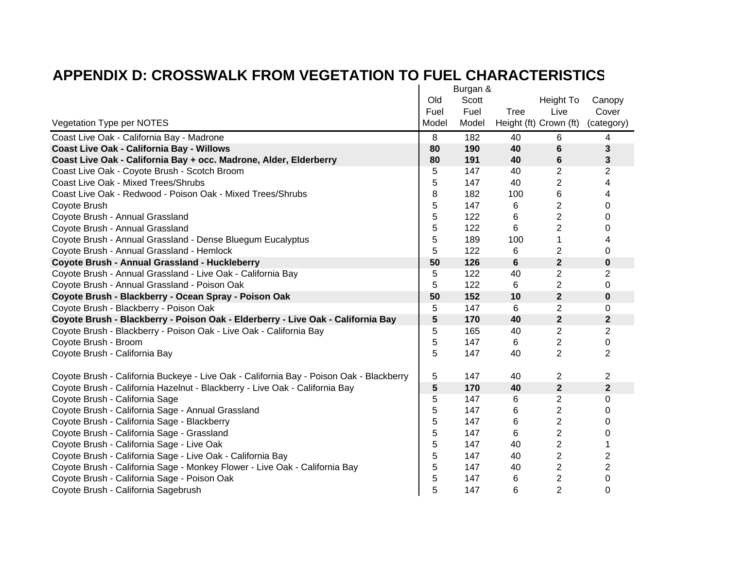# APPENDIX D: CROSSWALK FROM VEGETATION TO FUEL CHARACTERISTICS

| Vegetation Type per NOTES | Old Fuel Model | Burgan & Scott Fuel Model | Tree Height (ft) | Height To Live Crown (ft) | Canopy Cover (category) |
|---|---|---|---|---|---|
| Coast Live Oak - California Bay - Madrone | 8 | 182 | 40 | 6 | 4 |
| **Coast Live Oak - California Bay - Willows** | **80** | **190** | **40** | **6** | **3** |
| **Coast Live Oak - California Bay + occ. Madrone, Alder, Elderberry** | **80** | **191** | **40** | **6** | **3** |
| Coast Live Oak - Coyote Brush - Scotch Broom | 5 | 147 | 40 | 2 | 2 |
| Coast Live Oak - Mixed Trees/Shrubs | 5 | 147 | 40 | 2 | 4 |
| Coast Live Oak - Redwood - Poison Oak - Mixed Trees/Shrubs | 8 | 182 | 100 | 6 | 4 |
| Coyote Brush | 5 | 147 | 6 | 2 | 0 |
| Coyote Brush - Annual Grassland | 5 | 122 | 6 | 2 | 0 |
| Coyote Brush - Annual Grassland | 5 | 122 | 6 | 2 | 0 |
| Coyote Brush - Annual Grassland - Dense Bluegum Eucalyptus | 5 | 189 | 100 | 1 | 4 |
| Coyote Brush - Annual Grassland - Hemlock | 5 | 122 | 6 | 2 | 0 |
| **Coyote Brush - Annual Grassland - Huckleberry** | **50** | **126** | **6** | **2** | **0** |
| Coyote Brush - Annual Grassland - Live Oak - California Bay | 5 | 122 | 40 | 2 | 2 |
| Coyote Brush - Annual Grassland - Poison Oak | 5 | 122 | 6 | 2 | 0 |
| **Coyote Brush - Blackberry - Ocean Spray - Poison Oak** | **50** | **152** | **10** | **2** | **0** |
| Coyote Brush - Blackberry - Poison Oak | 5 | 147 | 6 | 2 | 0 |
| **Coyote Brush - Blackberry - Poison Oak - Elderberry - Live Oak - California Bay** | **5** | **170** | **40** | **2** | **2** |
| Coyote Brush - Blackberry - Poison Oak - Live Oak - California Bay | 5 | 165 | 40 | 2 | 2 |
| Coyote Brush - Broom | 5 | 147 | 6 | 2 | 0 |
| Coyote Brush - California Bay | 5 | 147 | 40 | 2 | 2 |
| Coyote Brush - California Buckeye - Live Oak - California Bay - Poison Oak - Blackberry | 5 | 147 | 40 | 2 | 2 |
| Coyote Brush - California Hazelnut - Blackberry - Live Oak - California Bay | **5** | **170** | **40** | **2** | **2** |
| Coyote Brush - California Sage | 5 | 147 | 6 | 2 | 0 |
| Coyote Brush - California Sage - Annual Grassland | 5 | 147 | 6 | 2 | 0 |
| Coyote Brush - California Sage - Blackberry | 5 | 147 | 6 | 2 | 0 |
| Coyote Brush - California Sage - Grassland | 5 | 147 | 6 | 2 | 0 |
| Coyote Brush - California Sage - Live Oak | 5 | 147 | 40 | 2 | 1 |
| Coyote Brush - California Sage - Live Oak - California Bay | 5 | 147 | 40 | 2 | 2 |
| Coyote Brush - California Sage - Monkey Flower - Live Oak - California Bay | 5 | 147 | 40 | 2 | 2 |
| Coyote Brush - California Sage - Poison Oak | 5 | 147 | 6 | 2 | 0 |
| Coyote Brush - California Sagebrush | 5 | 147 | 6 | 2 | 0 |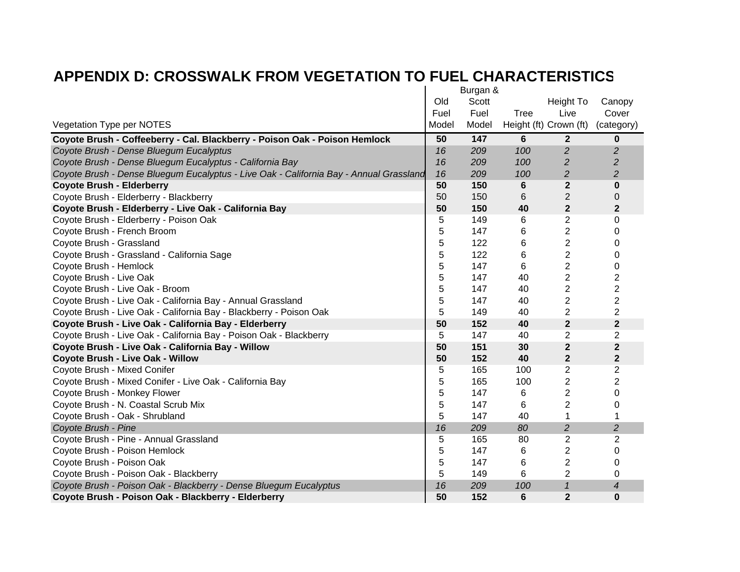# APPENDIX D: CROSSWALK FROM VEGETATION TO FUEL CHARACTERISTICS

| Vegetation Type per NOTES | Old Fuel Model | Burgan & Scott Fuel Model | Tree Height (ft) | Height To Live Crown (ft) | Canopy Cover (category) |
|---|---|---|---|---|---|
| **Coyote Brush - Coffeeberry - Cal. Blackberry - Poison Oak - Poison Hemlock** | **50** | **147** | **6** | **2** | **0** |
| *Coyote Brush - Dense Bluegum Eucalyptus* | *16* | *209* | *100* | *2* | *2* |
| *Coyote Brush - Dense Bluegum Eucalyptus - California Bay* | *16* | *209* | *100* | *2* | *2* |
| *Coyote Brush - Dense Bluegum Eucalyptus - Live Oak - California Bay - Annual Grassland* | *16* | *209* | *100* | *2* | *2* |
| **Coyote Brush - Elderberry** | **50** | **150** | **6** | **2** | **0** |
| Coyote Brush - Elderberry - Blackberry | 50 | 150 | 6 | 2 | 0 |
| **Coyote Brush - Elderberry - Live Oak - California Bay** | **50** | **150** | **40** | **2** | **2** |
| Coyote Brush - Elderberry - Poison Oak | 5 | 149 | 6 | 2 | 0 |
| Coyote Brush - French Broom | 5 | 147 | 6 | 2 | 0 |
| Coyote Brush - Grassland | 5 | 122 | 6 | 2 | 0 |
| Coyote Brush - Grassland - California Sage | 5 | 122 | 6 | 2 | 0 |
| Coyote Brush - Hemlock | 5 | 147 | 6 | 2 | 0 |
| Coyote Brush - Live Oak | 5 | 147 | 40 | 2 | 2 |
| Coyote Brush - Live Oak - Broom | 5 | 147 | 40 | 2 | 2 |
| Coyote Brush - Live Oak - California Bay - Annual Grassland | 5 | 147 | 40 | 2 | 2 |
| Coyote Brush - Live Oak - California Bay - Blackberry - Poison Oak | 5 | 149 | 40 | 2 | 2 |
| **Coyote Brush - Live Oak - California Bay - Elderberry** | **50** | **152** | **40** | **2** | **2** |
| Coyote Brush - Live Oak - California Bay - Poison Oak - Blackberry | 5 | 147 | 40 | 2 | 2 |
| **Coyote Brush - Live Oak - California Bay - Willow** | **50** | **151** | **30** | **2** | **2** |
| **Coyote Brush - Live Oak - Willow** | **50** | **152** | **40** | **2** | **2** |
| Coyote Brush - Mixed Conifer | 5 | 165 | 100 | 2 | 2 |
| Coyote Brush - Mixed Conifer - Live Oak - California Bay | 5 | 165 | 100 | 2 | 2 |
| Coyote Brush - Monkey Flower | 5 | 147 | 6 | 2 | 0 |
| Coyote Brush - N. Coastal Scrub Mix | 5 | 147 | 6 | 2 | 0 |
| Coyote Brush - Oak - Shrubland | 5 | 147 | 40 | 1 | 1 |
| *Coyote Brush - Pine* | *16* | *209* | *80* | *2* | *2* |
| Coyote Brush - Pine - Annual Grassland | 5 | 165 | 80 | 2 | 2 |
| Coyote Brush - Poison Hemlock | 5 | 147 | 6 | 2 | 0 |
| Coyote Brush - Poison Oak | 5 | 147 | 6 | 2 | 0 |
| Coyote Brush - Poison Oak - Blackberry | 5 | 149 | 6 | 2 | 0 |
| *Coyote Brush - Poison Oak - Blackberry - Dense Bluegum Eucalyptus* | *16* | *209* | *100* | *1* | *4* |
| **Coyote Brush - Poison Oak - Blackberry - Elderberry** | **50** | **152** | **6** | **2** | **0** |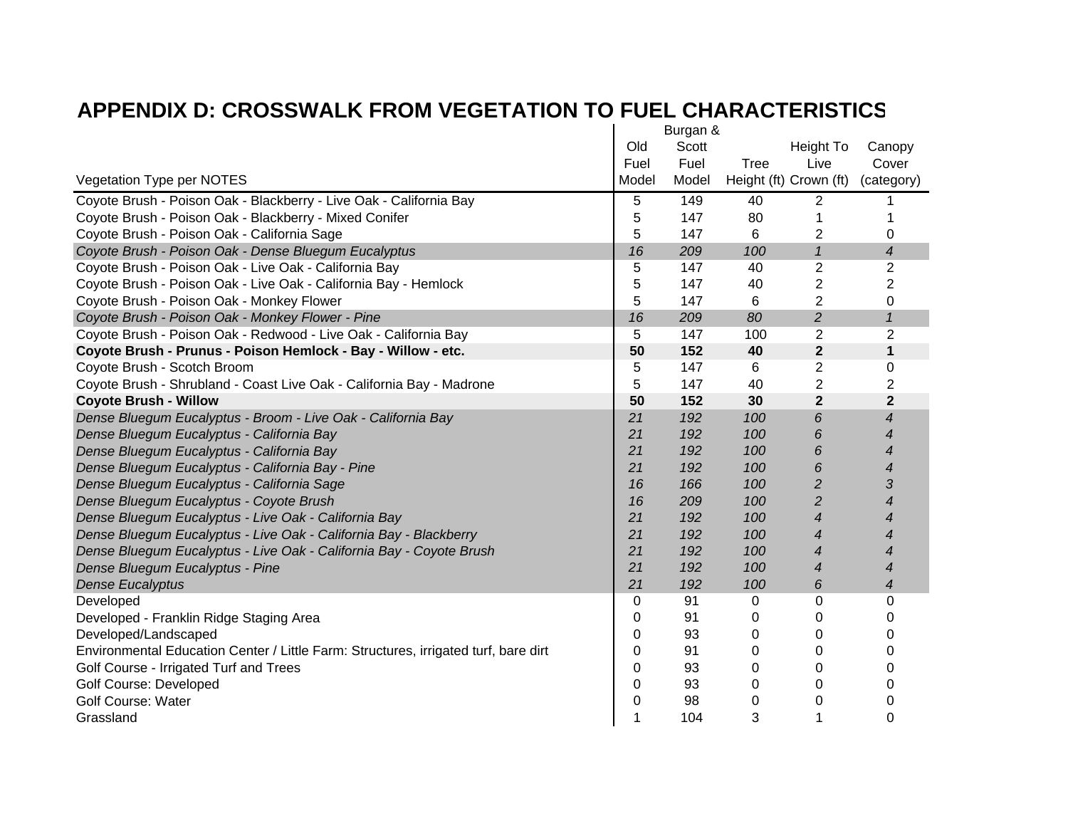# APPENDIX D: CROSSWALK FROM VEGETATION TO FUEL CHARACTERISTICS

| Vegetation Type per NOTES | Old Fuel Model | Burgan & Scott Fuel Model | Tree Height (ft) | Height To Live Crown (ft) | Canopy Cover (category) |
|---|---|---|---|---|---|
| Coyote Brush - Poison Oak - Blackberry - Live Oak - California Bay | 5 | 149 | 40 | 2 | 1 |
| Coyote Brush - Poison Oak - Blackberry - Mixed Conifer | 5 | 147 | 80 | 1 | 1 |
| Coyote Brush - Poison Oak - California Sage | 5 | 147 | 6 | 2 | 0 |
| *Coyote Brush - Poison Oak - Dense Bluegum Eucalyptus* | *16* | *209* | *100* | *1* | *4* |
| Coyote Brush - Poison Oak - Live Oak - California Bay | 5 | 147 | 40 | 2 | 2 |
| Coyote Brush - Poison Oak - Live Oak - California Bay - Hemlock | 5 | 147 | 40 | 2 | 2 |
| Coyote Brush - Poison Oak - Monkey Flower | 5 | 147 | 6 | 2 | 0 |
| *Coyote Brush - Poison Oak - Monkey Flower - Pine* | *16* | *209* | *80* | *2* | *1* |
| Coyote Brush - Poison Oak - Redwood - Live Oak - California Bay | 5 | 147 | 100 | 2 | 2 |
| **Coyote Brush - Prunus - Poison Hemlock - Bay - Willow - etc.** | **50** | **152** | **40** | **2** | **1** |
| Coyote Brush - Scotch Broom | 5 | 147 | 6 | 2 | 0 |
| Coyote Brush - Shrubland - Coast Live Oak - California Bay - Madrone | 5 | 147 | 40 | 2 | 2 |
| **Coyote Brush - Willow** | **50** | **152** | **30** | **2** | **2** |
| *Dense Bluegum Eucalyptus - Broom - Live Oak - California Bay* | *21* | *192* | *100* | *6* | *4* |
| *Dense Bluegum Eucalyptus - California Bay* | *21* | *192* | *100* | *6* | *4* |
| *Dense Bluegum Eucalyptus - California Bay* | *21* | *192* | *100* | *6* | *4* |
| *Dense Bluegum Eucalyptus - California Bay - Pine* | *21* | *192* | *100* | *6* | *4* |
| *Dense Bluegum Eucalyptus - California Sage* | *16* | *166* | *100* | *2* | *3* |
| *Dense Bluegum Eucalyptus - Coyote Brush* | *16* | *209* | *100* | *2* | *4* |
| *Dense Bluegum Eucalyptus - Live Oak - California Bay* | *21* | *192* | *100* | *4* | *4* |
| *Dense Bluegum Eucalyptus - Live Oak - California Bay - Blackberry* | *21* | *192* | *100* | *4* | *4* |
| *Dense Bluegum Eucalyptus - Live Oak - California Bay - Coyote Brush* | *21* | *192* | *100* | *4* | *4* |
| *Dense Bluegum Eucalyptus - Pine* | *21* | *192* | *100* | *4* | *4* |
| *Dense Eucalyptus* | *21* | *192* | *100* | *6* | *4* |
| Developed | 0 | 91 | 0 | 0 | 0 |
| Developed - Franklin Ridge Staging Area | 0 | 91 | 0 | 0 | 0 |
| Developed/Landscaped | 0 | 93 | 0 | 0 | 0 |
| Environmental Education Center / Little Farm: Structures, irrigated turf, bare dirt | 0 | 91 | 0 | 0 | 0 |
| Golf Course - Irrigated Turf and Trees | 0 | 93 | 0 | 0 | 0 |
| Golf Course: Developed | 0 | 93 | 0 | 0 | 0 |
| Golf Course: Water | 0 | 98 | 0 | 0 | 0 |
| Grassland | 1 | 104 | 3 | 1 | 0 |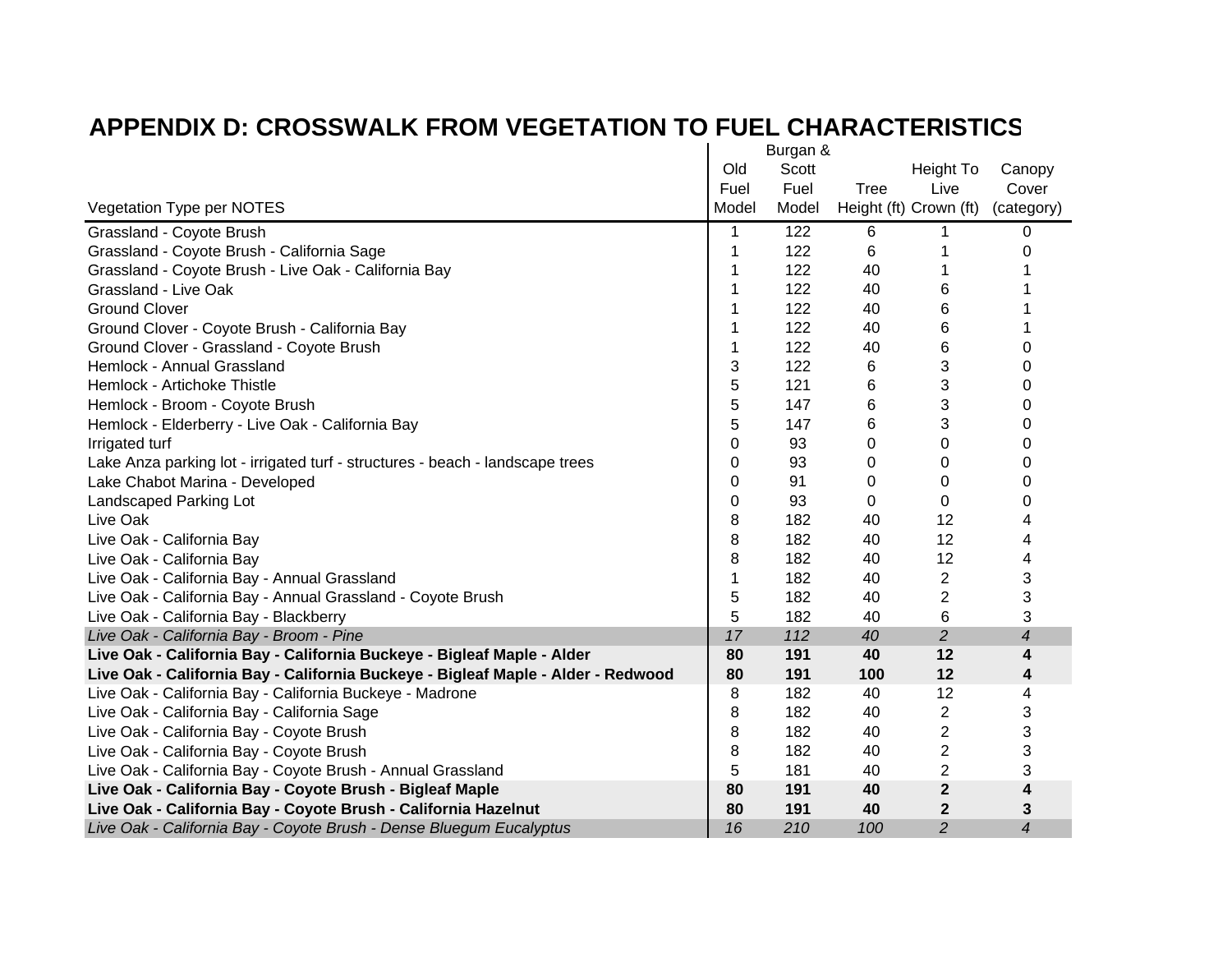# APPENDIX D: CROSSWALK FROM VEGETATION TO FUEL CHARACTERISTICS

| Vegetation Type per NOTES | Old Fuel Model | Burgan & Scott Fuel Model | Tree Height (ft) | Height To Live Crown (ft) | Canopy Cover (category) |
|---|---|---|---|---|---|
| Grassland - Coyote Brush | 1 | 122 | 6 | 1 | 0 |
| Grassland - Coyote Brush - California Sage | 1 | 122 | 6 | 1 | 0 |
| Grassland - Coyote Brush - Live Oak - California Bay | 1 | 122 | 40 | 1 | 1 |
| Grassland - Live Oak | 1 | 122 | 40 | 6 | 1 |
| Ground Clover | 1 | 122 | 40 | 6 | 1 |
| Ground Clover - Coyote Brush - California Bay | 1 | 122 | 40 | 6 | 1 |
| Ground Clover - Grassland - Coyote Brush | 1 | 122 | 40 | 6 | 0 |
| Hemlock - Annual Grassland | 3 | 122 | 6 | 3 | 0 |
| Hemlock - Artichoke Thistle | 5 | 121 | 6 | 3 | 0 |
| Hemlock - Broom - Coyote Brush | 5 | 147 | 6 | 3 | 0 |
| Hemlock - Elderberry - Live Oak - California Bay | 5 | 147 | 6 | 3 | 0 |
| Irrigated turf | 0 | 93 | 0 | 0 | 0 |
| Lake Anza parking lot - irrigated turf - structures - beach - landscape trees | 0 | 93 | 0 | 0 | 0 |
| Lake Chabot Marina - Developed | 0 | 91 | 0 | 0 | 0 |
| Landscaped Parking Lot | 0 | 93 | 0 | 0 | 0 |
| Live Oak | 8 | 182 | 40 | 12 | 4 |
| Live Oak - California Bay | 8 | 182 | 40 | 12 | 4 |
| Live Oak - California Bay | 8 | 182 | 40 | 12 | 4 |
| Live Oak - California Bay - Annual Grassland | 1 | 182 | 40 | 2 | 3 |
| Live Oak - California Bay - Annual Grassland - Coyote Brush | 5 | 182 | 40 | 2 | 3 |
| Live Oak - California Bay - Blackberry | 5 | 182 | 40 | 6 | 3 |
| *Live Oak - California Bay - Broom - Pine* | *17* | *112* | *40* | *2* | *4* |
| **Live Oak - California Bay - California Buckeye - Bigleaf Maple - Alder** | **80** | **191** | **40** | **12** | **4** |
| **Live Oak - California Bay - California Buckeye - Bigleaf Maple - Alder - Redwood** | **80** | **191** | **100** | **12** | **4** |
| Live Oak - California Bay - California Buckeye - Madrone | 8 | 182 | 40 | 12 | 4 |
| Live Oak - California Bay - California Sage | 8 | 182 | 40 | 2 | 3 |
| Live Oak - California Bay - Coyote Brush | 8 | 182 | 40 | 2 | 3 |
| Live Oak - California Bay - Coyote Brush | 8 | 182 | 40 | 2 | 3 |
| Live Oak - California Bay - Coyote Brush - Annual Grassland | 5 | 181 | 40 | 2 | 3 |
| **Live Oak - California Bay - Coyote Brush - Bigleaf Maple** | **80** | **191** | **40** | **2** | **4** |
| **Live Oak - California Bay - Coyote Brush - California Hazelnut** | **80** | **191** | **40** | **2** | **3** |
| *Live Oak - California Bay - Coyote Brush - Dense Bluegum Eucalyptus* | *16* | *210* | *100* | *2* | *4* |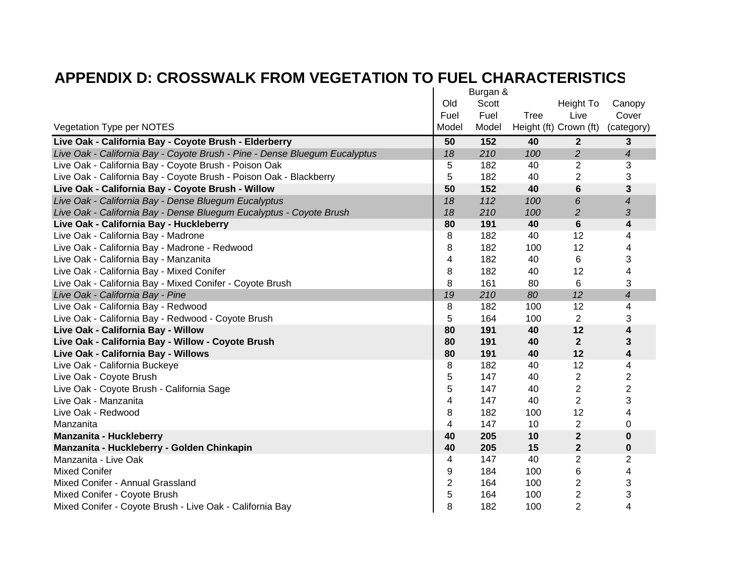# APPENDIX D: CROSSWALK FROM VEGETATION TO FUEL CHARACTERISTICS

| Vegetation Type per NOTES | Old Fuel Model | Burgan & Scott Fuel Model | Tree Height (ft) | Height To Live Crown (ft) | Canopy Cover (category) |
|---|---|---|---|---|---|
| **Live Oak - California Bay - Coyote Brush - Elderberry** | **50** | **152** | **40** | **2** | **3** |
| *Live Oak - California Bay - Coyote Brush - Pine - Dense Bluegum Eucalyptus* | *18* | *210* | *100* | *2* | *4* |
| Live Oak - California Bay - Coyote Brush - Poison Oak | 5 | 182 | 40 | 2 | 3 |
| Live Oak - California Bay - Coyote Brush - Poison Oak - Blackberry | 5 | 182 | 40 | 2 | 3 |
| **Live Oak - California Bay - Coyote Brush - Willow** | **50** | **152** | **40** | **6** | **3** |
| *Live Oak - California Bay - Dense Bluegum Eucalyptus* | *18* | *112* | *100* | *6* | *4* |
| *Live Oak - California Bay - Dense Bluegum Eucalyptus - Coyote Brush* | *18* | *210* | *100* | *2* | *3* |
| **Live Oak - California Bay - Huckleberry** | **80** | **191** | **40** | **6** | **4** |
| Live Oak - California Bay - Madrone | 8 | 182 | 40 | 12 | 4 |
| Live Oak - California Bay - Madrone - Redwood | 8 | 182 | 100 | 12 | 4 |
| Live Oak - California Bay - Manzanita | 4 | 182 | 40 | 6 | 3 |
| Live Oak - California Bay - Mixed Conifer | 8 | 182 | 40 | 12 | 4 |
| Live Oak - California Bay - Mixed Conifer - Coyote Brush | 8 | 161 | 80 | 6 | 3 |
| *Live Oak - California Bay - Pine* | *19* | *210* | *80* | *12* | *4* |
| Live Oak - California Bay - Redwood | 8 | 182 | 100 | 12 | 4 |
| Live Oak - California Bay - Redwood - Coyote Brush | 5 | 164 | 100 | 2 | 3 |
| **Live Oak - California Bay - Willow** | **80** | **191** | **40** | **12** | **4** |
| **Live Oak - California Bay - Willow - Coyote Brush** | **80** | **191** | **40** | **2** | **3** |
| **Live Oak - California Bay - Willows** | **80** | **191** | **40** | **12** | **4** |
| Live Oak - California Buckeye | 8 | 182 | 40 | 12 | 4 |
| Live Oak - Coyote Brush | 5 | 147 | 40 | 2 | 2 |
| Live Oak - Coyote Brush - California Sage | 5 | 147 | 40 | 2 | 2 |
| Live Oak - Manzanita | 4 | 147 | 40 | 2 | 3 |
| Live Oak - Redwood | 8 | 182 | 100 | 12 | 4 |
| Manzanita | 4 | 147 | 10 | 2 | 0 |
| **Manzanita - Huckleberry** | **40** | **205** | **10** | **2** | **0** |
| **Manzanita - Huckleberry - Golden Chinkapin** | **40** | **205** | **15** | **2** | **0** |
| Manzanita - Live Oak | 4 | 147 | 40 | 2 | 2 |
| Mixed Conifer | 9 | 184 | 100 | 6 | 4 |
| Mixed Conifer - Annual Grassland | 2 | 164 | 100 | 2 | 3 |
| Mixed Conifer - Coyote Brush | 5 | 164 | 100 | 2 | 3 |
| Mixed Conifer - Coyote Brush - Live Oak - California Bay | 8 | 182 | 100 | 2 | 4 |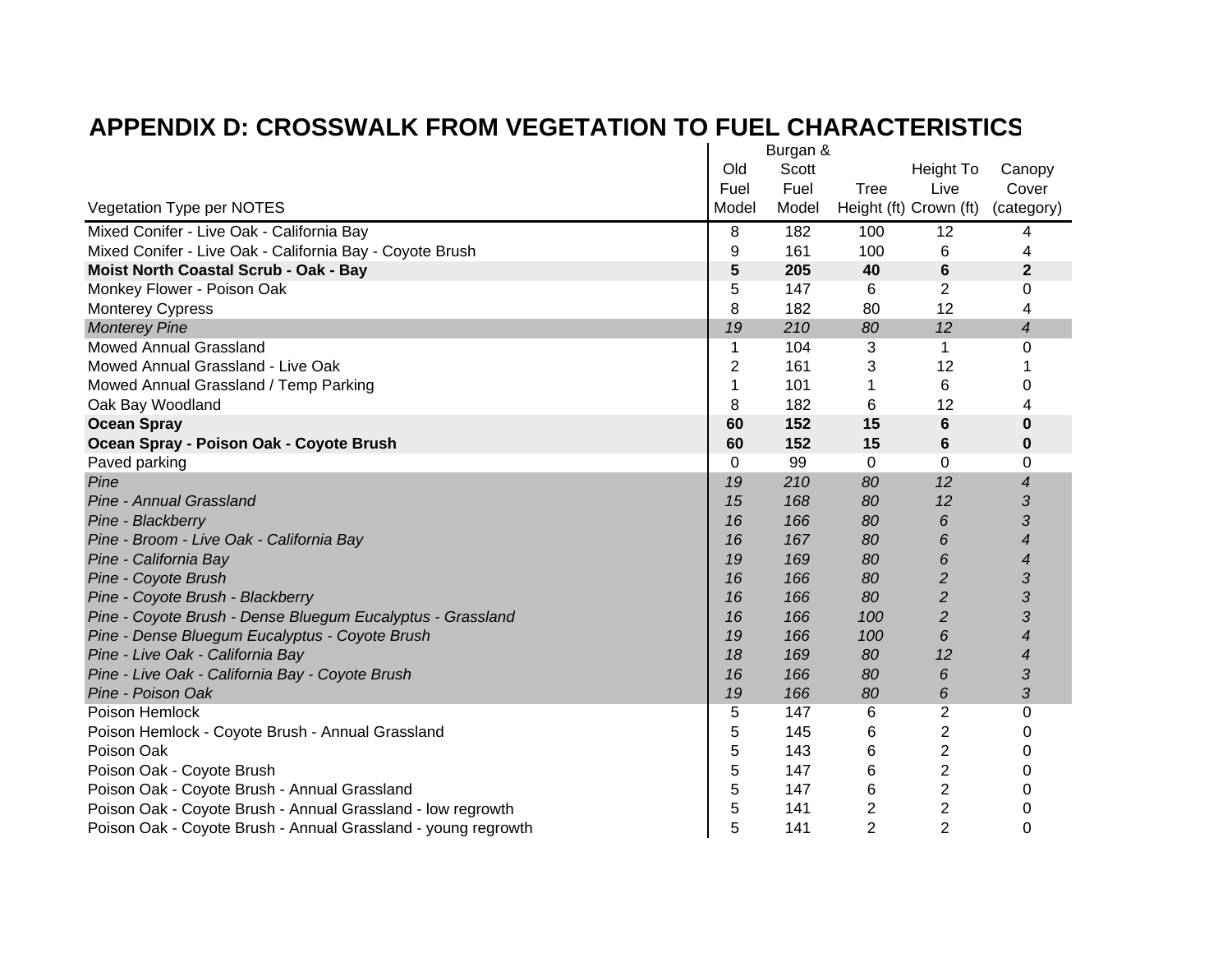# APPENDIX D: CROSSWALK FROM VEGETATION TO FUEL CHARACTERISTICS

| Vegetation Type per NOTES | Old Fuel Model | Burgan & Scott Fuel Model | Tree Height (ft) | Height To Live Crown (ft) | Canopy Cover (category) |
|---|---|---|---|---|---|
| Mixed Conifer - Live Oak - California Bay | 8 | 182 | 100 | 12 | 4 |
| Mixed Conifer - Live Oak - California Bay - Coyote Brush | 9 | 161 | 100 | 6 | 4 |
| **Moist North Coastal Scrub - Oak - Bay** | **5** | **205** | **40** | **6** | **2** |
| Monkey Flower - Poison Oak | 5 | 147 | 6 | 2 | 0 |
| Monterey Cypress | 8 | 182 | 80 | 12 | 4 |
| *Monterey Pine* | *19* | *210* | *80* | *12* | *4* |
| Mowed Annual Grassland | 1 | 104 | 3 | 1 | 0 |
| Mowed Annual Grassland - Live Oak | 2 | 161 | 3 | 12 | 1 |
| Mowed Annual Grassland / Temp Parking | 1 | 101 | 1 | 6 | 0 |
| Oak Bay Woodland | 8 | 182 | 6 | 12 | 4 |
| **Ocean Spray** | **60** | **152** | **15** | **6** | **0** |
| **Ocean Spray - Poison Oak - Coyote Brush** | **60** | **152** | **15** | **6** | **0** |
| Paved parking | 0 | 99 | 0 | 0 | 0 |
| *Pine* | *19* | *210* | *80* | *12* | *4* |
| *Pine - Annual Grassland* | *15* | *168* | *80* | *12* | *3* |
| *Pine - Blackberry* | *16* | *166* | *80* | *6* | *3* |
| *Pine - Broom - Live Oak - California Bay* | *16* | *167* | *80* | *6* | *4* |
| *Pine - California Bay* | *19* | *169* | *80* | *6* | *4* |
| *Pine - Coyote Brush* | *16* | *166* | *80* | *2* | *3* |
| *Pine - Coyote Brush - Blackberry* | *16* | *166* | *80* | *2* | *3* |
| *Pine - Coyote Brush - Dense Bluegum Eucalyptus - Grassland* | *16* | *166* | *100* | *2* | *3* |
| *Pine - Dense Bluegum Eucalyptus - Coyote Brush* | *19* | *166* | *100* | *6* | *4* |
| *Pine - Live Oak - California Bay* | *18* | *169* | *80* | *12* | *4* |
| *Pine - Live Oak - California Bay - Coyote Brush* | *16* | *166* | *80* | *6* | *3* |
| *Pine - Poison Oak* | *19* | *166* | *80* | *6* | *3* |
| Poison Hemlock | 5 | 147 | 6 | 2 | 0 |
| Poison Hemlock - Coyote Brush - Annual Grassland | 5 | 145 | 6 | 2 | 0 |
| Poison Oak | 5 | 143 | 6 | 2 | 0 |
| Poison Oak - Coyote Brush | 5 | 147 | 6 | 2 | 0 |
| Poison Oak - Coyote Brush - Annual Grassland | 5 | 147 | 6 | 2 | 0 |
| Poison Oak - Coyote Brush - Annual Grassland - low regrowth | 5 | 141 | 2 | 2 | 0 |
| Poison Oak - Coyote Brush - Annual Grassland - young regrowth | 5 | 141 | 2 | 2 | 0 |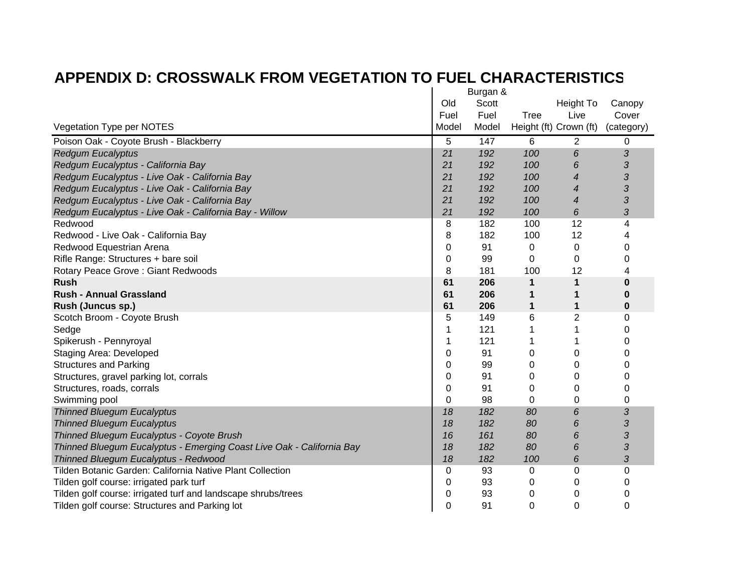# APPENDIX D: CROSSWALK FROM VEGETATION TO FUEL CHARACTERISTICS

| Vegetation Type per NOTES | Old Fuel Model | Burgan & Scott Fuel Model | Tree Height (ft) | Height To Live Crown (ft) | Canopy Cover (category) |
|---|---|---|---|---|---|
| Poison Oak - Coyote Brush - Blackberry | 5 | 147 | 6 | 2 | 0 |
| *Redgum Eucalyptus* | *21* | *192* | *100* | *6* | *3* |
| *Redgum Eucalyptus - California Bay* | *21* | *192* | *100* | *6* | *3* |
| *Redgum Eucalyptus - Live Oak - California Bay* | *21* | *192* | *100* | *4* | *3* |
| *Redgum Eucalyptus - Live Oak - California Bay* | *21* | *192* | *100* | *4* | *3* |
| *Redgum Eucalyptus - Live Oak - California Bay* | *21* | *192* | *100* | *4* | *3* |
| *Redgum Eucalyptus - Live Oak - California Bay - Willow* | *21* | *192* | *100* | *6* | *3* |
| Redwood | 8 | 182 | 100 | 12 | 4 |
| Redwood - Live Oak - California Bay | 8 | 182 | 100 | 12 | 4 |
| Redwood Equestrian Arena | 0 | 91 | 0 | 0 | 0 |
| Rifle Range: Structures + bare soil | 0 | 99 | 0 | 0 | 0 |
| Rotary Peace Grove : Giant Redwoods | 8 | 181 | 100 | 12 | 4 |
| **Rush** | **61** | **206** | **1** | **1** | **0** |
| **Rush - Annual Grassland** | **61** | **206** | **1** | **1** | **0** |
| **Rush (Juncus sp.)** | **61** | **206** | **1** | **1** | **0** |
| Scotch Broom - Coyote Brush | 5 | 149 | 6 | 2 | 0 |
| Sedge | 1 | 121 | 1 | 1 | 0 |
| Spikerush - Pennyroyal | 1 | 121 | 1 | 1 | 0 |
| Staging Area: Developed | 0 | 91 | 0 | 0 | 0 |
| Structures and Parking | 0 | 99 | 0 | 0 | 0 |
| Structures, gravel parking lot, corrals | 0 | 91 | 0 | 0 | 0 |
| Structures, roads, corrals | 0 | 91 | 0 | 0 | 0 |
| Swimming pool | 0 | 98 | 0 | 0 | 0 |
| *Thinned Bluegum Eucalyptus* | *18* | *182* | *80* | *6* | *3* |
| *Thinned Bluegum Eucalyptus* | *18* | *182* | *80* | *6* | *3* |
| *Thinned Bluegum Eucalyptus - Coyote Brush* | *16* | *161* | *80* | *6* | *3* |
| *Thinned Bluegum Eucalyptus - Emerging Coast Live Oak - California Bay* | *18* | *182* | *80* | *6* | *3* |
| *Thinned Bluegum Eucalyptus - Redwood* | *18* | *182* | *100* | *6* | *3* |
| Tilden Botanic Garden: California Native Plant Collection | 0 | 93 | 0 | 0 | 0 |
| Tilden golf course: irrigated park turf | 0 | 93 | 0 | 0 | 0 |
| Tilden golf course: irrigated turf and landscape shrubs/trees | 0 | 93 | 0 | 0 | 0 |
| Tilden golf course: Structures and Parking lot | 0 | 91 | 0 | 0 | 0 |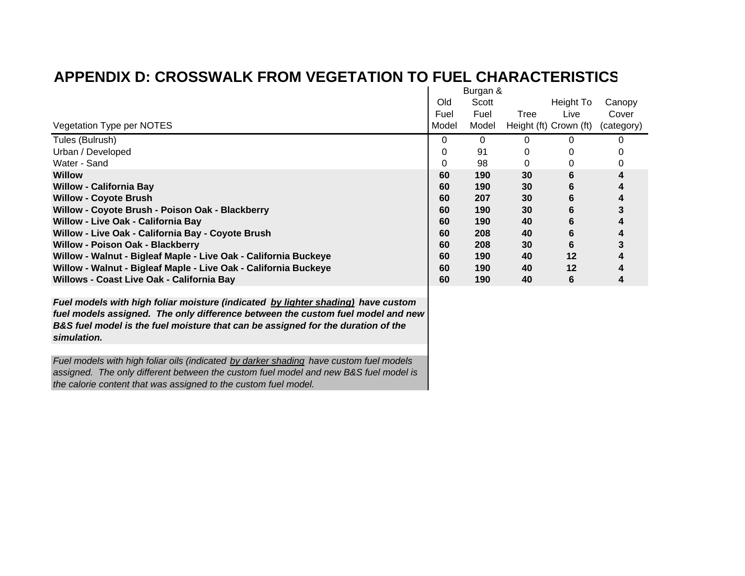# APPENDIX D: CROSSWALK FROM VEGETATION TO FUEL CHARACTERISTICS

| Vegetation Type per NOTES | Old Fuel Model | Burgan & Scott Fuel Model | Tree Height (ft) | Height To Live Crown (ft) | Canopy Cover (category) |
|---|---|---|---|---|---|
| Tules (Bulrush) | 0 | 0 | 0 | 0 | 0 |
| Urban / Developed | 0 | 91 | 0 | 0 | 0 |
| Water - Sand | 0 | 98 | 0 | 0 | 0 |
| **Willow** | **60** | **190** | **30** | **6** | **4** |
| **Willow - California Bay** | **60** | **190** | **30** | **6** | **4** |
| **Willow - Coyote Brush** | **60** | **207** | **30** | **6** | **4** |
| **Willow - Coyote Brush - Poison Oak - Blackberry** | **60** | **190** | **30** | **6** | **3** |
| **Willow - Live Oak - California Bay** | **60** | **190** | **40** | **6** | **4** |
| **Willow - Live Oak - California Bay - Coyote Brush** | **60** | **208** | **40** | **6** | **4** |
| **Willow - Poison Oak - Blackberry** | **60** | **208** | **30** | **6** | **3** |
| **Willow - Walnut - Bigleaf Maple - Live Oak - California Buckeye** | **60** | **190** | **40** | **12** | **4** |
| **Willow - Walnut - Bigleaf Maple - Live Oak - California Buckeye** | **60** | **190** | **40** | **12** | **4** |
| **Willows - Coast Live Oak - California Bay** | **60** | **190** | **40** | **6** | **4** |

***Fuel models with high foliar moisture (indicated by lighter shading) have custom fuel models assigned. The only difference between the custom fuel model and new B&S fuel model is the fuel moisture that can be assigned for the duration of the simulation.***

*Fuel models with high foliar oils (indicated by darker shading have custom fuel models assigned. The only different between the custom fuel model and new B&S fuel model is the calorie content that was assigned to the custom fuel model.*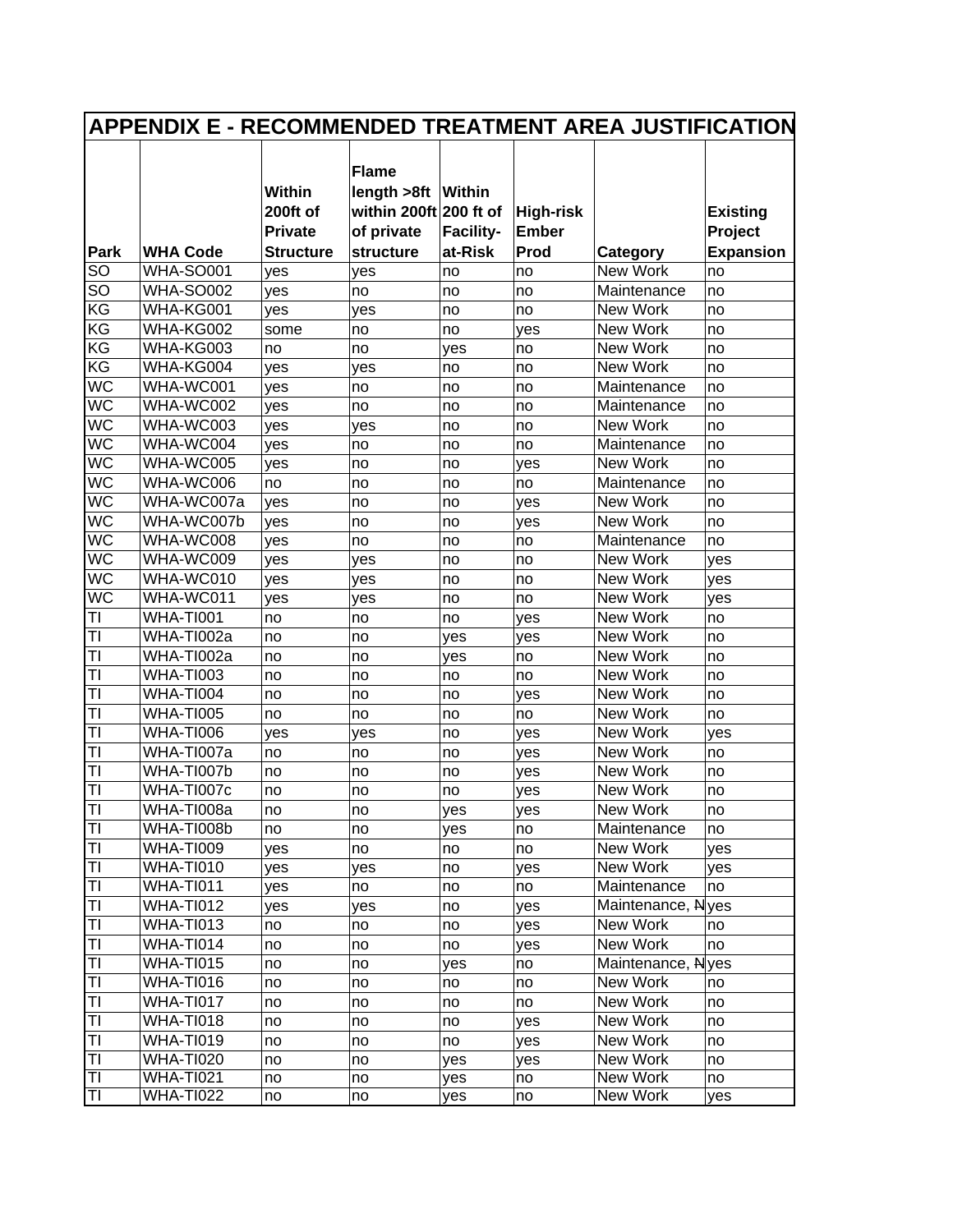# APPENDIX E - RECOMMENDED TREATMENT AREA JUSTIFICATION

| Park | WHA Code | Within 200ft of Private Structure | Flame length >8ft within 200ft of private structure | Within 200 ft of Facility-at-Risk | High-risk Ember Prod | Category | Existing Project Expansion |
|---|---|---|---|---|---|---|---|
| SO | WHA-SO001 | yes | yes | no | no | New Work | no |
| SO | WHA-SO002 | yes | no | no | no | Maintenance | no |
| KG | WHA-KG001 | yes | yes | no | no | New Work | no |
| KG | WHA-KG002 | some | no | no | yes | New Work | no |
| KG | WHA-KG003 | no | no | yes | no | New Work | no |
| KG | WHA-KG004 | yes | yes | no | no | New Work | no |
| WC | WHA-WC001 | yes | no | no | no | Maintenance | no |
| WC | WHA-WC002 | yes | no | no | no | Maintenance | no |
| WC | WHA-WC003 | yes | yes | no | no | New Work | no |
| WC | WHA-WC004 | yes | no | no | no | Maintenance | no |
| WC | WHA-WC005 | yes | no | no | yes | New Work | no |
| WC | WHA-WC006 | no | no | no | no | Maintenance | no |
| WC | WHA-WC007a | yes | no | no | yes | New Work | no |
| WC | WHA-WC007b | yes | no | no | yes | New Work | no |
| WC | WHA-WC008 | yes | no | no | no | Maintenance | no |
| WC | WHA-WC009 | yes | yes | no | no | New Work | yes |
| WC | WHA-WC010 | yes | yes | no | no | New Work | yes |
| WC | WHA-WC011 | yes | yes | no | no | New Work | yes |
| TI | WHA-TI001 | no | no | no | yes | New Work | no |
| TI | WHA-TI002a | no | no | yes | yes | New Work | no |
| TI | WHA-TI002a | no | no | yes | no | New Work | no |
| TI | WHA-TI003 | no | no | no | no | New Work | no |
| TI | WHA-TI004 | no | no | no | yes | New Work | no |
| TI | WHA-TI005 | no | no | no | no | New Work | no |
| TI | WHA-TI006 | yes | yes | no | yes | New Work | yes |
| TI | WHA-TI007a | no | no | no | yes | New Work | no |
| TI | WHA-TI007b | no | no | no | yes | New Work | no |
| TI | WHA-TI007c | no | no | no | yes | New Work | no |
| TI | WHA-TI008a | no | no | yes | yes | New Work | no |
| TI | WHA-TI008b | no | no | yes | no | Maintenance | no |
| TI | WHA-TI009 | yes | no | no | no | New Work | yes |
| TI | WHA-TI010 | yes | yes | no | yes | New Work | yes |
| TI | WHA-TI011 | yes | no | no | no | Maintenance | no |
| TI | WHA-TI012 | yes | yes | no | yes | Maintenance, N | yes |
| TI | WHA-TI013 | no | no | no | yes | New Work | no |
| TI | WHA-TI014 | no | no | no | yes | New Work | no |
| TI | WHA-TI015 | no | no | yes | no | Maintenance, N | yes |
| TI | WHA-TI016 | no | no | no | no | New Work | no |
| TI | WHA-TI017 | no | no | no | no | New Work | no |
| TI | WHA-TI018 | no | no | no | yes | New Work | no |
| TI | WHA-TI019 | no | no | no | yes | New Work | no |
| TI | WHA-TI020 | no | no | yes | yes | New Work | no |
| TI | WHA-TI021 | no | no | yes | no | New Work | no |
| TI | WHA-TI022 | no | no | yes | no | New Work | yes |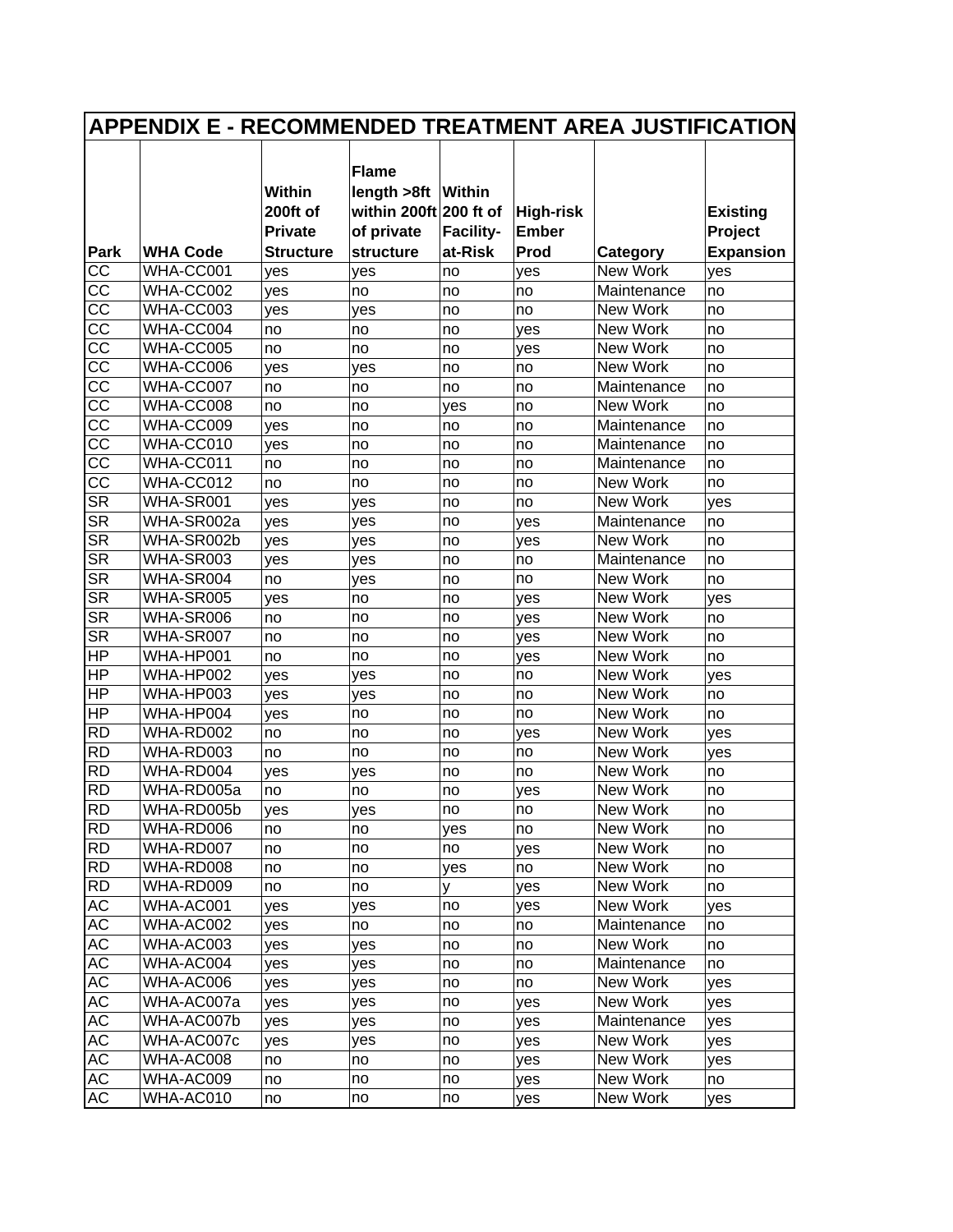## APPENDIX E - RECOMMENDED TREATMENT AREA JUSTIFICATION

| Park | WHA Code | Within 200ft of Private Structure | Flame length >8ft within 200ft of private structure | Within 200 ft of Facility-at-Risk | High-risk Ember Prod | Category | Existing Project Expansion |
|---|---|---|---|---|---|---|---|
| CC | WHA-CC001 | yes | yes | no | yes | New Work | yes |
| CC | WHA-CC002 | yes | no | no | no | Maintenance | no |
| CC | WHA-CC003 | yes | yes | no | no | New Work | no |
| CC | WHA-CC004 | no | no | no | yes | New Work | no |
| CC | WHA-CC005 | no | no | no | yes | New Work | no |
| CC | WHA-CC006 | yes | yes | no | no | New Work | no |
| CC | WHA-CC007 | no | no | no | no | Maintenance | no |
| CC | WHA-CC008 | no | no | yes | no | New Work | no |
| CC | WHA-CC009 | yes | no | no | no | Maintenance | no |
| CC | WHA-CC010 | yes | no | no | no | Maintenance | no |
| CC | WHA-CC011 | no | no | no | no | Maintenance | no |
| CC | WHA-CC012 | no | no | no | no | New Work | no |
| SR | WHA-SR001 | yes | yes | no | no | New Work | yes |
| SR | WHA-SR002a | yes | yes | no | yes | Maintenance | no |
| SR | WHA-SR002b | yes | yes | no | yes | New Work | no |
| SR | WHA-SR003 | yes | yes | no | no | Maintenance | no |
| SR | WHA-SR004 | no | yes | no | no | New Work | no |
| SR | WHA-SR005 | yes | no | no | yes | New Work | yes |
| SR | WHA-SR006 | no | no | no | yes | New Work | no |
| SR | WHA-SR007 | no | no | no | yes | New Work | no |
| HP | WHA-HP001 | no | no | no | yes | New Work | no |
| HP | WHA-HP002 | yes | yes | no | no | New Work | yes |
| HP | WHA-HP003 | yes | yes | no | no | New Work | no |
| HP | WHA-HP004 | yes | no | no | no | New Work | no |
| RD | WHA-RD002 | no | no | no | yes | New Work | yes |
| RD | WHA-RD003 | no | no | no | no | New Work | yes |
| RD | WHA-RD004 | yes | yes | no | no | New Work | no |
| RD | WHA-RD005a | no | no | no | yes | New Work | no |
| RD | WHA-RD005b | yes | yes | no | no | New Work | no |
| RD | WHA-RD006 | no | no | yes | no | New Work | no |
| RD | WHA-RD007 | no | no | no | yes | New Work | no |
| RD | WHA-RD008 | no | no | yes | no | New Work | no |
| RD | WHA-RD009 | no | no | y | yes | New Work | no |
| AC | WHA-AC001 | yes | yes | no | yes | New Work | yes |
| AC | WHA-AC002 | yes | no | no | no | Maintenance | no |
| AC | WHA-AC003 | yes | yes | no | no | New Work | no |
| AC | WHA-AC004 | yes | yes | no | no | Maintenance | no |
| AC | WHA-AC006 | yes | yes | no | no | New Work | yes |
| AC | WHA-AC007a | yes | yes | no | yes | New Work | yes |
| AC | WHA-AC007b | yes | yes | no | yes | Maintenance | yes |
| AC | WHA-AC007c | yes | yes | no | yes | New Work | yes |
| AC | WHA-AC008 | no | no | no | yes | New Work | yes |
| AC | WHA-AC009 | no | no | no | yes | New Work | no |
| AC | WHA-AC010 | no | no | no | yes | New Work | yes |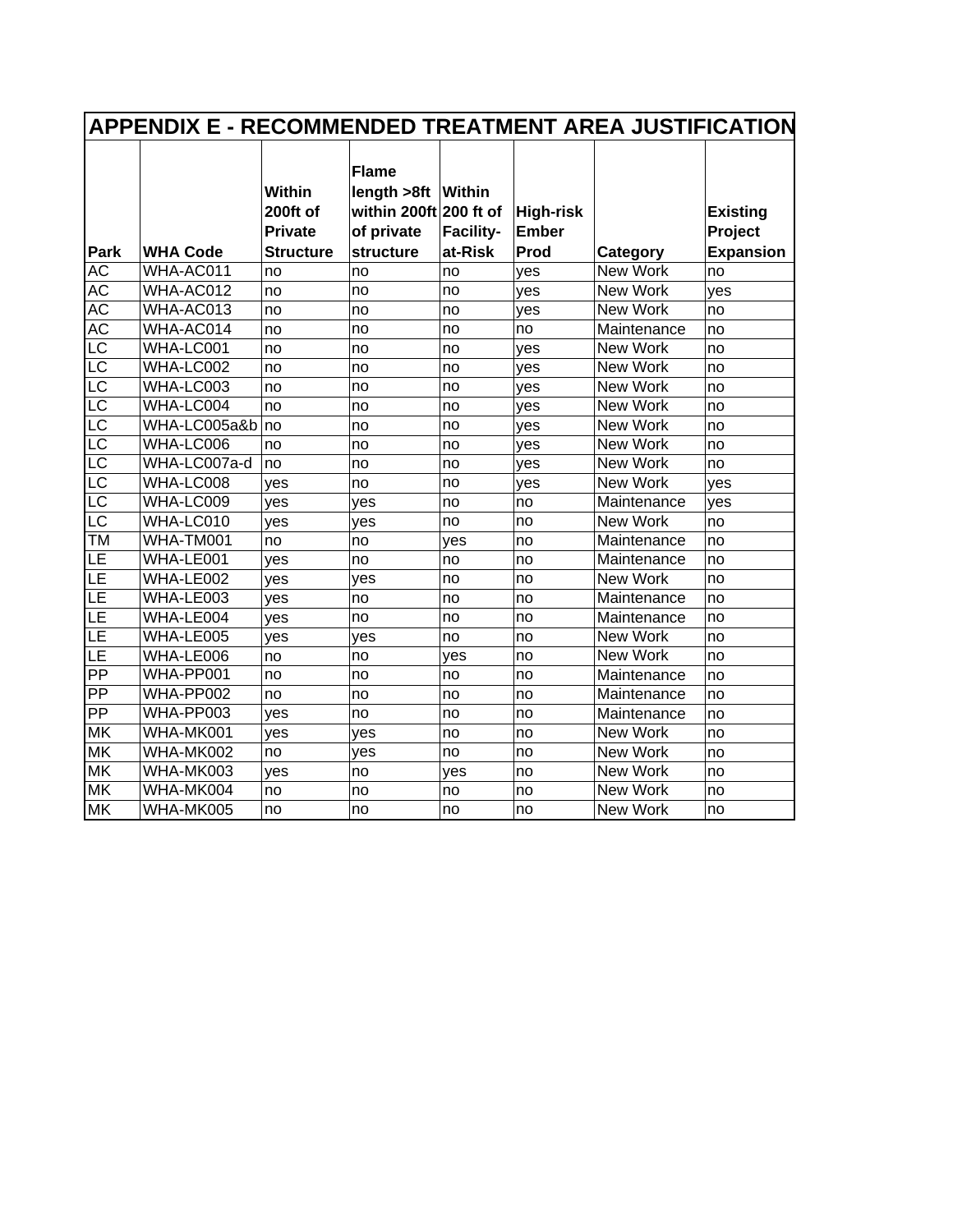| APPENDIX E - RECOMMENDED TREATMENT AREA JUSTIFICATION | | | | | | | |
|---|---|---|---|---|---|---|---|
| **Park** | **WHA Code** | **Within 200ft of Private Structure** | **Flame length >8ft within 200ft of private structure** | **Within 200 ft of Facility-at-Risk** | **High-risk Ember Prod** | **Category** | **Existing Project Expansion** |
| AC | WHA-AC011 | no | no | no | yes | New Work | no |
| AC | WHA-AC012 | no | no | no | yes | New Work | yes |
| AC | WHA-AC013 | no | no | no | yes | New Work | no |
| AC | WHA-AC014 | no | no | no | no | Maintenance | no |
| LC | WHA-LC001 | no | no | no | yes | New Work | no |
| LC | WHA-LC002 | no | no | no | yes | New Work | no |
| LC | WHA-LC003 | no | no | no | yes | New Work | no |
| LC | WHA-LC004 | no | no | no | yes | New Work | no |
| LC | WHA-LC005a&b | no | no | no | yes | New Work | no |
| LC | WHA-LC006 | no | no | no | yes | New Work | no |
| LC | WHA-LC007a-d | no | no | no | yes | New Work | no |
| LC | WHA-LC008 | yes | no | no | yes | New Work | yes |
| LC | WHA-LC009 | yes | yes | no | no | Maintenance | yes |
| LC | WHA-LC010 | yes | yes | no | no | New Work | no |
| TM | WHA-TM001 | no | no | yes | no | Maintenance | no |
| LE | WHA-LE001 | yes | no | no | no | Maintenance | no |
| LE | WHA-LE002 | yes | yes | no | no | New Work | no |
| LE | WHA-LE003 | yes | no | no | no | Maintenance | no |
| LE | WHA-LE004 | yes | no | no | no | Maintenance | no |
| LE | WHA-LE005 | yes | yes | no | no | New Work | no |
| LE | WHA-LE006 | no | no | yes | no | New Work | no |
| PP | WHA-PP001 | no | no | no | no | Maintenance | no |
| PP | WHA-PP002 | no | no | no | no | Maintenance | no |
| PP | WHA-PP003 | yes | no | no | no | Maintenance | no |
| MK | WHA-MK001 | yes | yes | no | no | New Work | no |
| MK | WHA-MK002 | no | yes | no | no | New Work | no |
| MK | WHA-MK003 | yes | no | yes | no | New Work | no |
| MK | WHA-MK004 | no | no | no | no | New Work | no |
| MK | WHA-MK005 | no | no | no | no | New Work | no |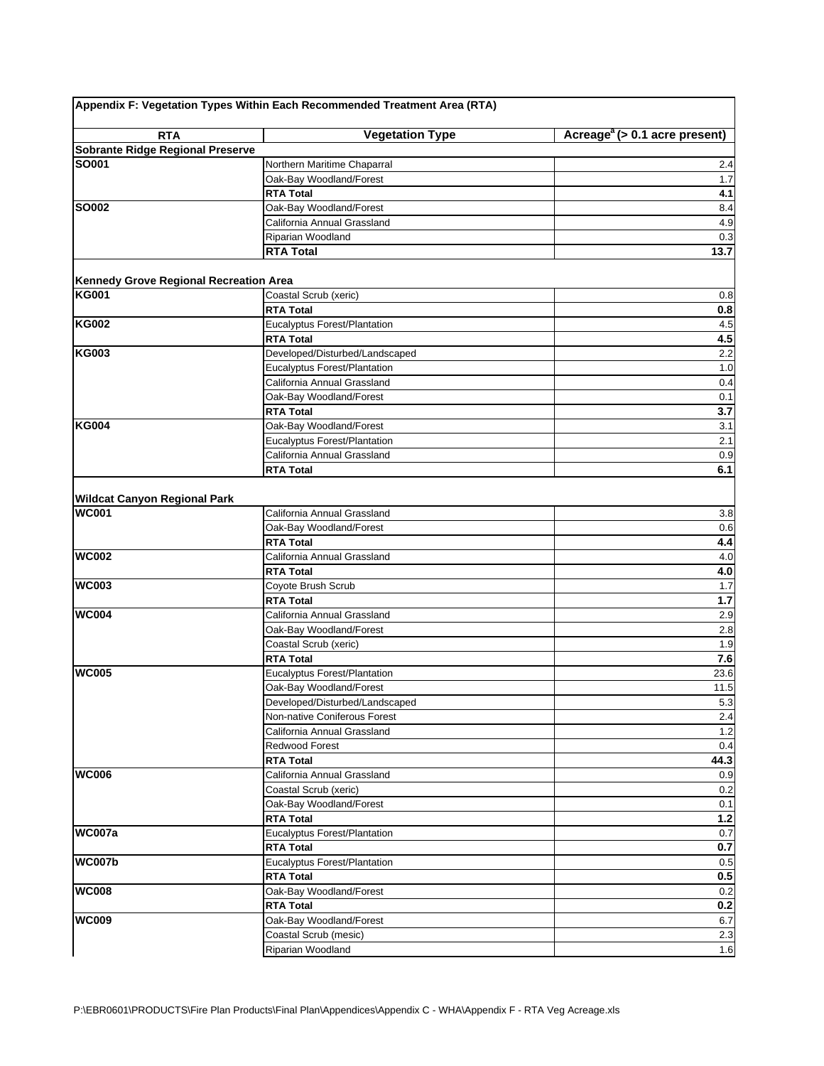**Appendix F: Vegetation Types Within Each Recommended Treatment Area (RTA)**

| RTA | Vegetation Type | Acreage[a] (> 0.1 acre present) |
|---|---|---|
| **Sobrante Ridge Regional Preserve** | | |
| **SO001** | Northern Maritime Chaparral | 2.4 |
| | Oak-Bay Woodland/Forest | 1.7 |
| | **RTA Total** | **4.1** |
| **SO002** | Oak-Bay Woodland/Forest | 8.4 |
| | California Annual Grassland | 4.9 |
| | Riparian Woodland | 0.3 |
| | **RTA Total** | **13.7** |
| **Kennedy Grove Regional Recreation Area** | | |
| **KG001** | Coastal Scrub (xeric) | 0.8 |
| | **RTA Total** | **0.8** |
| **KG002** | Eucalyptus Forest/Plantation | 4.5 |
| | **RTA Total** | **4.5** |
| **KG003** | Developed/Disturbed/Landscaped | 2.2 |
| | Eucalyptus Forest/Plantation | 1.0 |
| | California Annual Grassland | 0.4 |
| | Oak-Bay Woodland/Forest | 0.1 |
| | **RTA Total** | **3.7** |
| **KG004** | Oak-Bay Woodland/Forest | 3.1 |
| | Eucalyptus Forest/Plantation | 2.1 |
| | California Annual Grassland | 0.9 |
| | **RTA Total** | **6.1** |
| **Wildcat Canyon Regional Park** | | |
| **WC001** | California Annual Grassland | 3.8 |
| | Oak-Bay Woodland/Forest | 0.6 |
| | **RTA Total** | **4.4** |
| **WC002** | California Annual Grassland | 4.0 |
| | **RTA Total** | **4.0** |
| **WC003** | Coyote Brush Scrub | 1.7 |
| | **RTA Total** | **1.7** |
| **WC004** | California Annual Grassland | 2.9 |
| | Oak-Bay Woodland/Forest | 2.8 |
| | Coastal Scrub (xeric) | 1.9 |
| | **RTA Total** | **7.6** |
| **WC005** | Eucalyptus Forest/Plantation | 23.6 |
| | Oak-Bay Woodland/Forest | 11.5 |
| | Developed/Disturbed/Landscaped | 5.3 |
| | Non-native Coniferous Forest | 2.4 |
| | California Annual Grassland | 1.2 |
| | Redwood Forest | 0.4 |
| | **RTA Total** | **44.3** |
| **WC006** | California Annual Grassland | 0.9 |
| | Coastal Scrub (xeric) | 0.2 |
| | Oak-Bay Woodland/Forest | 0.1 |
| | **RTA Total** | **1.2** |
| **WC007a** | Eucalyptus Forest/Plantation | 0.7 |
| | **RTA Total** | **0.7** |
| **WC007b** | Eucalyptus Forest/Plantation | 0.5 |
| | **RTA Total** | **0.5** |
| **WC008** | Oak-Bay Woodland/Forest | 0.2 |
| | **RTA Total** | **0.2** |
| **WC009** | Oak-Bay Woodland/Forest | 6.7 |
| | Coastal Scrub (mesic) | 2.3 |
| | Riparian Woodland | 1.6 |

P:\EBR0601\PRODUCTS\Fire Plan Products\Final Plan\Appendices\Appendix C - WHA\Appendix F - RTA Veg Acreage.xls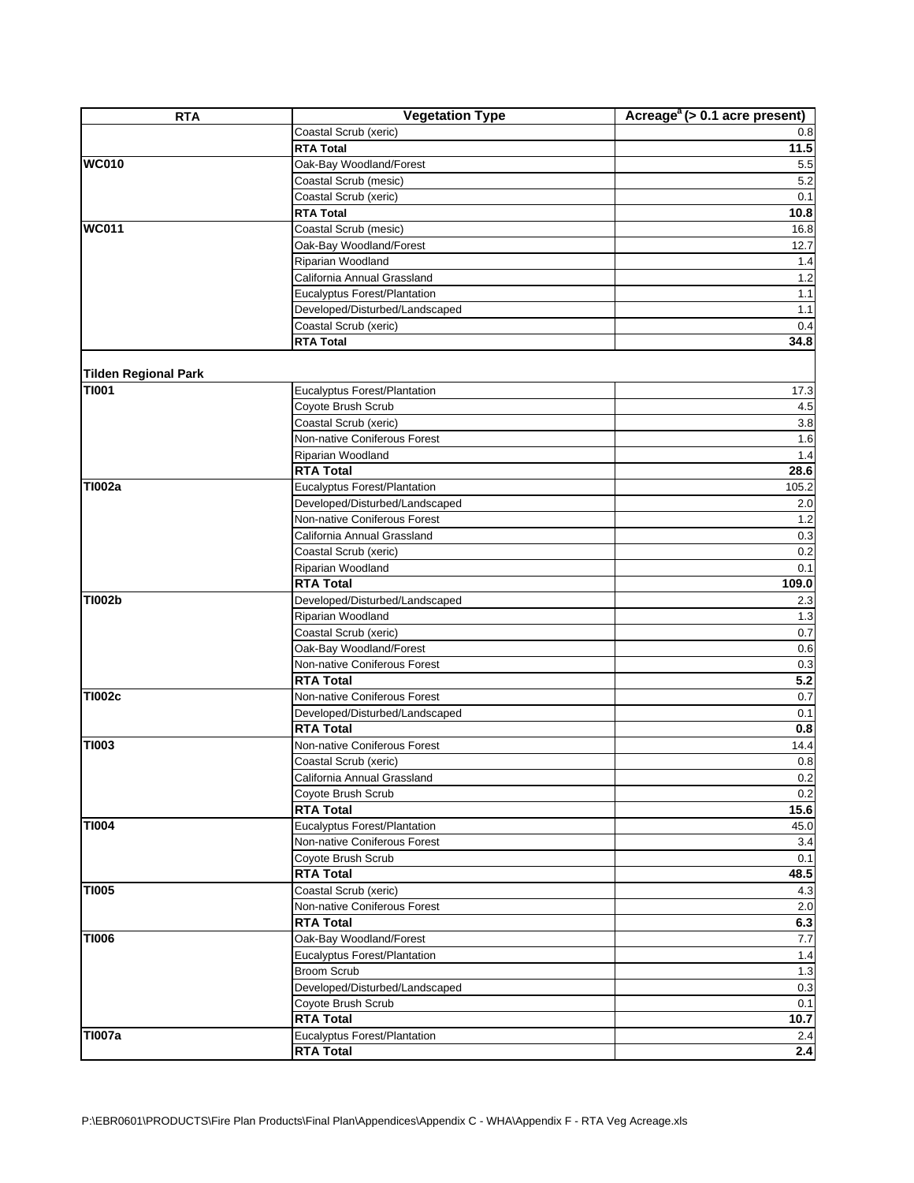| RTA | Vegetation Type | Acreage[a] (> 0.1 acre present) |
|---|---|---|
| | Coastal Scrub (xeric) | 0.8 |
| | **RTA Total** | **11.5** |
| **WC010** | Oak-Bay Woodland/Forest | 5.5 |
| | Coastal Scrub (mesic) | 5.2 |
| | Coastal Scrub (xeric) | 0.1 |
| | **RTA Total** | **10.8** |
| **WC011** | Coastal Scrub (mesic) | 16.8 |
| | Oak-Bay Woodland/Forest | 12.7 |
| | Riparian Woodland | 1.4 |
| | California Annual Grassland | 1.2 |
| | Eucalyptus Forest/Plantation | 1.1 |
| | Developed/Disturbed/Landscaped | 1.1 |
| | Coastal Scrub (xeric) | 0.4 |
| | **RTA Total** | **34.8** |
| | | |
| **Tilden Regional Park** | | |
| **TI001** | Eucalyptus Forest/Plantation | 17.3 |
| | Coyote Brush Scrub | 4.5 |
| | Coastal Scrub (xeric) | 3.8 |
| | Non-native Coniferous Forest | 1.6 |
| | Riparian Woodland | 1.4 |
| | **RTA Total** | **28.6** |
| **TI002a** | Eucalyptus Forest/Plantation | 105.2 |
| | Developed/Disturbed/Landscaped | 2.0 |
| | Non-native Coniferous Forest | 1.2 |
| | California Annual Grassland | 0.3 |
| | Coastal Scrub (xeric) | 0.2 |
| | Riparian Woodland | 0.1 |
| | **RTA Total** | **109.0** |
| **TI002b** | Developed/Disturbed/Landscaped | 2.3 |
| | Riparian Woodland | 1.3 |
| | Coastal Scrub (xeric) | 0.7 |
| | Oak-Bay Woodland/Forest | 0.6 |
| | Non-native Coniferous Forest | 0.3 |
| | **RTA Total** | **5.2** |
| **TI002c** | Non-native Coniferous Forest | 0.7 |
| | Developed/Disturbed/Landscaped | 0.1 |
| | **RTA Total** | **0.8** |
| **TI003** | Non-native Coniferous Forest | 14.4 |
| | Coastal Scrub (xeric) | 0.8 |
| | California Annual Grassland | 0.2 |
| | Coyote Brush Scrub | 0.2 |
| | **RTA Total** | **15.6** |
| **TI004** | Eucalyptus Forest/Plantation | 45.0 |
| | Non-native Coniferous Forest | 3.4 |
| | Coyote Brush Scrub | 0.1 |
| | **RTA Total** | **48.5** |
| **TI005** | Coastal Scrub (xeric) | 4.3 |
| | Non-native Coniferous Forest | 2.0 |
| | **RTA Total** | **6.3** |
| **TI006** | Oak-Bay Woodland/Forest | 7.7 |
| | Eucalyptus Forest/Plantation | 1.4 |
| | Broom Scrub | 1.3 |
| | Developed/Disturbed/Landscaped | 0.3 |
| | Coyote Brush Scrub | 0.1 |
| | **RTA Total** | **10.7** |
| **TI007a** | Eucalyptus Forest/Plantation | 2.4 |
| | **RTA Total** | **2.4** |

P:\EBR0601\PRODUCTS\Fire Plan Products\Final Plan\Appendices\Appendix C - WHA\Appendix F - RTA Veg Acreage.xls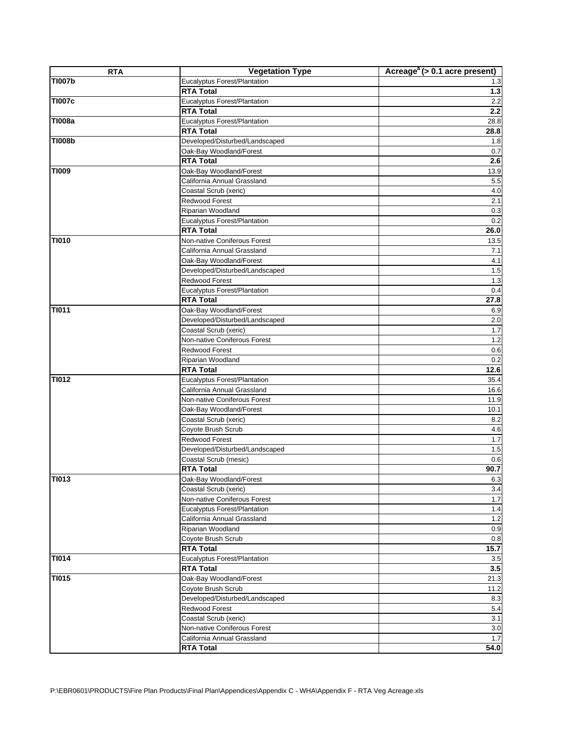| RTA | Vegetation Type | Acreage[a] (> 0.1 acre present) |
|---|---|---|
| **TI007b** | Eucalyptus Forest/Plantation | 1.3 |
| | **RTA Total** | **1.3** |
| **TI007c** | Eucalyptus Forest/Plantation | 2.2 |
| | **RTA Total** | **2.2** |
| **TI008a** | Eucalyptus Forest/Plantation | 28.8 |
| | **RTA Total** | **28.8** |
| **TI008b** | Developed/Disturbed/Landscaped | 1.8 |
| | Oak-Bay Woodland/Forest | 0.7 |
| | **RTA Total** | **2.6** |
| **TI009** | Oak-Bay Woodland/Forest | 13.9 |
| | California Annual Grassland | 5.5 |
| | Coastal Scrub (xeric) | 4.0 |
| | Redwood Forest | 2.1 |
| | Riparian Woodland | 0.3 |
| | Eucalyptus Forest/Plantation | 0.2 |
| | **RTA Total** | **26.0** |
| **TI010** | Non-native Coniferous Forest | 13.5 |
| | California Annual Grassland | 7.1 |
| | Oak-Bay Woodland/Forest | 4.1 |
| | Developed/Disturbed/Landscaped | 1.5 |
| | Redwood Forest | 1.3 |
| | Eucalyptus Forest/Plantation | 0.4 |
| | **RTA Total** | **27.8** |
| **TI011** | Oak-Bay Woodland/Forest | 6.9 |
| | Developed/Disturbed/Landscaped | 2.0 |
| | Coastal Scrub (xeric) | 1.7 |
| | Non-native Coniferous Forest | 1.2 |
| | Redwood Forest | 0.6 |
| | Riparian Woodland | 0.2 |
| | **RTA Total** | **12.6** |
| **TI012** | Eucalyptus Forest/Plantation | 35.4 |
| | California Annual Grassland | 16.6 |
| | Non-native Coniferous Forest | 11.9 |
| | Oak-Bay Woodland/Forest | 10.1 |
| | Coastal Scrub (xeric) | 8.2 |
| | Coyote Brush Scrub | 4.6 |
| | Redwood Forest | 1.7 |
| | Developed/Disturbed/Landscaped | 1.5 |
| | Coastal Scrub (mesic) | 0.6 |
| | **RTA Total** | **90.7** |
| **TI013** | Oak-Bay Woodland/Forest | 6.3 |
| | Coastal Scrub (xeric) | 3.4 |
| | Non-native Coniferous Forest | 1.7 |
| | Eucalyptus Forest/Plantation | 1.4 |
| | California Annual Grassland | 1.2 |
| | Riparian Woodland | 0.9 |
| | Coyote Brush Scrub | 0.8 |
| | **RTA Total** | **15.7** |
| **TI014** | Eucalyptus Forest/Plantation | 3.5 |
| | **RTA Total** | **3.5** |
| **TI015** | Oak-Bay Woodland/Forest | 21.3 |
| | Coyote Brush Scrub | 11.2 |
| | Developed/Disturbed/Landscaped | 8.3 |
| | Redwood Forest | 5.4 |
| | Coastal Scrub (xeric) | 3.1 |
| | Non-native Coniferous Forest | 3.0 |
| | California Annual Grassland | 1.7 |
| | **RTA Total** | **54.0** |

P:\EBR0601\PRODUCTS\Fire Plan Products\Final Plan\Appendices\Appendix C - WHA\Appendix F - RTA Veg Acreage.xls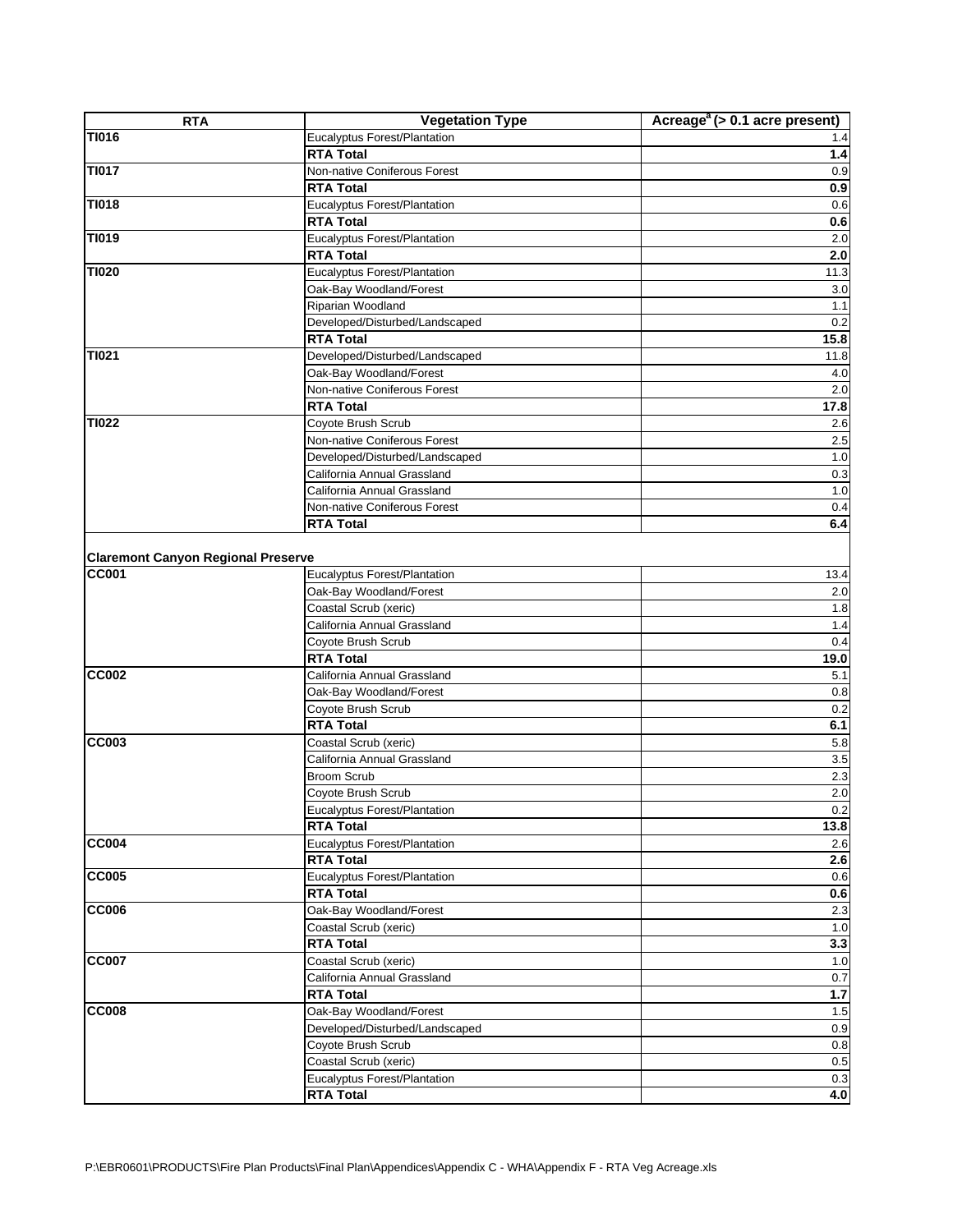| RTA | Vegetation Type | Acreage[a] (> 0.1 acre present) |
|---|---|---|
| **TI016** | Eucalyptus Forest/Plantation | 1.4 |
| | **RTA Total** | **1.4** |
| **TI017** | Non-native Coniferous Forest | 0.9 |
| | **RTA Total** | **0.9** |
| **TI018** | Eucalyptus Forest/Plantation | 0.6 |
| | **RTA Total** | **0.6** |
| **TI019** | Eucalyptus Forest/Plantation | 2.0 |
| | **RTA Total** | **2.0** |
| **TI020** | Eucalyptus Forest/Plantation | 11.3 |
| | Oak-Bay Woodland/Forest | 3.0 |
| | Riparian Woodland | 1.1 |
| | Developed/Disturbed/Landscaped | 0.2 |
| | **RTA Total** | **15.8** |
| **TI021** | Developed/Disturbed/Landscaped | 11.8 |
| | Oak-Bay Woodland/Forest | 4.0 |
| | Non-native Coniferous Forest | 2.0 |
| | **RTA Total** | **17.8** |
| **TI022** | Coyote Brush Scrub | 2.6 |
| | Non-native Coniferous Forest | 2.5 |
| | Developed/Disturbed/Landscaped | 1.0 |
| | California Annual Grassland | 0.3 |
| | California Annual Grassland | 1.0 |
| | Non-native Coniferous Forest | 0.4 |
| | **RTA Total** | **6.4** |
| | | |
| **Claremont Canyon Regional Preserve** | | |
| **CC001** | Eucalyptus Forest/Plantation | 13.4 |
| | Oak-Bay Woodland/Forest | 2.0 |
| | Coastal Scrub (xeric) | 1.8 |
| | California Annual Grassland | 1.4 |
| | Coyote Brush Scrub | 0.4 |
| | **RTA Total** | **19.0** |
| **CC002** | California Annual Grassland | 5.1 |
| | Oak-Bay Woodland/Forest | 0.8 |
| | Coyote Brush Scrub | 0.2 |
| | **RTA Total** | **6.1** |
| **CC003** | Coastal Scrub (xeric) | 5.8 |
| | California Annual Grassland | 3.5 |
| | Broom Scrub | 2.3 |
| | Coyote Brush Scrub | 2.0 |
| | Eucalyptus Forest/Plantation | 0.2 |
| | **RTA Total** | **13.8** |
| **CC004** | Eucalyptus Forest/Plantation | 2.6 |
| | **RTA Total** | **2.6** |
| **CC005** | Eucalyptus Forest/Plantation | 0.6 |
| | **RTA Total** | **0.6** |
| **CC006** | Oak-Bay Woodland/Forest | 2.3 |
| | Coastal Scrub (xeric) | 1.0 |
| | **RTA Total** | **3.3** |
| **CC007** | Coastal Scrub (xeric) | 1.0 |
| | California Annual Grassland | 0.7 |
| | **RTA Total** | **1.7** |
| **CC008** | Oak-Bay Woodland/Forest | 1.5 |
| | Developed/Disturbed/Landscaped | 0.9 |
| | Coyote Brush Scrub | 0.8 |
| | Coastal Scrub (xeric) | 0.5 |
| | Eucalyptus Forest/Plantation | 0.3 |
| | **RTA Total** | **4.0** |

P:\EBR0601\PRODUCTS\Fire Plan Products\Final Plan\Appendices\Appendix C - WHA\Appendix F - RTA Veg Acreage.xls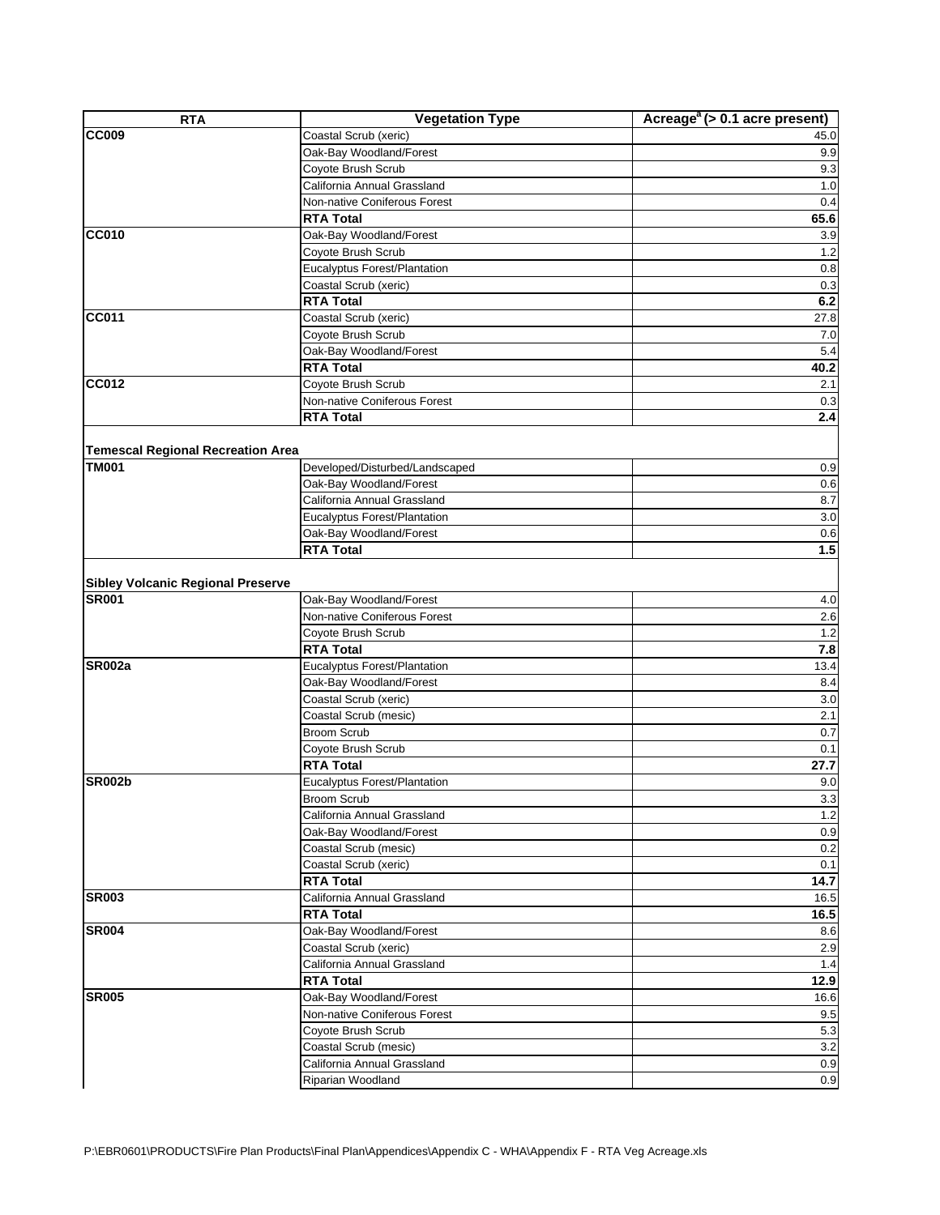| RTA | Vegetation Type | Acreage[a] (> 0.1 acre present) |
|---|---|---|
| **CC009** | Coastal Scrub (xeric) | 45.0 |
| | Oak-Bay Woodland/Forest | 9.9 |
| | Coyote Brush Scrub | 9.3 |
| | California Annual Grassland | 1.0 |
| | Non-native Coniferous Forest | 0.4 |
| | **RTA Total** | **65.6** |
| **CC010** | Oak-Bay Woodland/Forest | 3.9 |
| | Coyote Brush Scrub | 1.2 |
| | Eucalyptus Forest/Plantation | 0.8 |
| | Coastal Scrub (xeric) | 0.3 |
| | **RTA Total** | **6.2** |
| **CC011** | Coastal Scrub (xeric) | 27.8 |
| | Coyote Brush Scrub | 7.0 |
| | Oak-Bay Woodland/Forest | 5.4 |
| | **RTA Total** | **40.2** |
| **CC012** | Coyote Brush Scrub | 2.1 |
| | Non-native Coniferous Forest | 0.3 |
| | **RTA Total** | **2.4** |
| | | |
| **Temescal Regional Recreation Area** | | |
| **TM001** | Developed/Disturbed/Landscaped | 0.9 |
| | Oak-Bay Woodland/Forest | 0.6 |
| | California Annual Grassland | 8.7 |
| | Eucalyptus Forest/Plantation | 3.0 |
| | Oak-Bay Woodland/Forest | 0.6 |
| | **RTA Total** | **1.5** |
| | | |
| **Sibley Volcanic Regional Preserve** | | |
| **SR001** | Oak-Bay Woodland/Forest | 4.0 |
| | Non-native Coniferous Forest | 2.6 |
| | Coyote Brush Scrub | 1.2 |
| | **RTA Total** | **7.8** |
| **SR002a** | Eucalyptus Forest/Plantation | 13.4 |
| | Oak-Bay Woodland/Forest | 8.4 |
| | Coastal Scrub (xeric) | 3.0 |
| | Coastal Scrub (mesic) | 2.1 |
| | Broom Scrub | 0.7 |
| | Coyote Brush Scrub | 0.1 |
| | **RTA Total** | **27.7** |
| **SR002b** | Eucalyptus Forest/Plantation | 9.0 |
| | Broom Scrub | 3.3 |
| | California Annual Grassland | 1.2 |
| | Oak-Bay Woodland/Forest | 0.9 |
| | Coastal Scrub (mesic) | 0.2 |
| | Coastal Scrub (xeric) | 0.1 |
| | **RTA Total** | **14.7** |
| **SR003** | California Annual Grassland | 16.5 |
| | **RTA Total** | **16.5** |
| **SR004** | Oak-Bay Woodland/Forest | 8.6 |
| | Coastal Scrub (xeric) | 2.9 |
| | California Annual Grassland | 1.4 |
| | **RTA Total** | **12.9** |
| **SR005** | Oak-Bay Woodland/Forest | 16.6 |
| | Non-native Coniferous Forest | 9.5 |
| | Coyote Brush Scrub | 5.3 |
| | Coastal Scrub (mesic) | 3.2 |
| | California Annual Grassland | 0.9 |
| | Riparian Woodland | 0.9 |

P:\EBR0601\PRODUCTS\Fire Plan Products\Final Plan\Appendices\Appendix C - WHA\Appendix F - RTA Veg Acreage.xls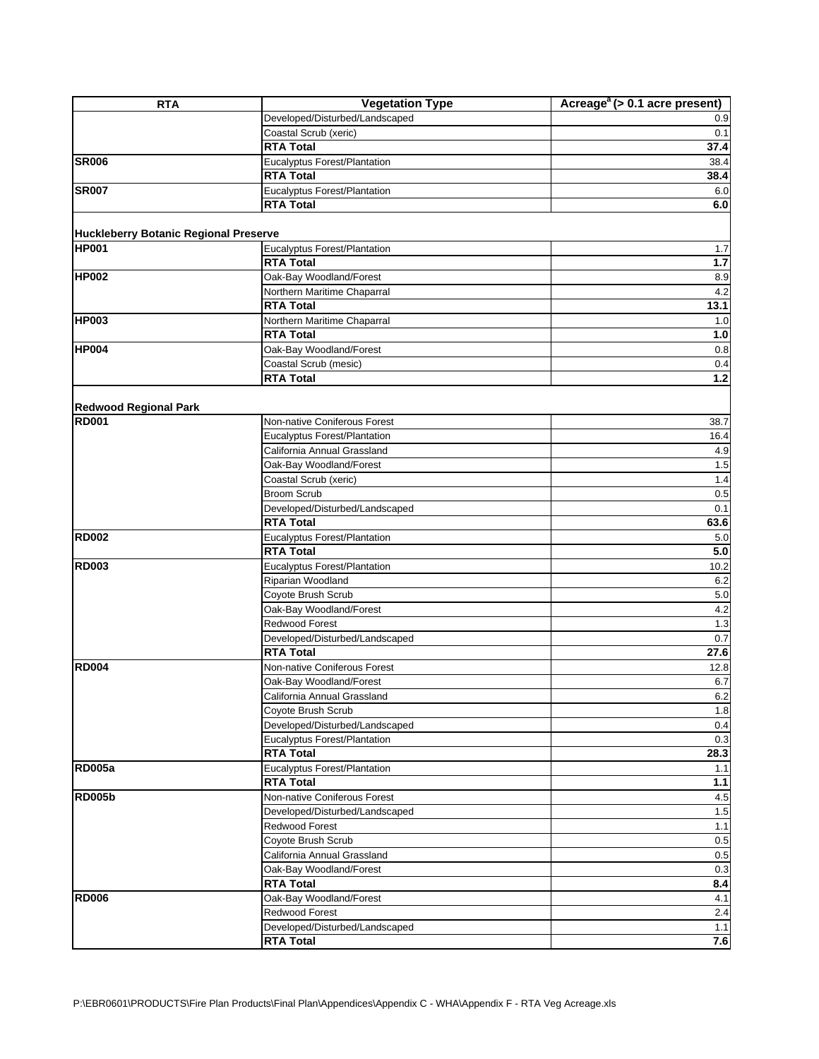| RTA | Vegetation Type | Acreage[a] (> 0.1 acre present) |
|---|---|---|
| | Developed/Disturbed/Landscaped | 0.9 |
| | Coastal Scrub (xeric) | 0.1 |
| | **RTA Total** | **37.4** |
| **SR006** | Eucalyptus Forest/Plantation | 38.4 |
| | **RTA Total** | **38.4** |
| **SR007** | Eucalyptus Forest/Plantation | 6.0 |
| | **RTA Total** | **6.0** |
| | | |
| **Huckleberry Botanic Regional Preserve** | | |
| **HP001** | Eucalyptus Forest/Plantation | 1.7 |
| | **RTA Total** | **1.7** |
| **HP002** | Oak-Bay Woodland/Forest | 8.9 |
| | Northern Maritime Chaparral | 4.2 |
| | **RTA Total** | **13.1** |
| **HP003** | Northern Maritime Chaparral | 1.0 |
| | **RTA Total** | **1.0** |
| **HP004** | Oak-Bay Woodland/Forest | 0.8 |
| | Coastal Scrub (mesic) | 0.4 |
| | **RTA Total** | **1.2** |
| | | |
| **Redwood Regional Park** | | |
| **RD001** | Non-native Coniferous Forest | 38.7 |
| | Eucalyptus Forest/Plantation | 16.4 |
| | California Annual Grassland | 4.9 |
| | Oak-Bay Woodland/Forest | 1.5 |
| | Coastal Scrub (xeric) | 1.4 |
| | Broom Scrub | 0.5 |
| | Developed/Disturbed/Landscaped | 0.1 |
| | **RTA Total** | **63.6** |
| **RD002** | Eucalyptus Forest/Plantation | 5.0 |
| | **RTA Total** | **5.0** |
| **RD003** | Eucalyptus Forest/Plantation | 10.2 |
| | Riparian Woodland | 6.2 |
| | Coyote Brush Scrub | 5.0 |
| | Oak-Bay Woodland/Forest | 4.2 |
| | Redwood Forest | 1.3 |
| | Developed/Disturbed/Landscaped | 0.7 |
| | **RTA Total** | **27.6** |
| **RD004** | Non-native Coniferous Forest | 12.8 |
| | Oak-Bay Woodland/Forest | 6.7 |
| | California Annual Grassland | 6.2 |
| | Coyote Brush Scrub | 1.8 |
| | Developed/Disturbed/Landscaped | 0.4 |
| | Eucalyptus Forest/Plantation | 0.3 |
| | **RTA Total** | **28.3** |
| **RD005a** | Eucalyptus Forest/Plantation | 1.1 |
| | **RTA Total** | **1.1** |
| **RD005b** | Non-native Coniferous Forest | 4.5 |
| | Developed/Disturbed/Landscaped | 1.5 |
| | Redwood Forest | 1.1 |
| | Coyote Brush Scrub | 0.5 |
| | California Annual Grassland | 0.5 |
| | Oak-Bay Woodland/Forest | 0.3 |
| | **RTA Total** | **8.4** |
| **RD006** | Oak-Bay Woodland/Forest | 4.1 |
| | Redwood Forest | 2.4 |
| | Developed/Disturbed/Landscaped | 1.1 |
| | **RTA Total** | **7.6** |

P:\EBR0601\PRODUCTS\Fire Plan Products\Final Plan\Appendices\Appendix C - WHA\Appendix F - RTA Veg Acreage.xls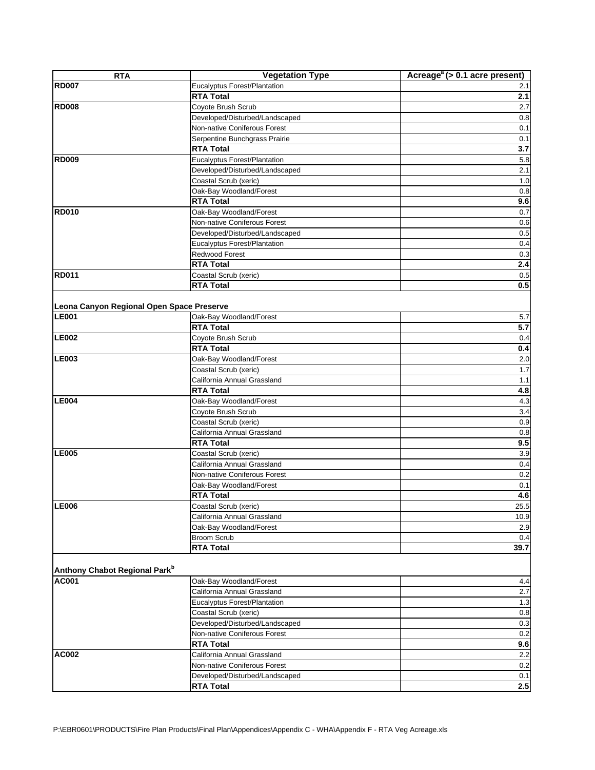| RTA | Vegetation Type | Acreage[a] (> 0.1 acre present) |
|---|---|---|
| **RD007** | Eucalyptus Forest/Plantation | 2.1 |
| | **RTA Total** | **2.1** |
| **RD008** | Coyote Brush Scrub | 2.7 |
| | Developed/Disturbed/Landscaped | 0.8 |
| | Non-native Coniferous Forest | 0.1 |
| | Serpentine Bunchgrass Prairie | 0.1 |
| | **RTA Total** | **3.7** |
| **RD009** | Eucalyptus Forest/Plantation | 5.8 |
| | Developed/Disturbed/Landscaped | 2.1 |
| | Coastal Scrub (xeric) | 1.0 |
| | Oak-Bay Woodland/Forest | 0.8 |
| | **RTA Total** | **9.6** |
| **RD010** | Oak-Bay Woodland/Forest | 0.7 |
| | Non-native Coniferous Forest | 0.6 |
| | Developed/Disturbed/Landscaped | 0.5 |
| | Eucalyptus Forest/Plantation | 0.4 |
| | Redwood Forest | 0.3 |
| | **RTA Total** | **2.4** |
| **RD011** | Coastal Scrub (xeric) | 0.5 |
| | **RTA Total** | **0.5** |
| **Leona Canyon Regional Open Space Preserve** | | |
| **LE001** | Oak-Bay Woodland/Forest | 5.7 |
| | **RTA Total** | **5.7** |
| **LE002** | Coyote Brush Scrub | 0.4 |
| | **RTA Total** | **0.4** |
| **LE003** | Oak-Bay Woodland/Forest | 2.0 |
| | Coastal Scrub (xeric) | 1.7 |
| | California Annual Grassland | 1.1 |
| | **RTA Total** | **4.8** |
| **LE004** | Oak-Bay Woodland/Forest | 4.3 |
| | Coyote Brush Scrub | 3.4 |
| | Coastal Scrub (xeric) | 0.9 |
| | California Annual Grassland | 0.8 |
| | **RTA Total** | **9.5** |
| **LE005** | Coastal Scrub (xeric) | 3.9 |
| | California Annual Grassland | 0.4 |
| | Non-native Coniferous Forest | 0.2 |
| | Oak-Bay Woodland/Forest | 0.1 |
| | **RTA Total** | **4.6** |
| **LE006** | Coastal Scrub (xeric) | 25.5 |
| | California Annual Grassland | 10.9 |
| | Oak-Bay Woodland/Forest | 2.9 |
| | Broom Scrub | 0.4 |
| | **RTA Total** | **39.7** |
| **Anthony Chabot Regional Park[b]** | | |
| **AC001** | Oak-Bay Woodland/Forest | 4.4 |
| | California Annual Grassland | 2.7 |
| | Eucalyptus Forest/Plantation | 1.3 |
| | Coastal Scrub (xeric) | 0.8 |
| | Developed/Disturbed/Landscaped | 0.3 |
| | Non-native Coniferous Forest | 0.2 |
| | **RTA Total** | **9.6** |
| **AC002** | California Annual Grassland | 2.2 |
| | Non-native Coniferous Forest | 0.2 |
| | Developed/Disturbed/Landscaped | 0.1 |
| | **RTA Total** | **2.5** |

P:\EBR0601\PRODUCTS\Fire Plan Products\Final Plan\Appendices\Appendix C - WHA\Appendix F - RTA Veg Acreage.xls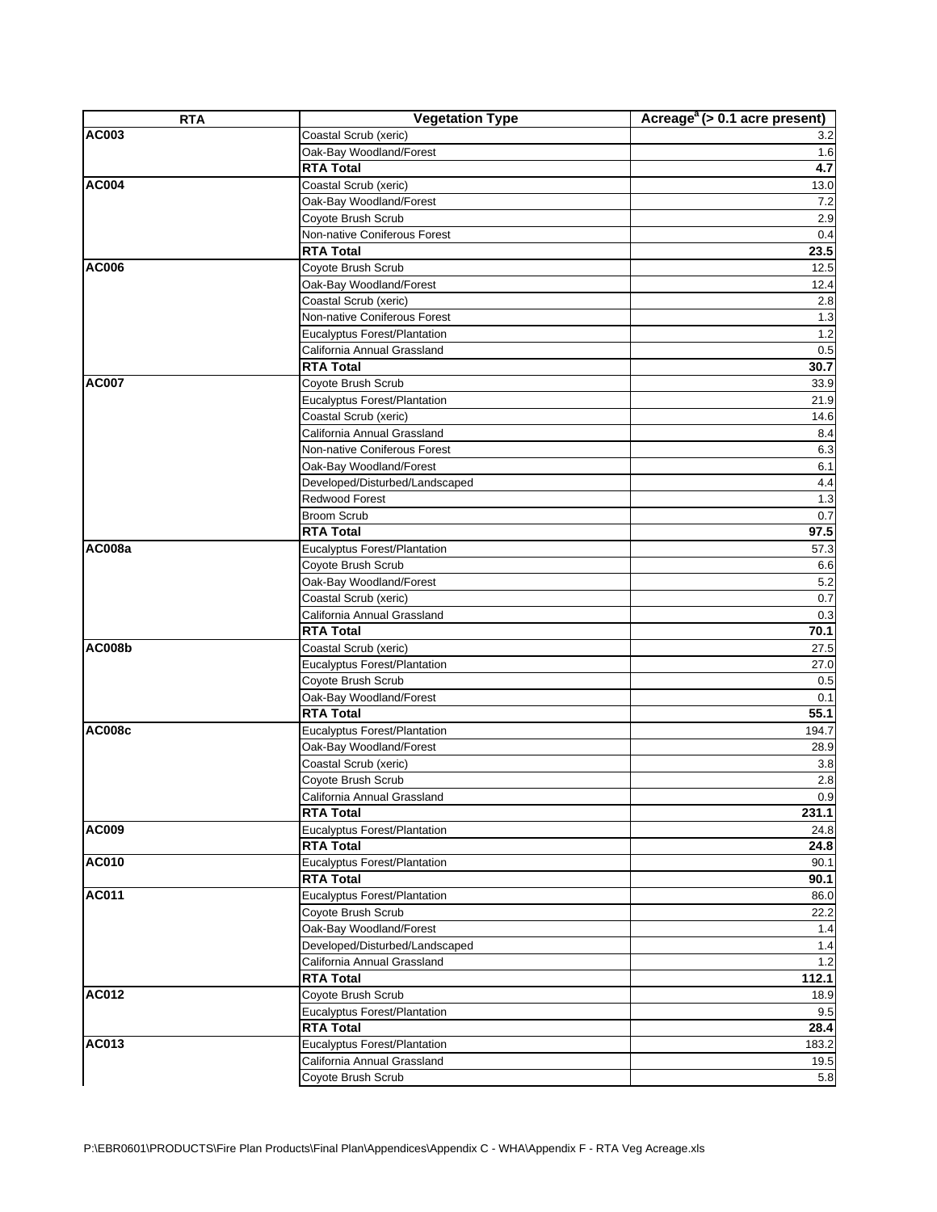| RTA | Vegetation Type | Acreage[a] (> 0.1 acre present) |
|---|---|---|
| **AC003** | Coastal Scrub (xeric) | 3.2 |
| | Oak-Bay Woodland/Forest | 1.6 |
| | **RTA Total** | **4.7** |
| **AC004** | Coastal Scrub (xeric) | 13.0 |
| | Oak-Bay Woodland/Forest | 7.2 |
| | Coyote Brush Scrub | 2.9 |
| | Non-native Coniferous Forest | 0.4 |
| | **RTA Total** | **23.5** |
| **AC006** | Coyote Brush Scrub | 12.5 |
| | Oak-Bay Woodland/Forest | 12.4 |
| | Coastal Scrub (xeric) | 2.8 |
| | Non-native Coniferous Forest | 1.3 |
| | Eucalyptus Forest/Plantation | 1.2 |
| | California Annual Grassland | 0.5 |
| | **RTA Total** | **30.7** |
| **AC007** | Coyote Brush Scrub | 33.9 |
| | Eucalyptus Forest/Plantation | 21.9 |
| | Coastal Scrub (xeric) | 14.6 |
| | California Annual Grassland | 8.4 |
| | Non-native Coniferous Forest | 6.3 |
| | Oak-Bay Woodland/Forest | 6.1 |
| | Developed/Disturbed/Landscaped | 4.4 |
| | Redwood Forest | 1.3 |
| | Broom Scrub | 0.7 |
| | **RTA Total** | **97.5** |
| **AC008a** | Eucalyptus Forest/Plantation | 57.3 |
| | Coyote Brush Scrub | 6.6 |
| | Oak-Bay Woodland/Forest | 5.2 |
| | Coastal Scrub (xeric) | 0.7 |
| | California Annual Grassland | 0.3 |
| | **RTA Total** | **70.1** |
| **AC008b** | Coastal Scrub (xeric) | 27.5 |
| | Eucalyptus Forest/Plantation | 27.0 |
| | Coyote Brush Scrub | 0.5 |
| | Oak-Bay Woodland/Forest | 0.1 |
| | **RTA Total** | **55.1** |
| **AC008c** | Eucalyptus Forest/Plantation | 194.7 |
| | Oak-Bay Woodland/Forest | 28.9 |
| | Coastal Scrub (xeric) | 3.8 |
| | Coyote Brush Scrub | 2.8 |
| | California Annual Grassland | 0.9 |
| | **RTA Total** | **231.1** |
| **AC009** | Eucalyptus Forest/Plantation | 24.8 |
| | **RTA Total** | **24.8** |
| **AC010** | Eucalyptus Forest/Plantation | 90.1 |
| | **RTA Total** | **90.1** |
| **AC011** | Eucalyptus Forest/Plantation | 86.0 |
| | Coyote Brush Scrub | 22.2 |
| | Oak-Bay Woodland/Forest | 1.4 |
| | Developed/Disturbed/Landscaped | 1.4 |
| | California Annual Grassland | 1.2 |
| | **RTA Total** | **112.1** |
| **AC012** | Coyote Brush Scrub | 18.9 |
| | Eucalyptus Forest/Plantation | 9.5 |
| | **RTA Total** | **28.4** |
| **AC013** | Eucalyptus Forest/Plantation | 183.2 |
| | California Annual Grassland | 19.5 |
| | Coyote Brush Scrub | 5.8 |

P:\EBR0601\PRODUCTS\Fire Plan Products\Final Plan\Appendices\Appendix C - WHA\Appendix F - RTA Veg Acreage.xls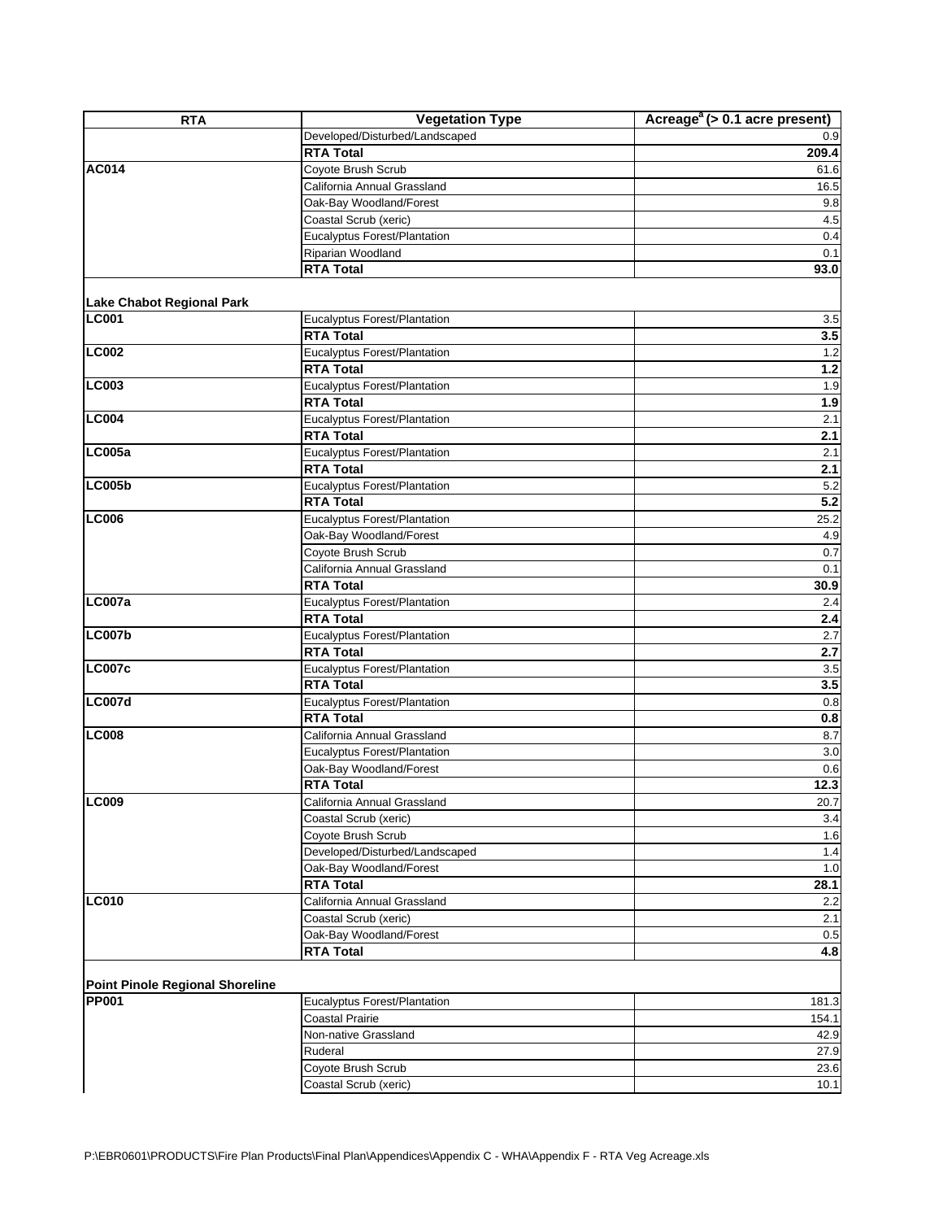| RTA | Vegetation Type | Acreage[a] (> 0.1 acre present) |
|---|---|---|
| | Developed/Disturbed/Landscaped | 0.9 |
| | **RTA Total** | **209.4** |
| **AC014** | Coyote Brush Scrub | 61.6 |
| | California Annual Grassland | 16.5 |
| | Oak-Bay Woodland/Forest | 9.8 |
| | Coastal Scrub (xeric) | 4.5 |
| | Eucalyptus Forest/Plantation | 0.4 |
| | Riparian Woodland | 0.1 |
| | **RTA Total** | **93.0** |
| **Lake Chabot Regional Park** | | |
| **LC001** | Eucalyptus Forest/Plantation | 3.5 |
| | **RTA Total** | **3.5** |
| **LC002** | Eucalyptus Forest/Plantation | 1.2 |
| | **RTA Total** | **1.2** |
| **LC003** | Eucalyptus Forest/Plantation | 1.9 |
| | **RTA Total** | **1.9** |
| **LC004** | Eucalyptus Forest/Plantation | 2.1 |
| | **RTA Total** | **2.1** |
| **LC005a** | Eucalyptus Forest/Plantation | 2.1 |
| | **RTA Total** | **2.1** |
| **LC005b** | Eucalyptus Forest/Plantation | 5.2 |
| | **RTA Total** | **5.2** |
| **LC006** | Eucalyptus Forest/Plantation | 25.2 |
| | Oak-Bay Woodland/Forest | 4.9 |
| | Coyote Brush Scrub | 0.7 |
| | California Annual Grassland | 0.1 |
| | **RTA Total** | **30.9** |
| **LC007a** | Eucalyptus Forest/Plantation | 2.4 |
| | **RTA Total** | **2.4** |
| **LC007b** | Eucalyptus Forest/Plantation | 2.7 |
| | **RTA Total** | **2.7** |
| **LC007c** | Eucalyptus Forest/Plantation | 3.5 |
| | **RTA Total** | **3.5** |
| **LC007d** | Eucalyptus Forest/Plantation | 0.8 |
| | **RTA Total** | **0.8** |
| **LC008** | California Annual Grassland | 8.7 |
| | Eucalyptus Forest/Plantation | 3.0 |
| | Oak-Bay Woodland/Forest | 0.6 |
| | **RTA Total** | **12.3** |
| **LC009** | California Annual Grassland | 20.7 |
| | Coastal Scrub (xeric) | 3.4 |
| | Coyote Brush Scrub | 1.6 |
| | Developed/Disturbed/Landscaped | 1.4 |
| | Oak-Bay Woodland/Forest | 1.0 |
| | **RTA Total** | **28.1** |
| **LC010** | California Annual Grassland | 2.2 |
| | Coastal Scrub (xeric) | 2.1 |
| | Oak-Bay Woodland/Forest | 0.5 |
| | **RTA Total** | **4.8** |
| **Point Pinole Regional Shoreline** | | |
| **PP001** | Eucalyptus Forest/Plantation | 181.3 |
| | Coastal Prairie | 154.1 |
| | Non-native Grassland | 42.9 |
| | Ruderal | 27.9 |
| | Coyote Brush Scrub | 23.6 |
| | Coastal Scrub (xeric) | 10.1 |

P:\EBR0601\PRODUCTS\Fire Plan Products\Final Plan\Appendices\Appendix C - WHA\Appendix F - RTA Veg Acreage.xls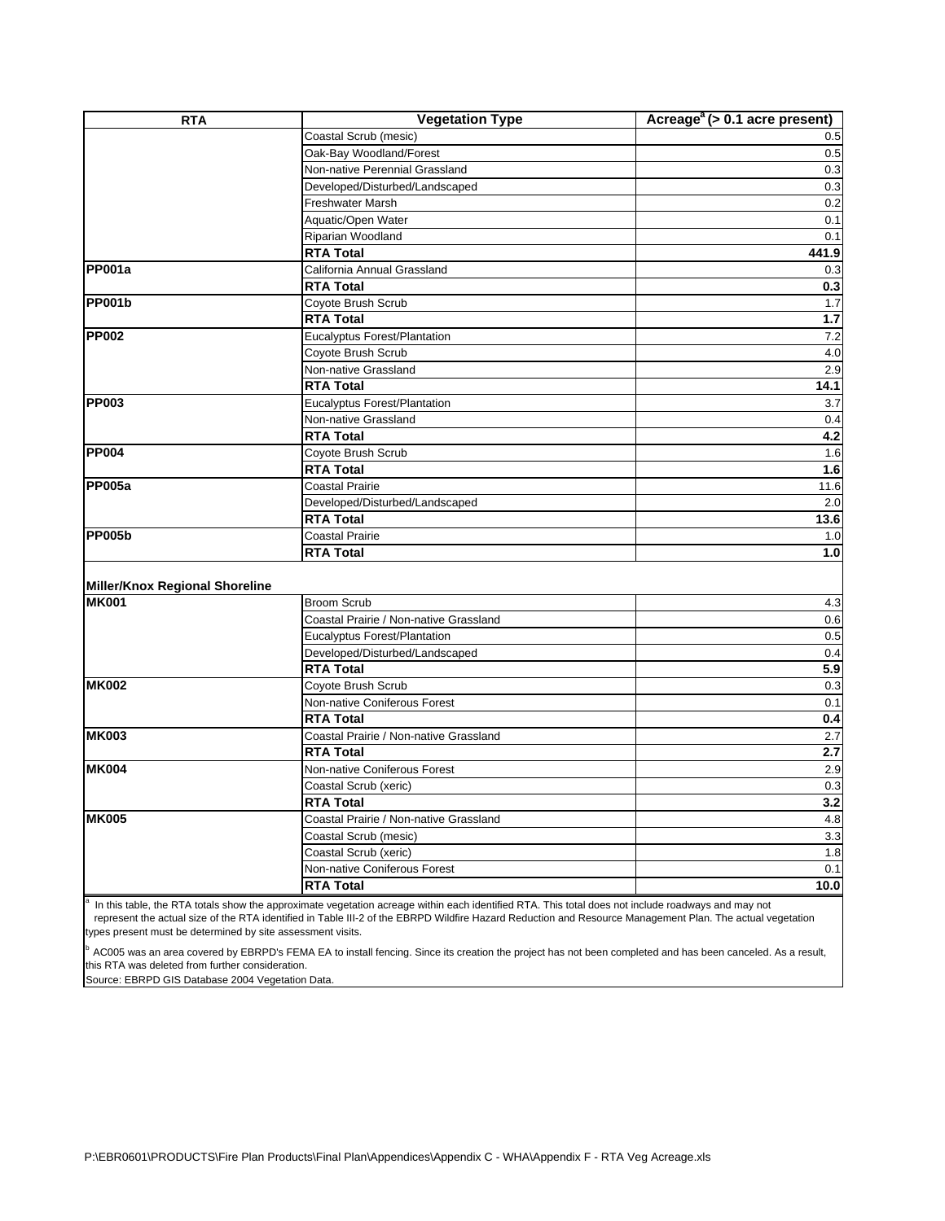| RTA | Vegetation Type | Acreage[a] (> 0.1 acre present) |
|---|---|---|
| | Coastal Scrub (mesic) | 0.5 |
| | Oak-Bay Woodland/Forest | 0.5 |
| | Non-native Perennial Grassland | 0.3 |
| | Developed/Disturbed/Landscaped | 0.3 |
| | Freshwater Marsh | 0.2 |
| | Aquatic/Open Water | 0.1 |
| | Riparian Woodland | 0.1 |
| | **RTA Total** | **441.9** |
| **PP001a** | California Annual Grassland | 0.3 |
| | **RTA Total** | **0.3** |
| **PP001b** | Coyote Brush Scrub | 1.7 |
| | **RTA Total** | **1.7** |
| **PP002** | Eucalyptus Forest/Plantation | 7.2 |
| | Coyote Brush Scrub | 4.0 |
| | Non-native Grassland | 2.9 |
| | **RTA Total** | **14.1** |
| **PP003** | Eucalyptus Forest/Plantation | 3.7 |
| | Non-native Grassland | 0.4 |
| | **RTA Total** | **4.2** |
| **PP004** | Coyote Brush Scrub | 1.6 |
| | **RTA Total** | **1.6** |
| **PP005a** | Coastal Prairie | 11.6 |
| | Developed/Disturbed/Landscaped | 2.0 |
| | **RTA Total** | **13.6** |
| **PP005b** | Coastal Prairie | 1.0 |
| | **RTA Total** | **1.0** |
| **Miller/Knox Regional Shoreline** | | |
| **MK001** | Broom Scrub | 4.3 |
| | Coastal Prairie / Non-native Grassland | 0.6 |
| | Eucalyptus Forest/Plantation | 0.5 |
| | Developed/Disturbed/Landscaped | 0.4 |
| | **RTA Total** | **5.9** |
| **MK002** | Coyote Brush Scrub | 0.3 |
| | Non-native Coniferous Forest | 0.1 |
| | **RTA Total** | **0.4** |
| **MK003** | Coastal Prairie / Non-native Grassland | 2.7 |
| | **RTA Total** | **2.7** |
| **MK004** | Non-native Coniferous Forest | 2.9 |
| | Coastal Scrub (xeric) | 0.3 |
| | **RTA Total** | **3.2** |
| **MK005** | Coastal Prairie / Non-native Grassland | 4.8 |
| | Coastal Scrub (mesic) | 3.3 |
| | Coastal Scrub (xeric) | 1.8 |
| | Non-native Coniferous Forest | 0.1 |
| | **RTA Total** | **10.0** |

[a] In this table, the RTA totals show the approximate vegetation acreage within each identified RTA. This total does not include roadways and may not represent the actual size of the RTA identified in Table III-2 of the EBRPD Wildfire Hazard Reduction and Resource Management Plan. The actual vegetation types present must be determined by site assessment visits.

[b] AC005 was an area covered by EBRPD's FEMA EA to install fencing. Since its creation the project has not been completed and has been canceled. As a result, this RTA was deleted from further consideration.

Source: EBRPD GIS Database 2004 Vegetation Data.

P:\EBR0601\PRODUCTS\Fire Plan Products\Final Plan\Appendices\Appendix C - WHA\Appendix F - RTA Veg Acreage.xls